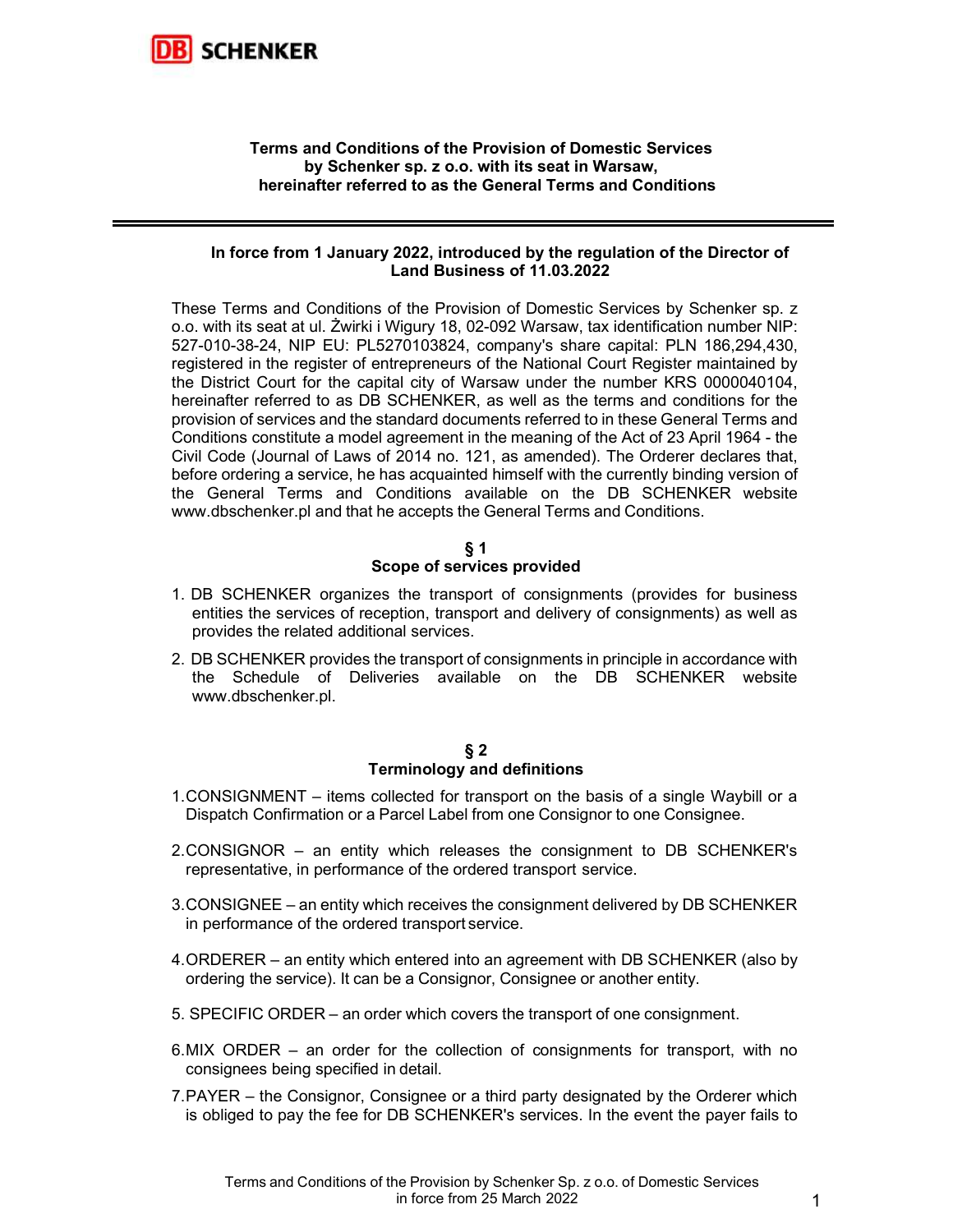# Terms and Conditions of the Provision of Domestic Services by Schenker sp. z o.o. with its seat in Warsaw, hereinafter referred to as the General Terms and Conditions

---

**In force from 1 January 2022, introduced by the regulation of the Director of Land Business of 11.03.2022**

These Terms and Conditions of the Provision of Domestic Services by Schenker sp. z o.o. with its seat at ul. Żwirki i Wigury 18, 02-092 Warsaw, tax identification number NIP: 527-010-38-24, NIP EU: PL5270103824, company's share capital: PLN 186,294,430, registered in the register of entrepreneurs of the National Court Register maintained by the District Court for the capital city of Warsaw under the number KRS 0000040104, hereinafter referred to as DB SCHENKER, as well as the terms and conditions for the provision of services and the standard documents referred to in these General Terms and Conditions constitute a model agreement in the meaning of the Act of 23 April 1964 - the Civil Code (Journal of Laws of 2014 no. 121, as amended). The Orderer declares that, before ordering a service, he has acquainted himself with the currently binding version of the General Terms and Conditions available on the DB SCHENKER website www.dbschenker.pl and that he accepts the General Terms and Conditions.

## § 1
## Scope of services provided

1. DB SCHENKER organizes the transport of consignments (provides for business entities the services of reception, transport and delivery of consignments) as well as provides the related additional services.
2. DB SCHENKER provides the transport of consignments in principle in accordance with the Schedule of Deliveries available on the DB SCHENKER website www.dbschenker.pl.

## § 2
## Terminology and definitions

1. CONSIGNMENT – items collected for transport on the basis of a single Waybill or a Dispatch Confirmation or a Parcel Label from one Consignor to one Consignee.
2. CONSIGNOR – an entity which releases the consignment to DB SCHENKER's representative, in performance of the ordered transport service.
3. CONSIGNEE – an entity which receives the consignment delivered by DB SCHENKER in performance of the ordered transport service.
4. ORDERER – an entity which entered into an agreement with DB SCHENKER (also by ordering the service). It can be a Consignor, Consignee or another entity.
5. SPECIFIC ORDER – an order which covers the transport of one consignment.
6. MIX ORDER – an order for the collection of consignments for transport, with no consignees being specified in detail.
7. PAYER – the Consignor, Consignee or a third party designated by the Orderer which is obliged to pay the fee for DB SCHENKER's services. In the event the payer fails to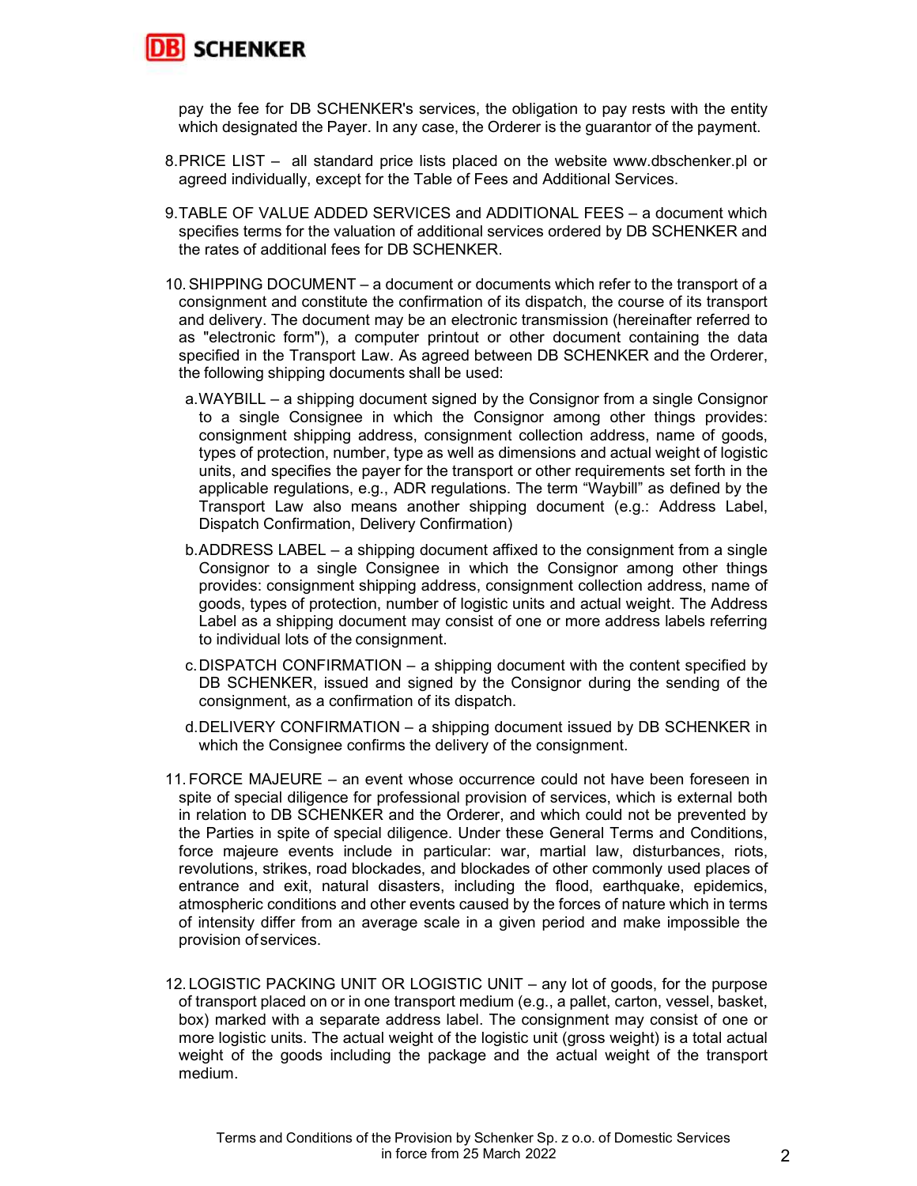pay the fee for DB SCHENKER's services, the obligation to pay rests with the entity which designated the Payer. In any case, the Orderer is the guarantor of the payment.

8. PRICE LIST – all standard price lists placed on the website www.dbschenker.pl or agreed individually, except for the Table of Fees and Additional Services.

9. TABLE OF VALUE ADDED SERVICES and ADDITIONAL FEES – a document which specifies terms for the valuation of additional services ordered by DB SCHENKER and the rates of additional fees for DB SCHENKER.

10. SHIPPING DOCUMENT – a document or documents which refer to the transport of a consignment and constitute the confirmation of its dispatch, the course of its transport and delivery. The document may be an electronic transmission (hereinafter referred to as "electronic form"), a computer printout or other document containing the data specified in the Transport Law. As agreed between DB SCHENKER and the Orderer, the following shipping documents shall be used:

    a. WAYBILL – a shipping document signed by the Consignor from a single Consignor to a single Consignee in which the Consignor among other things provides: consignment shipping address, consignment collection address, name of goods, types of protection, number, type as well as dimensions and actual weight of logistic units, and specifies the payer for the transport or other requirements set forth in the applicable regulations, e.g., ADR regulations. The term "Waybill" as defined by the Transport Law also means another shipping document (e.g.: Address Label, Dispatch Confirmation, Delivery Confirmation)

    b. ADDRESS LABEL – a shipping document affixed to the consignment from a single Consignor to a single Consignee in which the Consignor among other things provides: consignment shipping address, consignment collection address, name of goods, types of protection, number of logistic units and actual weight. The Address Label as a shipping document may consist of one or more address labels referring to individual lots of the consignment.

    c. DISPATCH CONFIRMATION – a shipping document with the content specified by DB SCHENKER, issued and signed by the Consignor during the sending of the consignment, as a confirmation of its dispatch.

    d. DELIVERY CONFIRMATION – a shipping document issued by DB SCHENKER in which the Consignee confirms the delivery of the consignment.

11. FORCE MAJEURE – an event whose occurrence could not have been foreseen in spite of special diligence for professional provision of services, which is external both in relation to DB SCHENKER and the Orderer, and which could not be prevented by the Parties in spite of special diligence. Under these General Terms and Conditions, force majeure events include in particular: war, martial law, disturbances, riots, revolutions, strikes, road blockades, and blockades of other commonly used places of entrance and exit, natural disasters, including the flood, earthquake, epidemics, atmospheric conditions and other events caused by the forces of nature which in terms of intensity differ from an average scale in a given period and make impossible the provision of services.

12. LOGISTIC PACKING UNIT OR LOGISTIC UNIT – any lot of goods, for the purpose of transport placed on or in one transport medium (e.g., a pallet, carton, vessel, basket, box) marked with a separate address label. The consignment may consist of one or more logistic units. The actual weight of the logistic unit (gross weight) is a total actual weight of the goods including the package and the actual weight of the transport medium.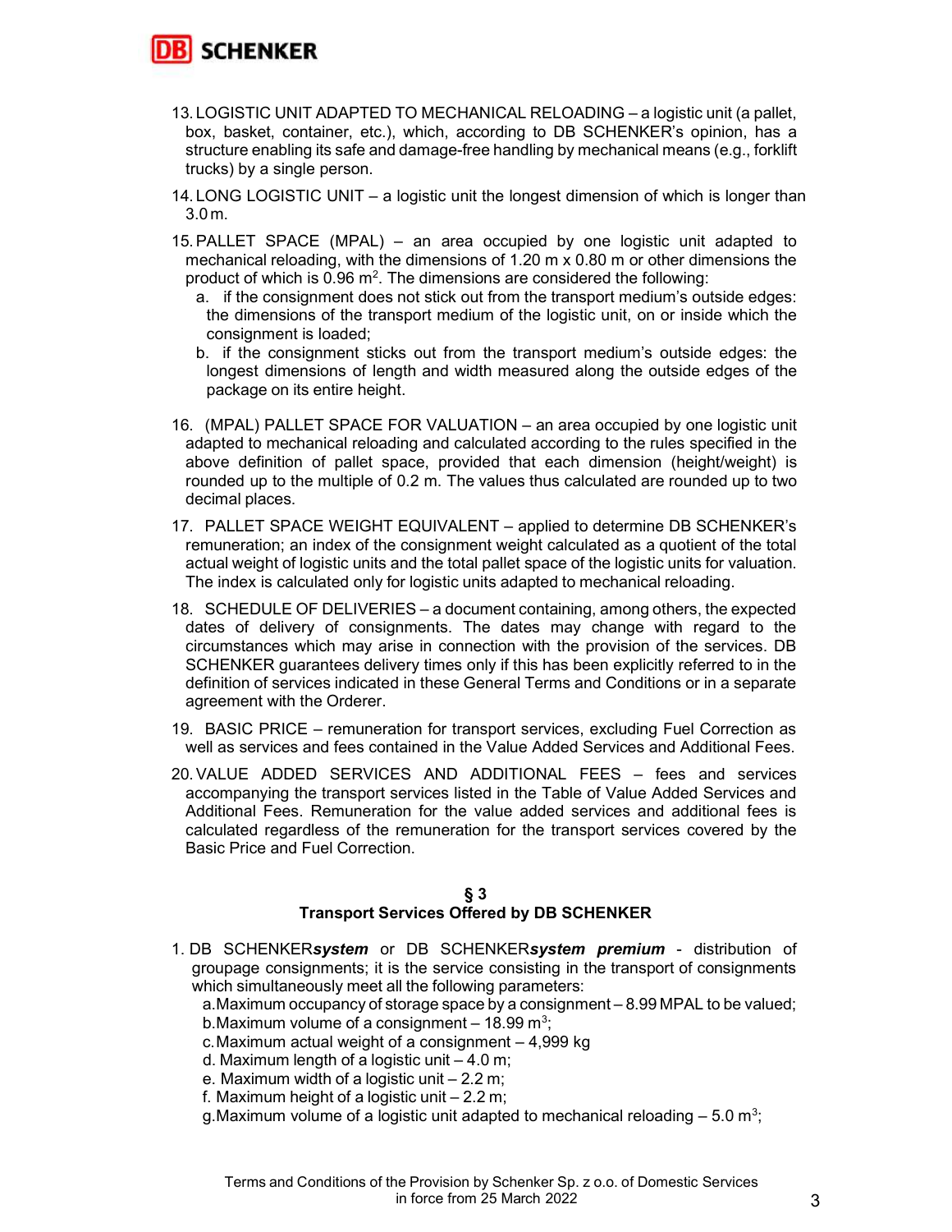13. LOGISTIC UNIT ADAPTED TO MECHANICAL RELOADING – a logistic unit (a pallet, box, basket, container, etc.), which, according to DB SCHENKER's opinion, has a structure enabling its safe and damage-free handling by mechanical means (e.g., forklift trucks) by a single person.
14. LONG LOGISTIC UNIT – a logistic unit the longest dimension of which is longer than 3.0 m.
15. PALLET SPACE (MPAL) – an area occupied by one logistic unit adapted to mechanical reloading, with the dimensions of 1.20 m x 0.80 m or other dimensions the product of which is 0.96 m$^2$. The dimensions are considered the following:
    a. if the consignment does not stick out from the transport medium's outside edges: the dimensions of the transport medium of the logistic unit, on or inside which the consignment is loaded;
    b. if the consignment sticks out from the transport medium's outside edges: the longest dimensions of length and width measured along the outside edges of the package on its entire height.
16. (MPAL) PALLET SPACE FOR VALUATION – an area occupied by one logistic unit adapted to mechanical reloading and calculated according to the rules specified in the above definition of pallet space, provided that each dimension (height/weight) is rounded up to the multiple of 0.2 m. The values thus calculated are rounded up to two decimal places.
17. PALLET SPACE WEIGHT EQUIVALENT – applied to determine DB SCHENKER's remuneration; an index of the consignment weight calculated as a quotient of the total actual weight of logistic units and the total pallet space of the logistic units for valuation. The index is calculated only for logistic units adapted to mechanical reloading.
18. SCHEDULE OF DELIVERIES – a document containing, among others, the expected dates of delivery of consignments. The dates may change with regard to the circumstances which may arise in connection with the provision of the services. DB SCHENKER guarantees delivery times only if this has been explicitly referred to in the definition of services indicated in these General Terms and Conditions or in a separate agreement with the Orderer.
19. BASIC PRICE – remuneration for transport services, excluding Fuel Correction as well as services and fees contained in the Value Added Services and Additional Fees.
20. VALUE ADDED SERVICES AND ADDITIONAL FEES – fees and services accompanying the transport services listed in the Table of Value Added Services and Additional Fees. Remuneration for the value added services and additional fees is calculated regardless of the remuneration for the transport services covered by the Basic Price and Fuel Correction.

## § 3
## Transport Services Offered by DB SCHENKER

1. DB SCHENKER***system*** or DB SCHENKER***system premium*** - distribution of groupage consignments; it is the service consisting in the transport of consignments which simultaneously meet all the following parameters:
    a. Maximum occupancy of storage space by a consignment – 8.99 MPAL to be valued;
    b. Maximum volume of a consignment – 18.99 m$^3$;
    c. Maximum actual weight of a consignment – 4,999 kg
    d. Maximum length of a logistic unit – 4.0 m;
    e. Maximum width of a logistic unit – 2.2 m;
    f. Maximum height of a logistic unit – 2.2 m;
    g. Maximum volume of a logistic unit adapted to mechanical reloading – 5.0 m$^3$;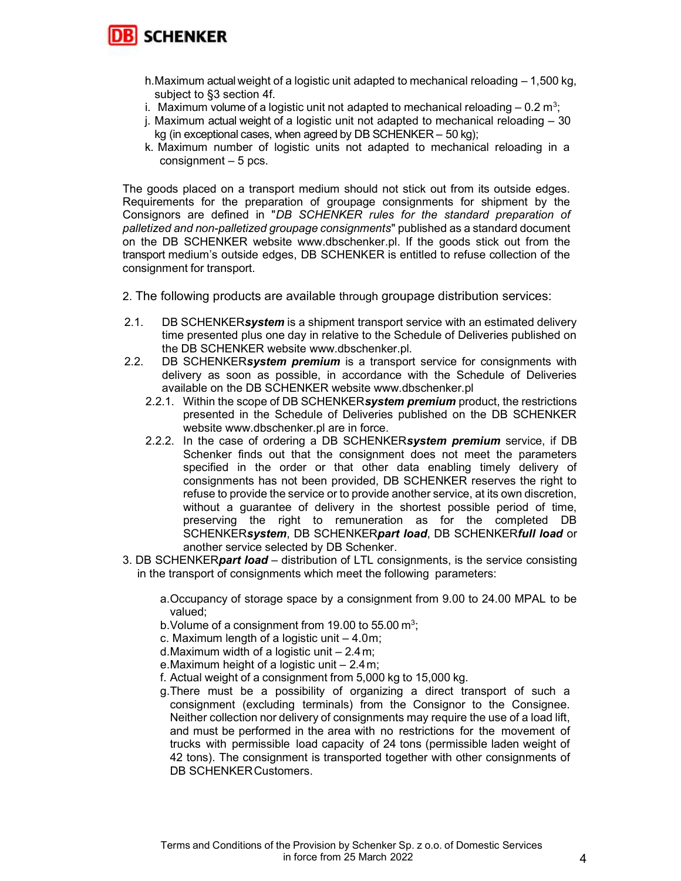h. Maximum actual weight of a logistic unit adapted to mechanical reloading – 1,500 kg, subject to §3 section 4f.

i. Maximum volume of a logistic unit not adapted to mechanical reloading – 0.2 $m^3$;

j. Maximum actual weight of a logistic unit not adapted to mechanical reloading – 30 kg (in exceptional cases, when agreed by DB SCHENKER – 50 kg);

k. Maximum number of logistic units not adapted to mechanical reloading in a consignment – 5 pcs.

The goods placed on a transport medium should not stick out from its outside edges. Requirements for the preparation of groupage consignments for shipment by the Consignors are defined in "*DB SCHENKER rules for the standard preparation of palletized and non-palletized groupage consignments*" published as a standard document on the DB SCHENKER website www.dbschenker.pl. If the goods stick out from the transport medium's outside edges, DB SCHENKER is entitled to refuse collection of the consignment for transport.

2. The following products are available through groupage distribution services:

2.1. DB SCHENKER***system*** is a shipment transport service with an estimated delivery time presented plus one day in relative to the Schedule of Deliveries published on the DB SCHENKER website www.dbschenker.pl.

2.2. DB SCHENKER***system premium*** is a transport service for consignments with delivery as soon as possible, in accordance with the Schedule of Deliveries available on the DB SCHENKER website www.dbschenker.pl

2.2.1. Within the scope of DB SCHENKER***system premium*** product, the restrictions presented in the Schedule of Deliveries published on the DB SCHENKER website www.dbschenker.pl are in force.

2.2.2. In the case of ordering a DB SCHENKER***system premium*** service, if DB Schenker finds out that the consignment does not meet the parameters specified in the order or that other data enabling timely delivery of consignments has not been provided, DB SCHENKER reserves the right to refuse to provide the service or to provide another service, at its own discretion, without a guarantee of delivery in the shortest possible period of time, preserving the right to remuneration as for the completed DB SCHENKER***system***, DB SCHENKER***part load***, DB SCHENKER***full load*** or another service selected by DB Schenker.

3. DB SCHENKER***part load*** – distribution of LTL consignments, is the service consisting in the transport of consignments which meet the following parameters:

a. Occupancy of storage space by a consignment from 9.00 to 24.00 MPAL to be valued;

b. Volume of a consignment from 19.00 to 55.00 $m^3$;

c. Maximum length of a logistic unit – 4.0 m;

d. Maximum width of a logistic unit – 2.4 m;

e. Maximum height of a logistic unit – 2.4 m;

f. Actual weight of a consignment from 5,000 kg to 15,000 kg.

g. There must be a possibility of organizing a direct transport of such a consignment (excluding terminals) from the Consignor to the Consignee. Neither collection nor delivery of consignments may require the use of a load lift, and must be performed in the area with no restrictions for the movement of trucks with permissible load capacity of 24 tons (permissible laden weight of 42 tons). The consignment is transported together with other consignments of DB SCHENKER Customers.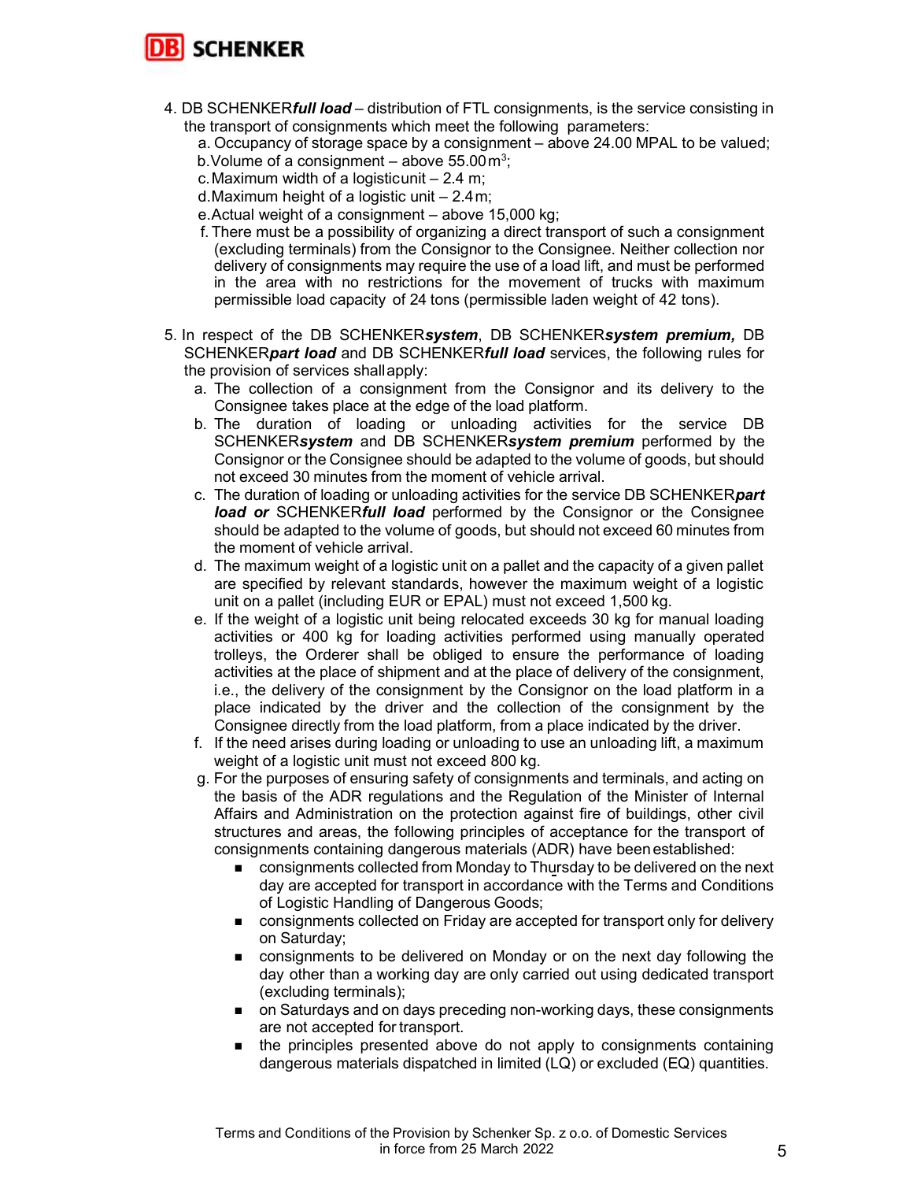4. DB SCHENKER***full load*** – distribution of FTL consignments, is the service consisting in the transport of consignments which meet the following parameters:
   a. Occupancy of storage space by a consignment – above 24.00 MPAL to be valued;
   b. Volume of a consignment – above 55.00 $m^3$;
   c. Maximum width of a logistic unit – 2.4 m;
   d. Maximum height of a logistic unit – 2.4 m;
   e. Actual weight of a consignment – above 15,000 kg;
   f. There must be a possibility of organizing a direct transport of such a consignment (excluding terminals) from the Consignor to the Consignee. Neither collection nor delivery of consignments may require the use of a load lift, and must be performed in the area with no restrictions for the movement of trucks with maximum permissible load capacity of 24 tons (permissible laden weight of 42 tons).

5. In respect of the DB SCHENKER***system***, DB SCHENKER***system premium,*** DB SCHENKER***part load*** and DB SCHENKER***full load*** services, the following rules for the provision of services shall apply:
   a. The collection of a consignment from the Consignor and its delivery to the Consignee takes place at the edge of the load platform.
   b. The duration of loading or unloading activities for the service DB SCHENKER***system*** and DB SCHENKER***system premium*** performed by the Consignor or the Consignee should be adapted to the volume of goods, but should not exceed 30 minutes from the moment of vehicle arrival.
   c. The duration of loading or unloading activities for the service DB SCHENKER***part load or*** SCHENKER***full load*** performed by the Consignor or the Consignee should be adapted to the volume of goods, but should not exceed 60 minutes from the moment of vehicle arrival.
   d. The maximum weight of a logistic unit on a pallet and the capacity of a given pallet are specified by relevant standards, however the maximum weight of a logistic unit on a pallet (including EUR or EPAL) must not exceed 1,500 kg.
   e. If the weight of a logistic unit being relocated exceeds 30 kg for manual loading activities or 400 kg for loading activities performed using manually operated trolleys, the Orderer shall be obliged to ensure the performance of loading activities at the place of shipment and at the place of delivery of the consignment, i.e., the delivery of the consignment by the Consignor on the load platform in a place indicated by the driver and the collection of the consignment by the Consignee directly from the load platform, from a place indicated by the driver.
   f. If the need arises during loading or unloading to use an unloading lift, a maximum weight of a logistic unit must not exceed 800 kg.
   g. For the purposes of ensuring safety of consignments and terminals, and acting on the basis of the ADR regulations and the Regulation of the Minister of Internal Affairs and Administration on the protection against fire of buildings, other civil structures and areas, the following principles of acceptance for the transport of consignments containing dangerous materials (ADR) have been established:
      - consignments collected from Monday to Thursday to be delivered on the next day are accepted for transport in accordance with the Terms and Conditions of Logistic Handling of Dangerous Goods;
      - consignments collected on Friday are accepted for transport only for delivery on Saturday;
      - consignments to be delivered on Monday or on the next day following the day other than a working day are only carried out using dedicated transport (excluding terminals);
      - on Saturdays and on days preceding non-working days, these consignments are not accepted for transport.
      - the principles presented above do not apply to consignments containing dangerous materials dispatched in limited (LQ) or excluded (EQ) quantities.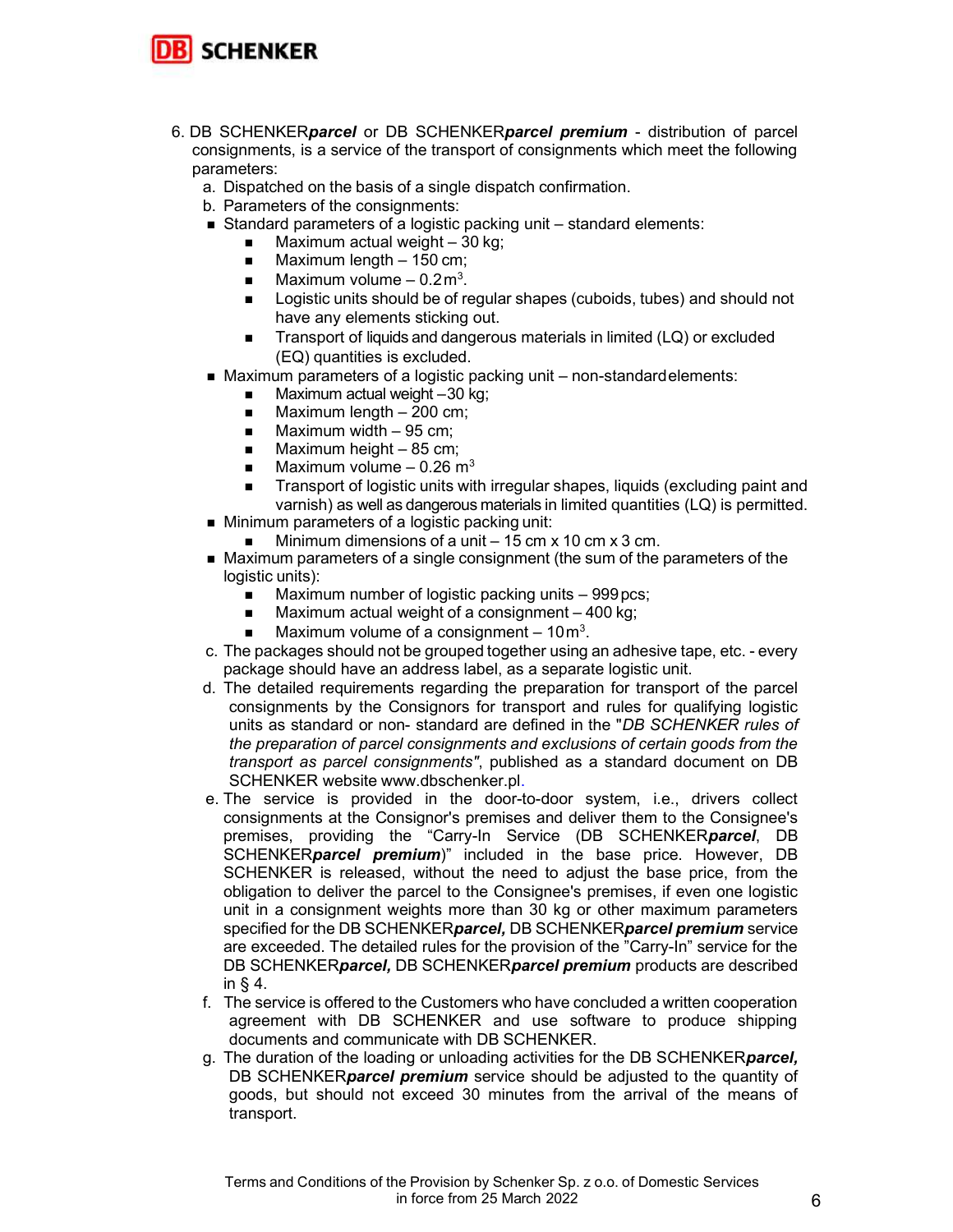6. DB SCHENKER***parcel*** or DB SCHENKER***parcel premium*** - distribution of parcel consignments, is a service of the transport of consignments which meet the following parameters:
   a. Dispatched on the basis of a single dispatch confirmation.
   b. Parameters of the consignments:
   - Standard parameters of a logistic packing unit – standard elements:
     - Maximum actual weight – 30 kg;
     - Maximum length – 150 cm;
     - Maximum volume – 0.2 $m^3$.
     - Logistic units should be of regular shapes (cuboids, tubes) and should not have any elements sticking out.
     - Transport of liquids and dangerous materials in limited (LQ) or excluded (EQ) quantities is excluded.
   - Maximum parameters of a logistic packing unit – non-standard elements:
     - Maximum actual weight – 30 kg;
     - Maximum length – 200 cm;
     - Maximum width – 95 cm;
     - Maximum height – 85 cm;
     - Maximum volume – 0.26 $m^3$
     - Transport of logistic units with irregular shapes, liquids (excluding paint and varnish) as well as dangerous materials in limited quantities (LQ) is permitted.
   - Minimum parameters of a logistic packing unit:
     - Minimum dimensions of a unit – 15 cm x 10 cm x 3 cm.
   - Maximum parameters of a single consignment (the sum of the parameters of the logistic units):
     - Maximum number of logistic packing units – 999 pcs;
     - Maximum actual weight of a consignment – 400 kg;
     - Maximum volume of a consignment – 10 $m^3$.

   c. The packages should not be grouped together using an adhesive tape, etc. - every package should have an address label, as a separate logistic unit.
   d. The detailed requirements regarding the preparation for transport of the parcel consignments by the Consignors for transport and rules for qualifying logistic units as standard or non- standard are defined in the "*DB SCHENKER rules of the preparation of parcel consignments and exclusions of certain goods from the transport as parcel consignments"*, published as a standard document on DB SCHENKER website www.dbschenker.pl.
   e. The service is provided in the door-to-door system, i.e., drivers collect consignments at the Consignor's premises and deliver them to the Consignee's premises, providing the "Carry-In Service (DB SCHENKER***parcel***, DB SCHENKER***parcel premium***)" included in the base price. However, DB SCHENKER is released, without the need to adjust the base price, from the obligation to deliver the parcel to the Consignee's premises, if even one logistic unit in a consignment weights more than 30 kg or other maximum parameters specified for the DB SCHENKER***parcel,*** DB SCHENKER***parcel premium*** service are exceeded. The detailed rules for the provision of the "Carry-In" service for the DB SCHENKER***parcel,*** DB SCHENKER***parcel premium*** products are described in § 4.
   f. The service is offered to the Customers who have concluded a written cooperation agreement with DB SCHENKER and use software to produce shipping documents and communicate with DB SCHENKER.
   g. The duration of the loading or unloading activities for the DB SCHENKER***parcel,*** DB SCHENKER***parcel premium*** service should be adjusted to the quantity of goods, but should not exceed 30 minutes from the arrival of the means of transport.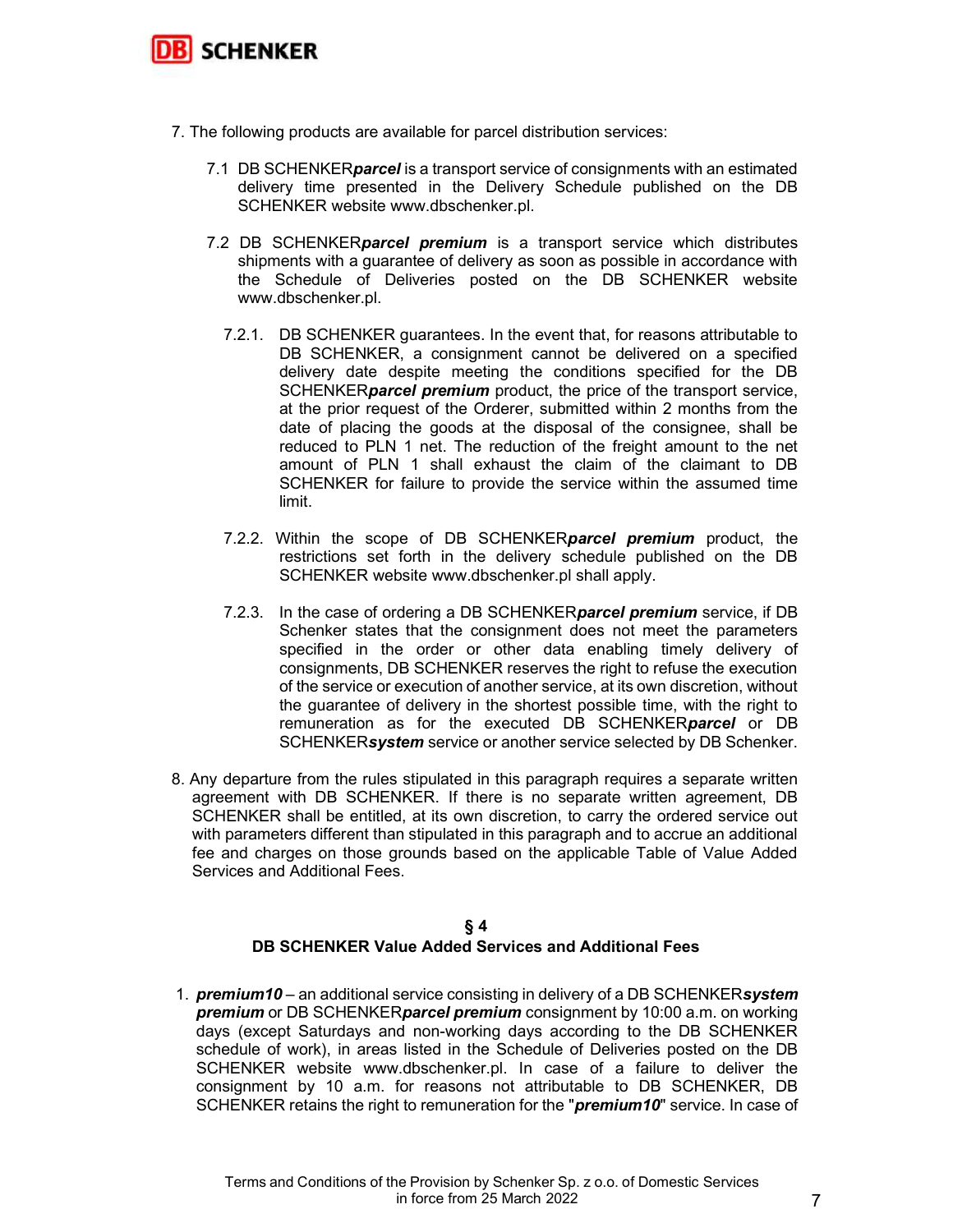7. The following products are available for parcel distribution services:

   7.1 DB SCHENKER***parcel*** is a transport service of consignments with an estimated delivery time presented in the Delivery Schedule published on the DB SCHENKER website www.dbschenker.pl.

   7.2 DB SCHENKER***parcel premium*** is a transport service which distributes shipments with a guarantee of delivery as soon as possible in accordance with the Schedule of Deliveries posted on the DB SCHENKER website www.dbschenker.pl.

      7.2.1. DB SCHENKER guarantees. In the event that, for reasons attributable to DB SCHENKER, a consignment cannot be delivered on a specified delivery date despite meeting the conditions specified for the DB SCHENKER***parcel premium*** product, the price of the transport service, at the prior request of the Orderer, submitted within 2 months from the date of placing the goods at the disposal of the consignee, shall be reduced to PLN 1 net. The reduction of the freight amount to the net amount of PLN 1 shall exhaust the claim of the claimant to DB SCHENKER for failure to provide the service within the assumed time limit.

      7.2.2. Within the scope of DB SCHENKER***parcel premium*** product, the restrictions set forth in the delivery schedule published on the DB SCHENKER website www.dbschenker.pl shall apply.

      7.2.3. In the case of ordering a DB SCHENKER***parcel premium*** service, if DB Schenker states that the consignment does not meet the parameters specified in the order or other data enabling timely delivery of consignments, DB SCHENKER reserves the right to refuse the execution of the service or execution of another service, at its own discretion, without the guarantee of delivery in the shortest possible time, with the right to remuneration as for the executed DB SCHENKER***parcel*** or DB SCHENKER***system*** service or another service selected by DB Schenker.

8. Any departure from the rules stipulated in this paragraph requires a separate written agreement with DB SCHENKER. If there is no separate written agreement, DB SCHENKER shall be entitled, at its own discretion, to carry the ordered service out with parameters different than stipulated in this paragraph and to accrue an additional fee and charges on those grounds based on the applicable Table of Value Added Services and Additional Fees.

## § 4
## DB SCHENKER Value Added Services and Additional Fees

1. ***premium10*** – an additional service consisting in delivery of a DB SCHENKER***system premium*** or DB SCHENKER***parcel premium*** consignment by 10:00 a.m. on working days (except Saturdays and non-working days according to the DB SCHENKER schedule of work), in areas listed in the Schedule of Deliveries posted on the DB SCHENKER website www.dbschenker.pl. In case of a failure to deliver the consignment by 10 a.m. for reasons not attributable to DB SCHENKER, DB SCHENKER retains the right to remuneration for the "***premium10***" service. In case of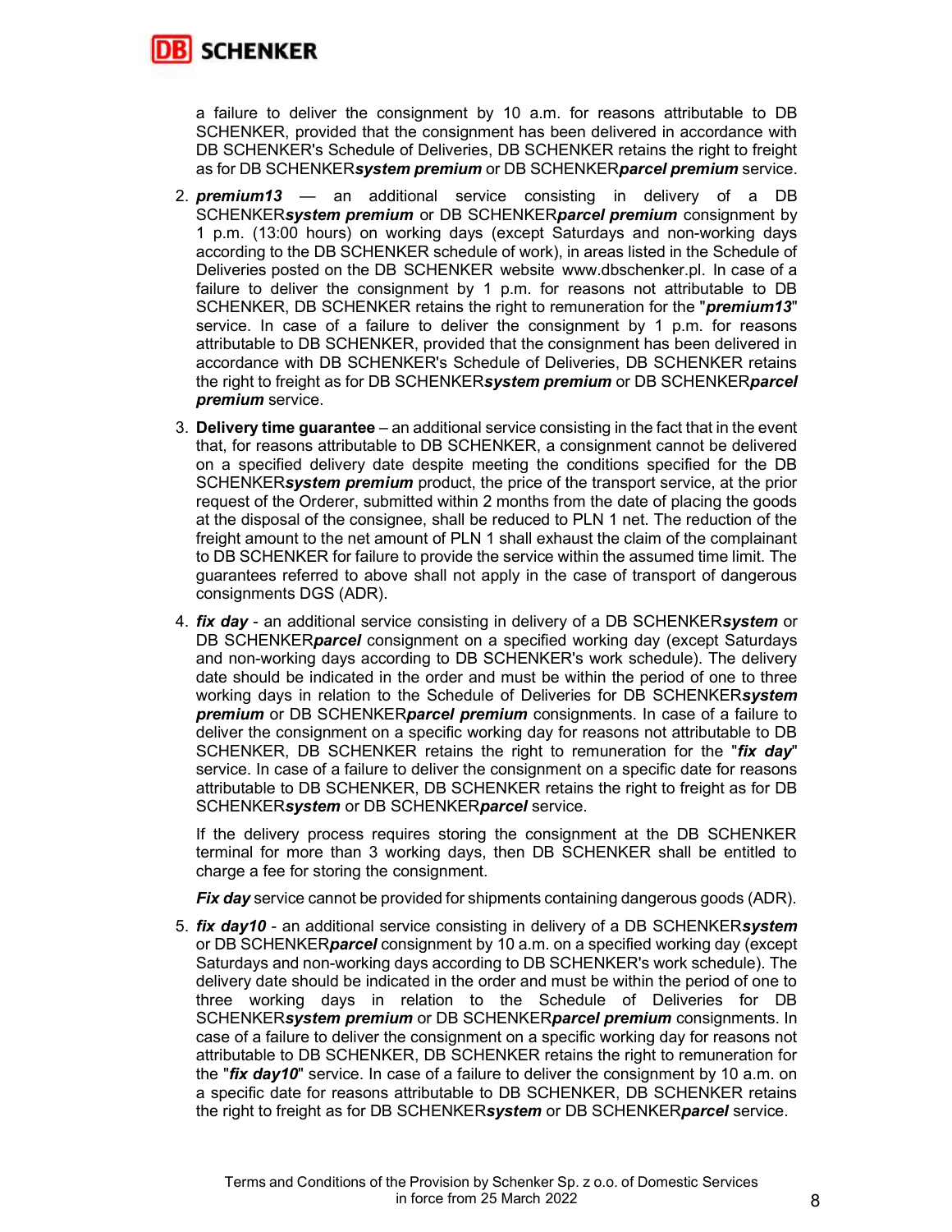a failure to deliver the consignment by 10 a.m. for reasons attributable to DB SCHENKER, provided that the consignment has been delivered in accordance with DB SCHENKER's Schedule of Deliveries, DB SCHENKER retains the right to freight as for DB SCHENKER***system premium*** or DB SCHENKER***parcel premium*** service.

2. ***premium13*** — an additional service consisting in delivery of a DB SCHENKER***system premium*** or DB SCHENKER***parcel premium*** consignment by 1 p.m. (13:00 hours) on working days (except Saturdays and non-working days according to the DB SCHENKER schedule of work), in areas listed in the Schedule of Deliveries posted on the DB SCHENKER website www.dbschenker.pl. In case of a failure to deliver the consignment by 1 p.m. for reasons not attributable to DB SCHENKER, DB SCHENKER retains the right to remuneration for the "***premium13***" service. In case of a failure to deliver the consignment by 1 p.m. for reasons attributable to DB SCHENKER, provided that the consignment has been delivered in accordance with DB SCHENKER's Schedule of Deliveries, DB SCHENKER retains the right to freight as for DB SCHENKER***system premium*** or DB SCHENKER***parcel premium*** service.
3. **Delivery time guarantee** – an additional service consisting in the fact that in the event that, for reasons attributable to DB SCHENKER, a consignment cannot be delivered on a specified delivery date despite meeting the conditions specified for the DB SCHENKER***system premium*** product, the price of the transport service, at the prior request of the Orderer, submitted within 2 months from the date of placing the goods at the disposal of the consignee, shall be reduced to PLN 1 net. The reduction of the freight amount to the net amount of PLN 1 shall exhaust the claim of the complainant to DB SCHENKER for failure to provide the service within the assumed time limit. The guarantees referred to above shall not apply in the case of transport of dangerous consignments DGS (ADR).
4. ***fix day*** - an additional service consisting in delivery of a DB SCHENKER***system*** or DB SCHENKER***parcel*** consignment on a specified working day (except Saturdays and non-working days according to DB SCHENKER's work schedule). The delivery date should be indicated in the order and must be within the period of one to three working days in relation to the Schedule of Deliveries for DB SCHENKER***system premium*** or DB SCHENKER***parcel premium*** consignments. In case of a failure to deliver the consignment on a specific working day for reasons not attributable to DB SCHENKER, DB SCHENKER retains the right to remuneration for the "***fix day***" service. In case of a failure to deliver the consignment on a specific date for reasons attributable to DB SCHENKER, DB SCHENKER retains the right to freight as for DB SCHENKER***system*** or DB SCHENKER***parcel*** service.

   If the delivery process requires storing the consignment at the DB SCHENKER terminal for more than 3 working days, then DB SCHENKER shall be entitled to charge a fee for storing the consignment.

   ***Fix day*** service cannot be provided for shipments containing dangerous goods (ADR).
5. ***fix day10*** - an additional service consisting in delivery of a DB SCHENKER***system*** or DB SCHENKER***parcel*** consignment by 10 a.m. on a specified working day (except Saturdays and non-working days according to DB SCHENKER's work schedule). The delivery date should be indicated in the order and must be within the period of one to three working days in relation to the Schedule of Deliveries for DB SCHENKER***system premium*** or DB SCHENKER***parcel premium*** consignments. In case of a failure to deliver the consignment on a specific working day for reasons not attributable to DB SCHENKER, DB SCHENKER retains the right to remuneration for the "***fix day10***" service. In case of a failure to deliver the consignment by 10 a.m. on a specific date for reasons attributable to DB SCHENKER, DB SCHENKER retains the right to freight as for DB SCHENKER***system*** or DB SCHENKER***parcel*** service.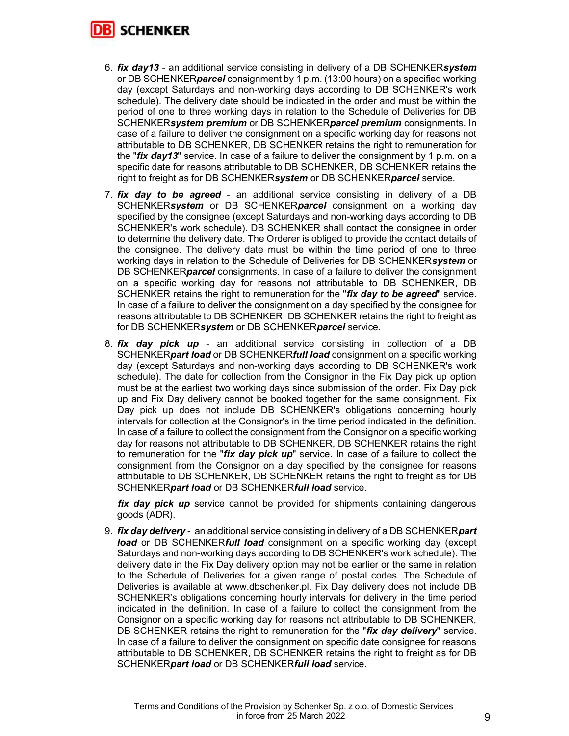6. ***fix day13*** - an additional service consisting in delivery of a DB SCHENKER***system*** or DB SCHENKER***parcel*** consignment by 1 p.m. (13:00 hours) on a specified working day (except Saturdays and non-working days according to DB SCHENKER's work schedule). The delivery date should be indicated in the order and must be within the period of one to three working days in relation to the Schedule of Deliveries for DB SCHENKER***system premium*** or DB SCHENKER***parcel premium*** consignments. In case of a failure to deliver the consignment on a specific working day for reasons not attributable to DB SCHENKER, DB SCHENKER retains the right to remuneration for the "***fix day13***" service. In case of a failure to deliver the consignment by 1 p.m. on a specific date for reasons attributable to DB SCHENKER, DB SCHENKER retains the right to freight as for DB SCHENKER***system*** or DB SCHENKER***parcel*** service.

7. ***fix day to be agreed*** - an additional service consisting in delivery of a DB SCHENKER***system*** or DB SCHENKER***parcel*** consignment on a working day specified by the consignee (except Saturdays and non-working days according to DB SCHENKER's work schedule). DB SCHENKER shall contact the consignee in order to determine the delivery date. The Orderer is obliged to provide the contact details of the consignee. The delivery date must be within the time period of one to three working days in relation to the Schedule of Deliveries for DB SCHENKER***system*** or DB SCHENKER***parcel*** consignments. In case of a failure to deliver the consignment on a specific working day for reasons not attributable to DB SCHENKER, DB SCHENKER retains the right to remuneration for the "***fix day to be agreed***" service. In case of a failure to deliver the consignment on a day specified by the consignee for reasons attributable to DB SCHENKER, DB SCHENKER retains the right to freight as for DB SCHENKER***system*** or DB SCHENKER***parcel*** service.

8. ***fix day pick up*** - an additional service consisting in collection of a DB SCHENKER***part load*** or DB SCHENKER***full load*** consignment on a specific working day (except Saturdays and non-working days according to DB SCHENKER's work schedule). The date for collection from the Consignor in the Fix Day pick up option must be at the earliest two working days since submission of the order. Fix Day pick up and Fix Day delivery cannot be booked together for the same consignment. Fix Day pick up does not include DB SCHENKER's obligations concerning hourly intervals for collection at the Consignor's in the time period indicated in the definition. In case of a failure to collect the consignment from the Consignor on a specific working day for reasons not attributable to DB SCHENKER, DB SCHENKER retains the right to remuneration for the "***fix day pick up***" service. In case of a failure to collect the consignment from the Consignor on a day specified by the consignee for reasons attributable to DB SCHENKER, DB SCHENKER retains the right to freight as for DB SCHENKER***part load*** or DB SCHENKER***full load*** service.

   ***fix day pick up*** service cannot be provided for shipments containing dangerous goods (ADR).

9. ***fix day delivery*** - an additional service consisting in delivery of a DB SCHENKER***part load*** or DB SCHENKER***full load*** consignment on a specific working day (except Saturdays and non-working days according to DB SCHENKER's work schedule). The delivery date in the Fix Day delivery option may not be earlier or the same in relation to the Schedule of Deliveries for a given range of postal codes. The Schedule of Deliveries is available at www.dbschenker.pl. Fix Day delivery does not include DB SCHENKER's obligations concerning hourly intervals for delivery in the time period indicated in the definition. In case of a failure to collect the consignment from the Consignor on a specific working day for reasons not attributable to DB SCHENKER, DB SCHENKER retains the right to remuneration for the "***fix day delivery***" service. In case of a failure to deliver the consignment on specific date consignee for reasons attributable to DB SCHENKER, DB SCHENKER retains the right to freight as for DB SCHENKER***part load*** or DB SCHENKER***full load*** service.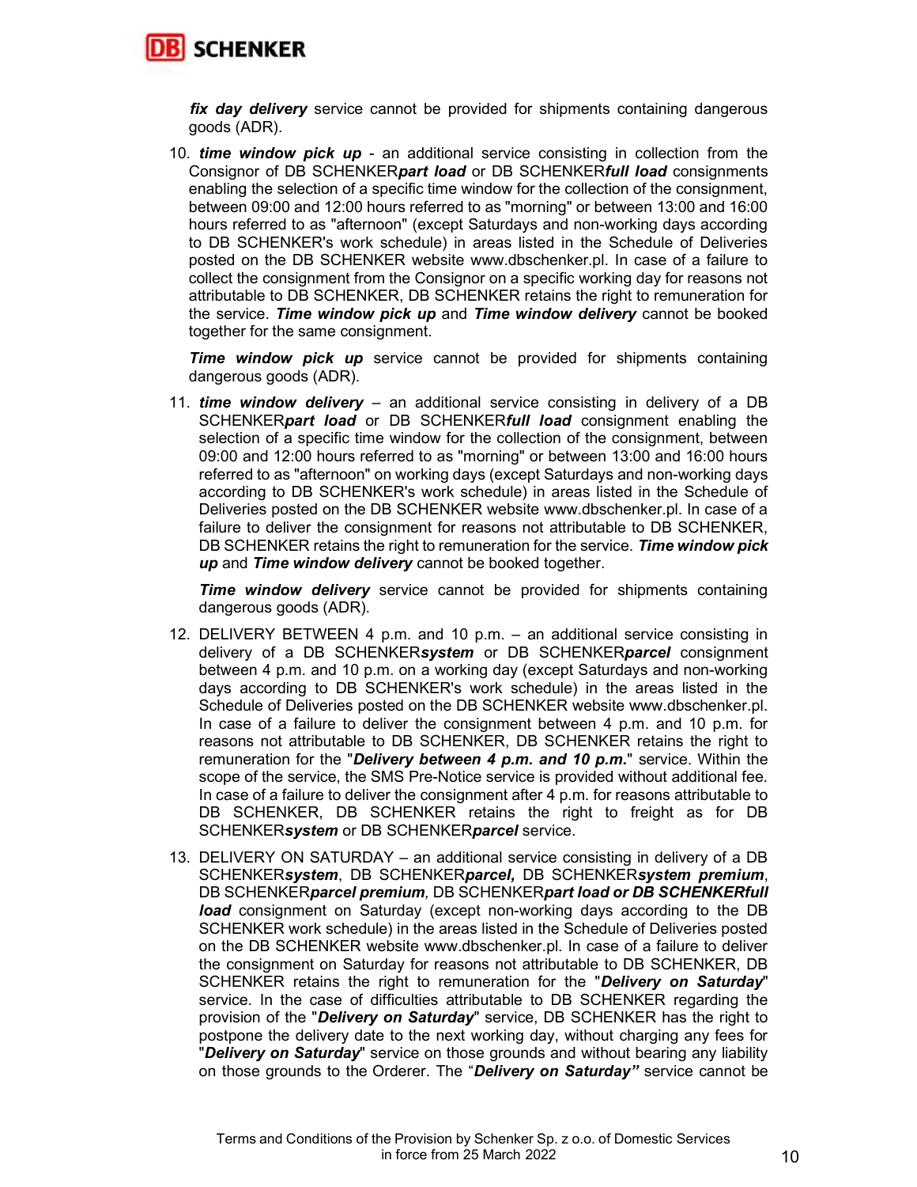***fix day delivery*** service cannot be provided for shipments containing dangerous goods (ADR).

10. ***time window pick up*** - an additional service consisting in collection from the Consignor of DB SCHENKER***part load*** or DB SCHENKER***full load*** consignments enabling the selection of a specific time window for the collection of the consignment, between 09:00 and 12:00 hours referred to as "morning" or between 13:00 and 16:00 hours referred to as "afternoon" (except Saturdays and non-working days according to DB SCHENKER's work schedule) in areas listed in the Schedule of Deliveries posted on the DB SCHENKER website www.dbschenker.pl. In case of a failure to collect the consignment from the Consignor on a specific working day for reasons not attributable to DB SCHENKER, DB SCHENKER retains the right to remuneration for the service. ***Time window pick up*** and ***Time window delivery*** cannot be booked together for the same consignment.

    ***Time window pick up*** service cannot be provided for shipments containing dangerous goods (ADR).

11. ***time window delivery*** – an additional service consisting in delivery of a DB SCHENKER***part load*** or DB SCHENKER***full load*** consignment enabling the selection of a specific time window for the collection of the consignment, between 09:00 and 12:00 hours referred to as "morning" or between 13:00 and 16:00 hours referred to as "afternoon" on working days (except Saturdays and non-working days according to DB SCHENKER's work schedule) in areas listed in the Schedule of Deliveries posted on the DB SCHENKER website www.dbschenker.pl. In case of a failure to deliver the consignment for reasons not attributable to DB SCHENKER, DB SCHENKER retains the right to remuneration for the service. ***Time window pick up*** and ***Time window delivery*** cannot be booked together.

    ***Time window delivery*** service cannot be provided for shipments containing dangerous goods (ADR).

12. DELIVERY BETWEEN 4 p.m. and 10 p.m. – an additional service consisting in delivery of a DB SCHENKER***system*** or DB SCHENKER***parcel*** consignment between 4 p.m. and 10 p.m. on a working day (except Saturdays and non-working days according to DB SCHENKER's work schedule) in the areas listed in the Schedule of Deliveries posted on the DB SCHENKER website www.dbschenker.pl. In case of a failure to deliver the consignment between 4 p.m. and 10 p.m. for reasons not attributable to DB SCHENKER, DB SCHENKER retains the right to remuneration for the "***Delivery between 4 p.m. and 10 p.m.***" service. Within the scope of the service, the SMS Pre-Notice service is provided without additional fee. In case of a failure to deliver the consignment after 4 p.m. for reasons attributable to DB SCHENKER, DB SCHENKER retains the right to freight as for DB SCHENKER***system*** or DB SCHENKER***parcel*** service.

13. DELIVERY ON SATURDAY – an additional service consisting in delivery of a DB SCHENKER***system***, DB SCHENKER***parcel,*** DB SCHENKER***system premium***, DB SCHENKER***parcel premium***, DB SCHENKER***part load or DB SCHENKERfull load*** consignment on Saturday (except non-working days according to the DB SCHENKER work schedule) in the areas listed in the Schedule of Deliveries posted on the DB SCHENKER website www.dbschenker.pl. In case of a failure to deliver the consignment on Saturday for reasons not attributable to DB SCHENKER, DB SCHENKER retains the right to remuneration for the "***Delivery on Saturday***" service. In the case of difficulties attributable to DB SCHENKER regarding the provision of the "***Delivery on Saturday***" service, DB SCHENKER has the right to postpone the delivery date to the next working day, without charging any fees for "***Delivery on Saturday***" service on those grounds and without bearing any liability on those grounds to the Orderer. The "***Delivery on Saturday"*** service cannot be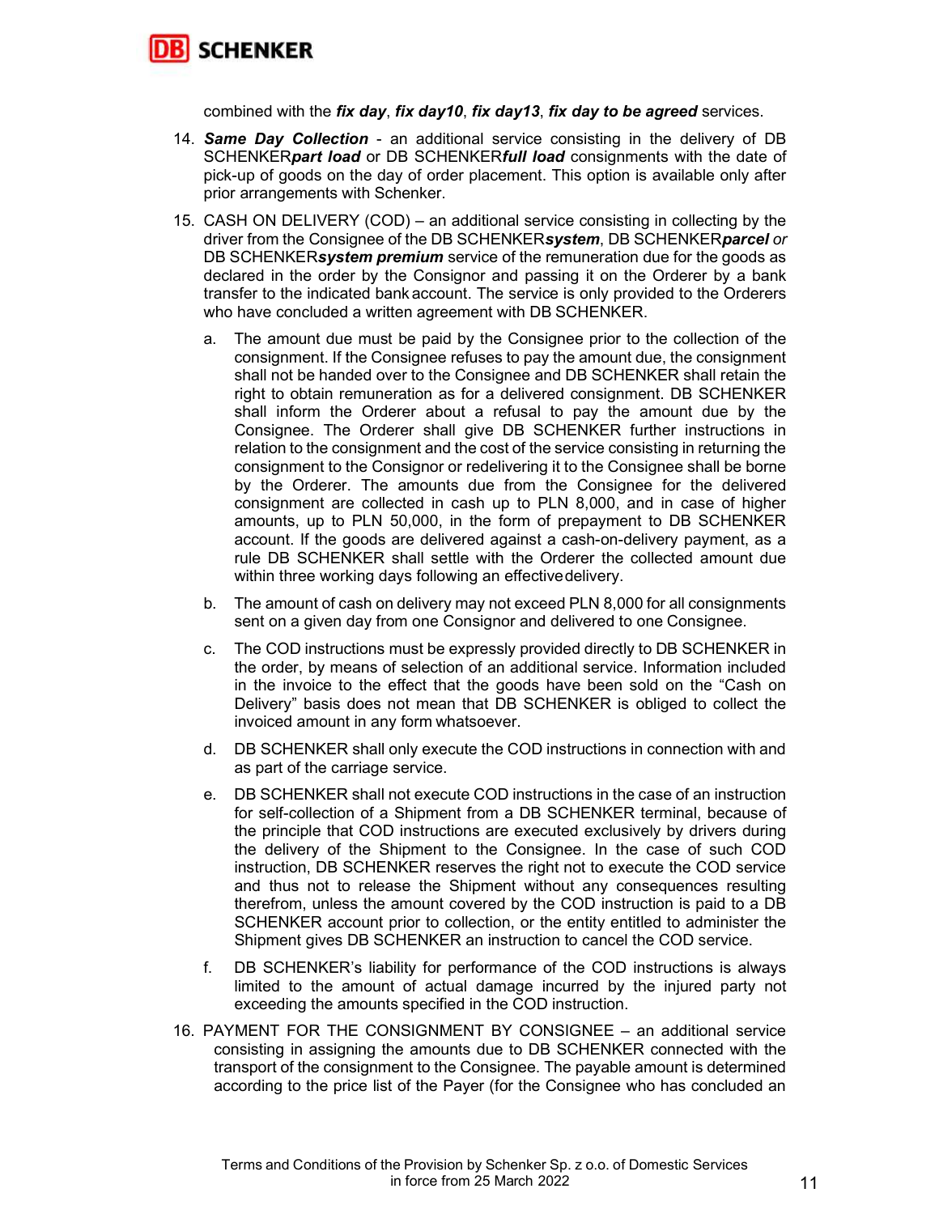combined with the ***fix day***, ***fix day10***, ***fix day13***, ***fix day to be agreed*** services.

14. ***Same Day Collection*** - an additional service consisting in the delivery of DB SCHENKER***part load*** or DB SCHENKER***full load*** consignments with the date of pick-up of goods on the day of order placement. This option is available only after prior arrangements with Schenker.

15. CASH ON DELIVERY (COD) – an additional service consisting in collecting by the driver from the Consignee of the DB SCHENKER***system***, DB SCHENKER***parcel*** *or* DB SCHENKER***system premium*** service of the remuneration due for the goods as declared in the order by the Consignor and passing it on the Orderer by a bank transfer to the indicated bank account. The service is only provided to the Orderers who have concluded a written agreement with DB SCHENKER.

    a. The amount due must be paid by the Consignee prior to the collection of the consignment. If the Consignee refuses to pay the amount due, the consignment shall not be handed over to the Consignee and DB SCHENKER shall retain the right to obtain remuneration as for a delivered consignment. DB SCHENKER shall inform the Orderer about a refusal to pay the amount due by the Consignee. The Orderer shall give DB SCHENKER further instructions in relation to the consignment and the cost of the service consisting in returning the consignment to the Consignor or redelivering it to the Consignee shall be borne by the Orderer. The amounts due from the Consignee for the delivered consignment are collected in cash up to PLN 8,000, and in case of higher amounts, up to PLN 50,000, in the form of prepayment to DB SCHENKER account. If the goods are delivered against a cash-on-delivery payment, as a rule DB SCHENKER shall settle with the Orderer the collected amount due within three working days following an effective delivery.

    b. The amount of cash on delivery may not exceed PLN 8,000 for all consignments sent on a given day from one Consignor and delivered to one Consignee.

    c. The COD instructions must be expressly provided directly to DB SCHENKER in the order, by means of selection of an additional service. Information included in the invoice to the effect that the goods have been sold on the "Cash on Delivery" basis does not mean that DB SCHENKER is obliged to collect the invoiced amount in any form whatsoever.

    d. DB SCHENKER shall only execute the COD instructions in connection with and as part of the carriage service.

    e. DB SCHENKER shall not execute COD instructions in the case of an instruction for self-collection of a Shipment from a DB SCHENKER terminal, because of the principle that COD instructions are executed exclusively by drivers during the delivery of the Shipment to the Consignee. In the case of such COD instruction, DB SCHENKER reserves the right not to execute the COD service and thus not to release the Shipment without any consequences resulting therefrom, unless the amount covered by the COD instruction is paid to a DB SCHENKER account prior to collection, or the entity entitled to administer the Shipment gives DB SCHENKER an instruction to cancel the COD service.

    f. DB SCHENKER's liability for performance of the COD instructions is always limited to the amount of actual damage incurred by the injured party not exceeding the amounts specified in the COD instruction.

16. PAYMENT FOR THE CONSIGNMENT BY CONSIGNEE – an additional service consisting in assigning the amounts due to DB SCHENKER connected with the transport of the consignment to the Consignee. The payable amount is determined according to the price list of the Payer (for the Consignee who has concluded an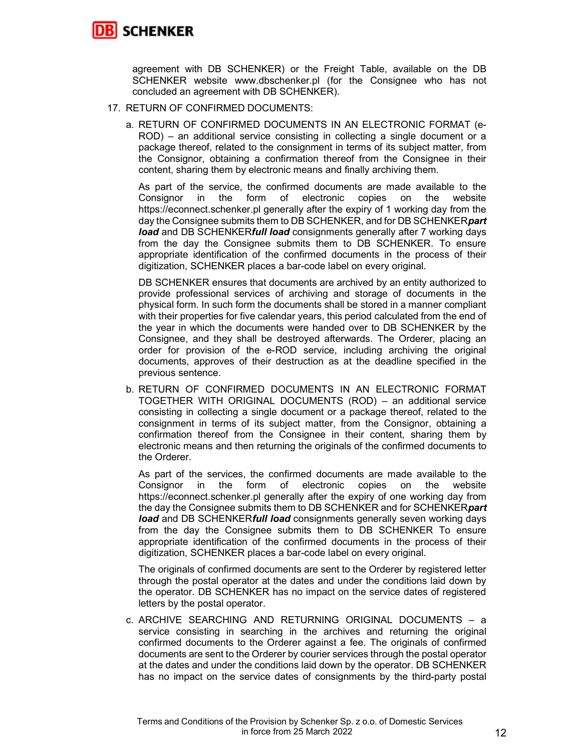agreement with DB SCHENKER) or the Freight Table, available on the DB SCHENKER website www.dbschenker.pl (for the Consignee who has not concluded an agreement with DB SCHENKER).

17. RETURN OF CONFIRMED DOCUMENTS:

    a. RETURN OF CONFIRMED DOCUMENTS IN AN ELECTRONIC FORMAT (e-ROD) – an additional service consisting in collecting a single document or a package thereof, related to the consignment in terms of its subject matter, from the Consignor, obtaining a confirmation thereof from the Consignee in their content, sharing them by electronic means and finally archiving them.

       As part of the service, the confirmed documents are made available to the Consignor in the form of electronic copies on the website https://econnect.schenker.pl generally after the expiry of 1 working day from the day the Consignee submits them to DB SCHENKER, and for DB SCHENKER***part load*** and DB SCHENKER***full load*** consignments generally after 7 working days from the day the Consignee submits them to DB SCHENKER. To ensure appropriate identification of the confirmed documents in the process of their digitization, SCHENKER places a bar-code label on every original.

       DB SCHENKER ensures that documents are archived by an entity authorized to provide professional services of archiving and storage of documents in the physical form. In such form the documents shall be stored in a manner compliant with their properties for five calendar years, this period calculated from the end of the year in which the documents were handed over to DB SCHENKER by the Consignee, and they shall be destroyed afterwards. The Orderer, placing an order for provision of the e-ROD service, including archiving the original documents, approves of their destruction as at the deadline specified in the previous sentence.

    b. RETURN OF CONFIRMED DOCUMENTS IN AN ELECTRONIC FORMAT TOGETHER WITH ORIGINAL DOCUMENTS (ROD) – an additional service consisting in collecting a single document or a package thereof, related to the consignment in terms of its subject matter, from the Consignor, obtaining a confirmation thereof from the Consignee in their content, sharing them by electronic means and then returning the originals of the confirmed documents to the Orderer.

       As part of the services, the confirmed documents are made available to the Consignor in the form of electronic copies on the website https://econnect.schenker.pl generally after the expiry of one working day from the day the Consignee submits them to DB SCHENKER and for SCHENKER***part load*** and DB SCHENKER***full load*** consignments generally seven working days from the day the Consignee submits them to DB SCHENKER To ensure appropriate identification of the confirmed documents in the process of their digitization, SCHENKER places a bar-code label on every original.

       The originals of confirmed documents are sent to the Orderer by registered letter through the postal operator at the dates and under the conditions laid down by the operator. DB SCHENKER has no impact on the service dates of registered letters by the postal operator.

    c. ARCHIVE SEARCHING AND RETURNING ORIGINAL DOCUMENTS – a service consisting in searching in the archives and returning the original confirmed documents to the Orderer against a fee. The originals of confirmed documents are sent to the Orderer by courier services through the postal operator at the dates and under the conditions laid down by the operator. DB SCHENKER has no impact on the service dates of consignments by the third-party postal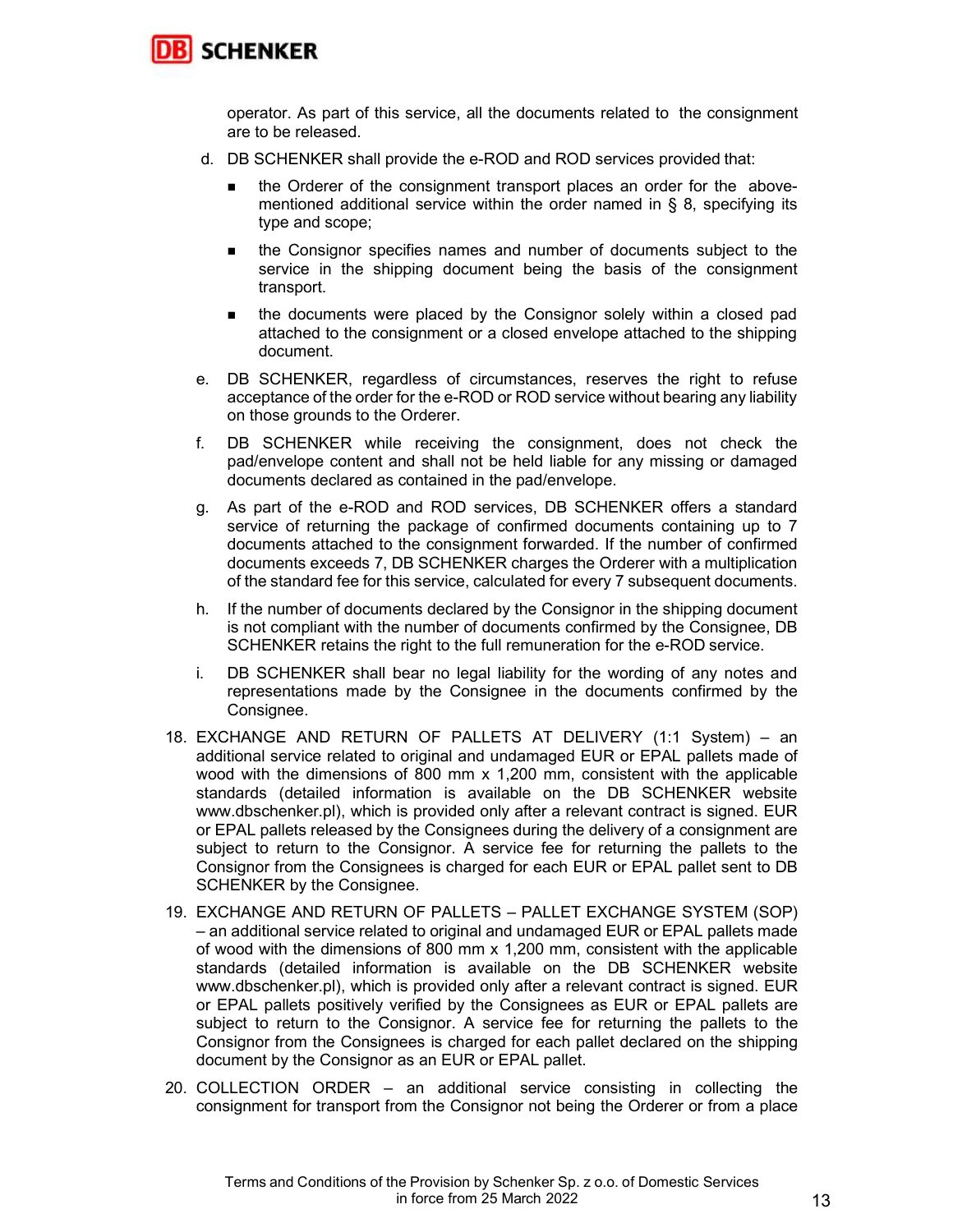operator. As part of this service, all the documents related to the consignment are to be released.

d. DB SCHENKER shall provide the e-ROD and ROD services provided that:

   - the Orderer of the consignment transport places an order for the above-mentioned additional service within the order named in § 8, specifying its type and scope;
   - the Consignor specifies names and number of documents subject to the service in the shipping document being the basis of the consignment transport.
   - the documents were placed by the Consignor solely within a closed pad attached to the consignment or a closed envelope attached to the shipping document.

e. DB SCHENKER, regardless of circumstances, reserves the right to refuse acceptance of the order for the e-ROD or ROD service without bearing any liability on those grounds to the Orderer.

f. DB SCHENKER while receiving the consignment, does not check the pad/envelope content and shall not be held liable for any missing or damaged documents declared as contained in the pad/envelope.

g. As part of the e-ROD and ROD services, DB SCHENKER offers a standard service of returning the package of confirmed documents containing up to 7 documents attached to the consignment forwarded. If the number of confirmed documents exceeds 7, DB SCHENKER charges the Orderer with a multiplication of the standard fee for this service, calculated for every 7 subsequent documents.

h. If the number of documents declared by the Consignor in the shipping document is not compliant with the number of documents confirmed by the Consignee, DB SCHENKER retains the right to the full remuneration for the e-ROD service.

i. DB SCHENKER shall bear no legal liability for the wording of any notes and representations made by the Consignee in the documents confirmed by the Consignee.

18. EXCHANGE AND RETURN OF PALLETS AT DELIVERY (1:1 System) – an additional service related to original and undamaged EUR or EPAL pallets made of wood with the dimensions of 800 mm x 1,200 mm, consistent with the applicable standards (detailed information is available on the DB SCHENKER website www.dbschenker.pl), which is provided only after a relevant contract is signed. EUR or EPAL pallets released by the Consignees during the delivery of a consignment are subject to return to the Consignor. A service fee for returning the pallets to the Consignor from the Consignees is charged for each EUR or EPAL pallet sent to DB SCHENKER by the Consignee.

19. EXCHANGE AND RETURN OF PALLETS – PALLET EXCHANGE SYSTEM (SOP) – an additional service related to original and undamaged EUR or EPAL pallets made of wood with the dimensions of 800 mm x 1,200 mm, consistent with the applicable standards (detailed information is available on the DB SCHENKER website www.dbschenker.pl), which is provided only after a relevant contract is signed. EUR or EPAL pallets positively verified by the Consignees as EUR or EPAL pallets are subject to return to the Consignor. A service fee for returning the pallets to the Consignor from the Consignees is charged for each pallet declared on the shipping document by the Consignor as an EUR or EPAL pallet.

20. COLLECTION ORDER – an additional service consisting in collecting the consignment for transport from the Consignor not being the Orderer or from a place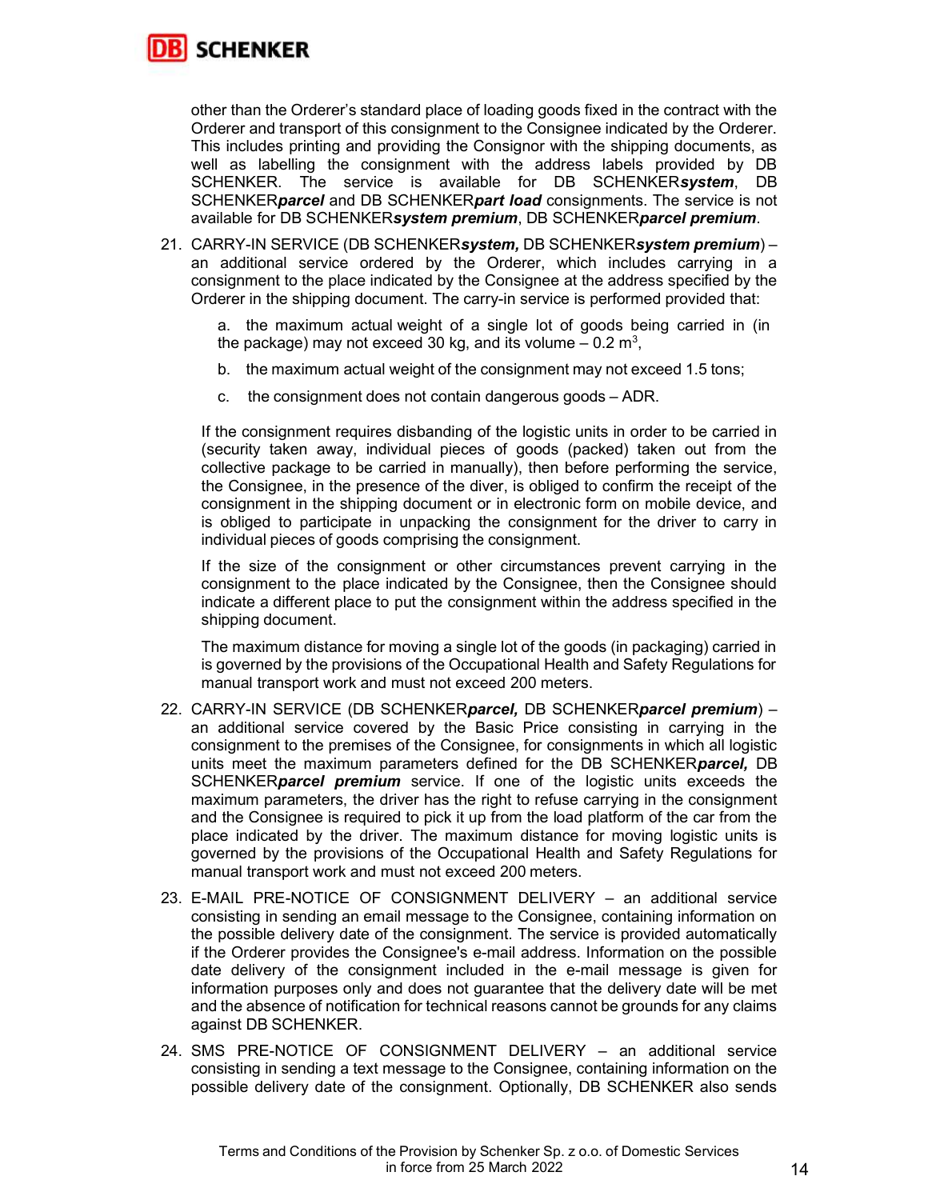other than the Orderer's standard place of loading goods fixed in the contract with the Orderer and transport of this consignment to the Consignee indicated by the Orderer. This includes printing and providing the Consignor with the shipping documents, as well as labelling the consignment with the address labels provided by DB SCHENKER. The service is available for DB SCHENKER***system***, DB SCHENKER***parcel*** and DB SCHENKER***part load*** consignments. The service is not available for DB SCHENKER***system premium***, DB SCHENKER***parcel premium***.

21. CARRY-IN SERVICE (DB SCHENKER***system,*** DB SCHENKER***system premium***) – an additional service ordered by the Orderer, which includes carrying in a consignment to the place indicated by the Consignee at the address specified by the Orderer in the shipping document. The carry-in service is performed provided that:

    a. the maximum actual weight of a single lot of goods being carried in (in the package) may not exceed 30 kg, and its volume – 0.2 $m^3$,

    b. the maximum actual weight of the consignment may not exceed 1.5 tons;

    c. the consignment does not contain dangerous goods – ADR.

    If the consignment requires disbanding of the logistic units in order to be carried in (security taken away, individual pieces of goods (packed) taken out from the collective package to be carried in manually), then before performing the service, the Consignee, in the presence of the diver, is obliged to confirm the receipt of the consignment in the shipping document or in electronic form on mobile device, and is obliged to participate in unpacking the consignment for the driver to carry in individual pieces of goods comprising the consignment.

    If the size of the consignment or other circumstances prevent carrying in the consignment to the place indicated by the Consignee, then the Consignee should indicate a different place to put the consignment within the address specified in the shipping document.

    The maximum distance for moving a single lot of the goods (in packaging) carried in is governed by the provisions of the Occupational Health and Safety Regulations for manual transport work and must not exceed 200 meters.

22. CARRY-IN SERVICE (DB SCHENKER***parcel,*** DB SCHENKER***parcel premium***) – an additional service covered by the Basic Price consisting in carrying in the consignment to the premises of the Consignee, for consignments in which all logistic units meet the maximum parameters defined for the DB SCHENKER***parcel,*** DB SCHENKER***parcel premium*** service. If one of the logistic units exceeds the maximum parameters, the driver has the right to refuse carrying in the consignment and the Consignee is required to pick it up from the load platform of the car from the place indicated by the driver. The maximum distance for moving logistic units is governed by the provisions of the Occupational Health and Safety Regulations for manual transport work and must not exceed 200 meters.

23. E-MAIL PRE-NOTICE OF CONSIGNMENT DELIVERY – an additional service consisting in sending an email message to the Consignee, containing information on the possible delivery date of the consignment. The service is provided automatically if the Orderer provides the Consignee's e-mail address. Information on the possible date delivery of the consignment included in the e-mail message is given for information purposes only and does not guarantee that the delivery date will be met and the absence of notification for technical reasons cannot be grounds for any claims against DB SCHENKER.

24. SMS PRE-NOTICE OF CONSIGNMENT DELIVERY – an additional service consisting in sending a text message to the Consignee, containing information on the possible delivery date of the consignment. Optionally, DB SCHENKER also sends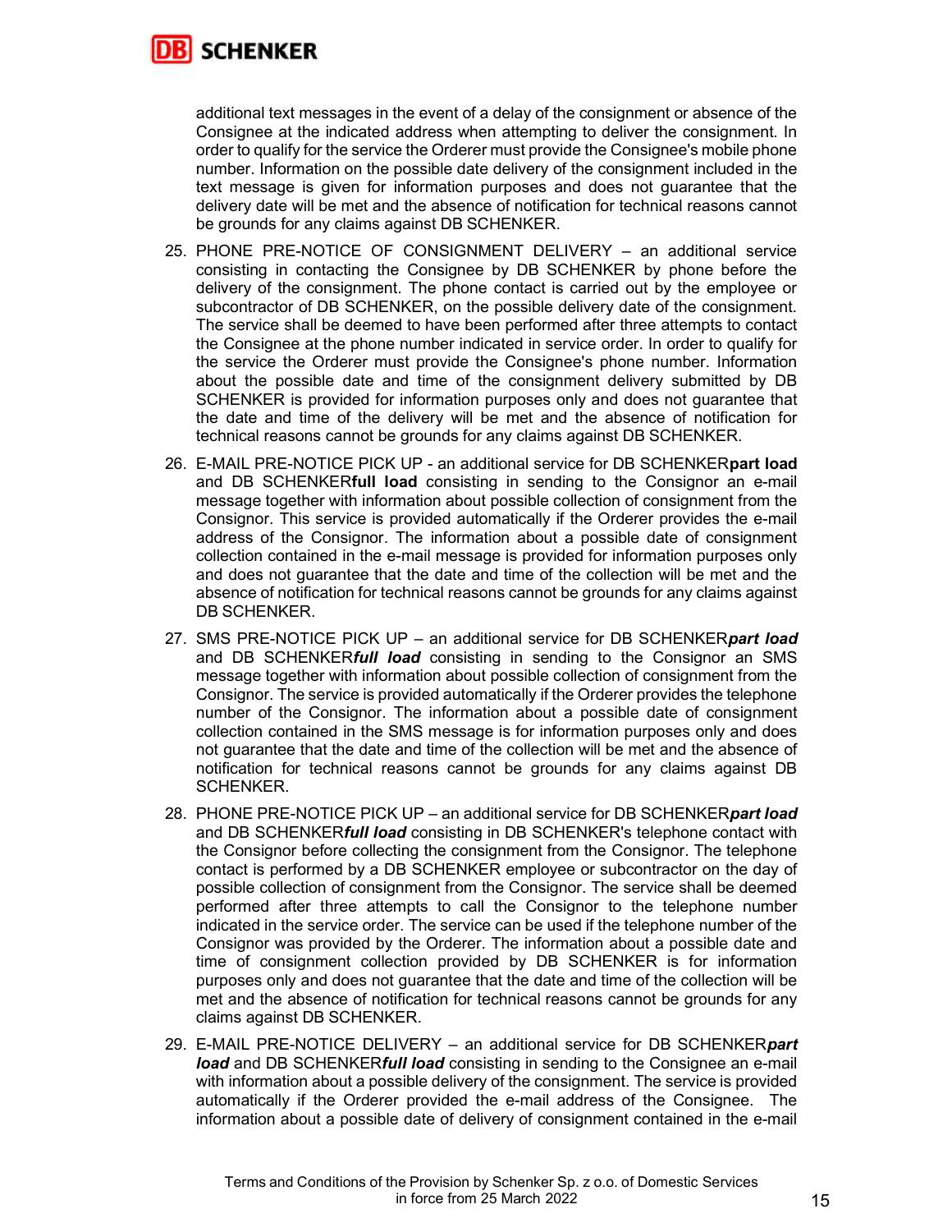additional text messages in the event of a delay of the consignment or absence of the Consignee at the indicated address when attempting to deliver the consignment. In order to qualify for the service the Orderer must provide the Consignee's mobile phone number. Information on the possible date delivery of the consignment included in the text message is given for information purposes and does not guarantee that the delivery date will be met and the absence of notification for technical reasons cannot be grounds for any claims against DB SCHENKER.

25. PHONE PRE-NOTICE OF CONSIGNMENT DELIVERY – an additional service consisting in contacting the Consignee by DB SCHENKER by phone before the delivery of the consignment. The phone contact is carried out by the employee or subcontractor of DB SCHENKER, on the possible delivery date of the consignment. The service shall be deemed to have been performed after three attempts to contact the Consignee at the phone number indicated in service order. In order to qualify for the service the Orderer must provide the Consignee's phone number. Information about the possible date and time of the consignment delivery submitted by DB SCHENKER is provided for information purposes only and does not guarantee that the date and time of the delivery will be met and the absence of notification for technical reasons cannot be grounds for any claims against DB SCHENKER.
26. E-MAIL PRE-NOTICE PICK UP - an additional service for DB SCHENKER**part load** and DB SCHENKER**full load** consisting in sending to the Consignor an e-mail message together with information about possible collection of consignment from the Consignor. This service is provided automatically if the Orderer provides the e-mail address of the Consignor. The information about a possible date of consignment collection contained in the e-mail message is provided for information purposes only and does not guarantee that the date and time of the collection will be met and the absence of notification for technical reasons cannot be grounds for any claims against DB SCHENKER.
27. SMS PRE-NOTICE PICK UP – an additional service for DB SCHENKER***part load*** and DB SCHENKER***full load*** consisting in sending to the Consignor an SMS message together with information about possible collection of consignment from the Consignor. The service is provided automatically if the Orderer provides the telephone number of the Consignor. The information about a possible date of consignment collection contained in the SMS message is for information purposes only and does not guarantee that the date and time of the collection will be met and the absence of notification for technical reasons cannot be grounds for any claims against DB SCHENKER.
28. PHONE PRE-NOTICE PICK UP – an additional service for DB SCHENKER***part load*** and DB SCHENKER***full load*** consisting in DB SCHENKER's telephone contact with the Consignor before collecting the consignment from the Consignor. The telephone contact is performed by a DB SCHENKER employee or subcontractor on the day of possible collection of consignment from the Consignor. The service shall be deemed performed after three attempts to call the Consignor to the telephone number indicated in the service order. The service can be used if the telephone number of the Consignor was provided by the Orderer. The information about a possible date and time of consignment collection provided by DB SCHENKER is for information purposes only and does not guarantee that the date and time of the collection will be met and the absence of notification for technical reasons cannot be grounds for any claims against DB SCHENKER.
29. E-MAIL PRE-NOTICE DELIVERY – an additional service for DB SCHENKER***part load*** and DB SCHENKER***full load*** consisting in sending to the Consignee an e-mail with information about a possible delivery of the consignment. The service is provided automatically if the Orderer provided the e-mail address of the Consignee. The information about a possible date of delivery of consignment contained in the e-mail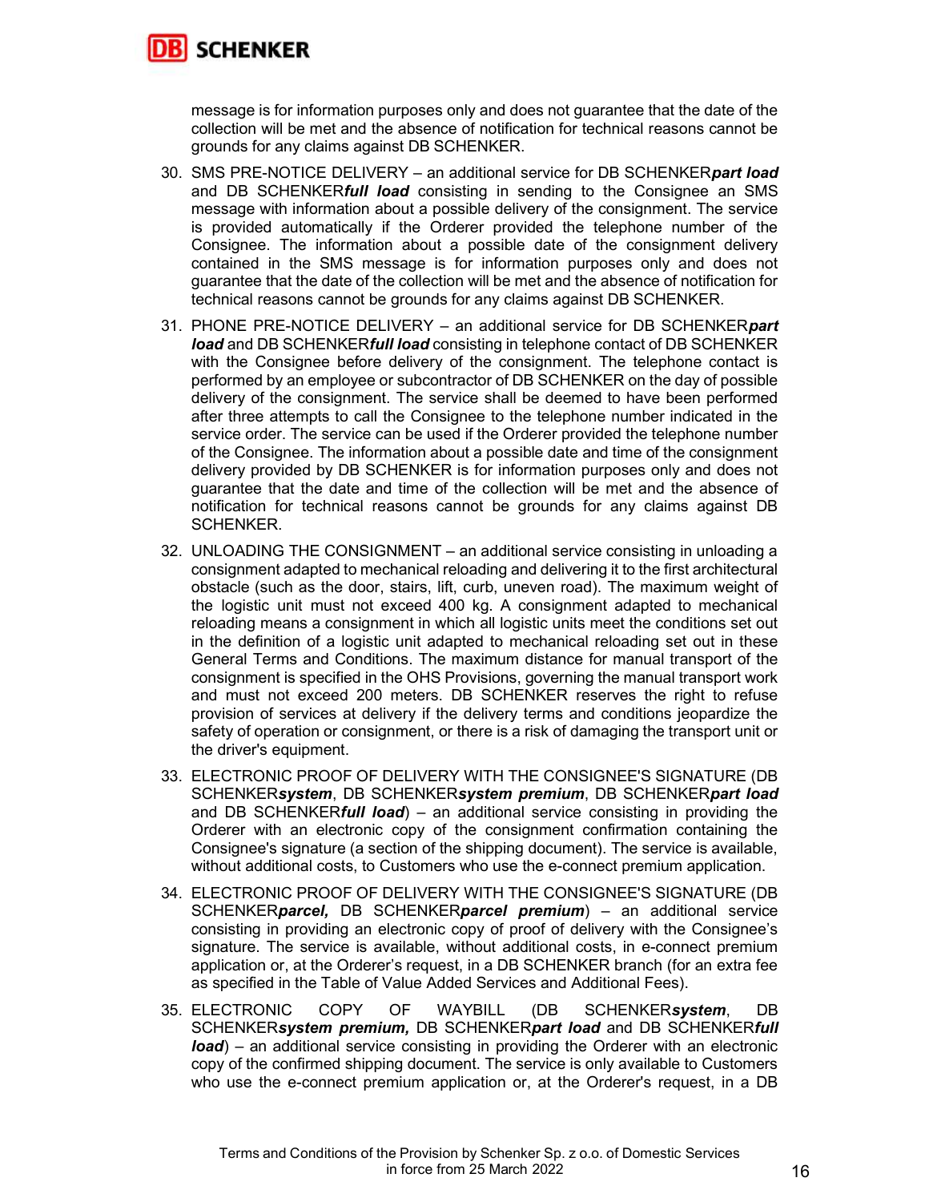message is for information purposes only and does not guarantee that the date of the collection will be met and the absence of notification for technical reasons cannot be grounds for any claims against DB SCHENKER.

30. SMS PRE-NOTICE DELIVERY – an additional service for DB SCHENKER***part load*** and DB SCHENKER***full load*** consisting in sending to the Consignee an SMS message with information about a possible delivery of the consignment. The service is provided automatically if the Orderer provided the telephone number of the Consignee. The information about a possible date of the consignment delivery contained in the SMS message is for information purposes only and does not guarantee that the date of the collection will be met and the absence of notification for technical reasons cannot be grounds for any claims against DB SCHENKER.
31. PHONE PRE-NOTICE DELIVERY – an additional service for DB SCHENKER***part load*** and DB SCHENKER***full load*** consisting in telephone contact of DB SCHENKER with the Consignee before delivery of the consignment. The telephone contact is performed by an employee or subcontractor of DB SCHENKER on the day of possible delivery of the consignment. The service shall be deemed to have been performed after three attempts to call the Consignee to the telephone number indicated in the service order. The service can be used if the Orderer provided the telephone number of the Consignee. The information about a possible date and time of the consignment delivery provided by DB SCHENKER is for information purposes only and does not guarantee that the date and time of the collection will be met and the absence of notification for technical reasons cannot be grounds for any claims against DB SCHENKER.
32. UNLOADING THE CONSIGNMENT – an additional service consisting in unloading a consignment adapted to mechanical reloading and delivering it to the first architectural obstacle (such as the door, stairs, lift, curb, uneven road). The maximum weight of the logistic unit must not exceed 400 kg. A consignment adapted to mechanical reloading means a consignment in which all logistic units meet the conditions set out in the definition of a logistic unit adapted to mechanical reloading set out in these General Terms and Conditions. The maximum distance for manual transport of the consignment is specified in the OHS Provisions, governing the manual transport work and must not exceed 200 meters. DB SCHENKER reserves the right to refuse provision of services at delivery if the delivery terms and conditions jeopardize the safety of operation or consignment, or there is a risk of damaging the transport unit or the driver's equipment.
33. ELECTRONIC PROOF OF DELIVERY WITH THE CONSIGNEE'S SIGNATURE (DB SCHENKER***system***, DB SCHENKER***system premium***, DB SCHENKER***part load*** and DB SCHENKER***full load***) – an additional service consisting in providing the Orderer with an electronic copy of the consignment confirmation containing the Consignee's signature (a section of the shipping document). The service is available, without additional costs, to Customers who use the e-connect premium application.
34. ELECTRONIC PROOF OF DELIVERY WITH THE CONSIGNEE'S SIGNATURE (DB SCHENKER***parcel,*** DB SCHENKER***parcel premium***) – an additional service consisting in providing an electronic copy of proof of delivery with the Consignee's signature. The service is available, without additional costs, in e-connect premium application or, at the Orderer's request, in a DB SCHENKER branch (for an extra fee as specified in the Table of Value Added Services and Additional Fees).
35. ELECTRONIC COPY OF WAYBILL (DB SCHENKER***system***, DB SCHENKER***system premium,*** DB SCHENKER***part load*** and DB SCHENKER***full load***) – an additional service consisting in providing the Orderer with an electronic copy of the confirmed shipping document. The service is only available to Customers who use the e-connect premium application or, at the Orderer's request, in a DB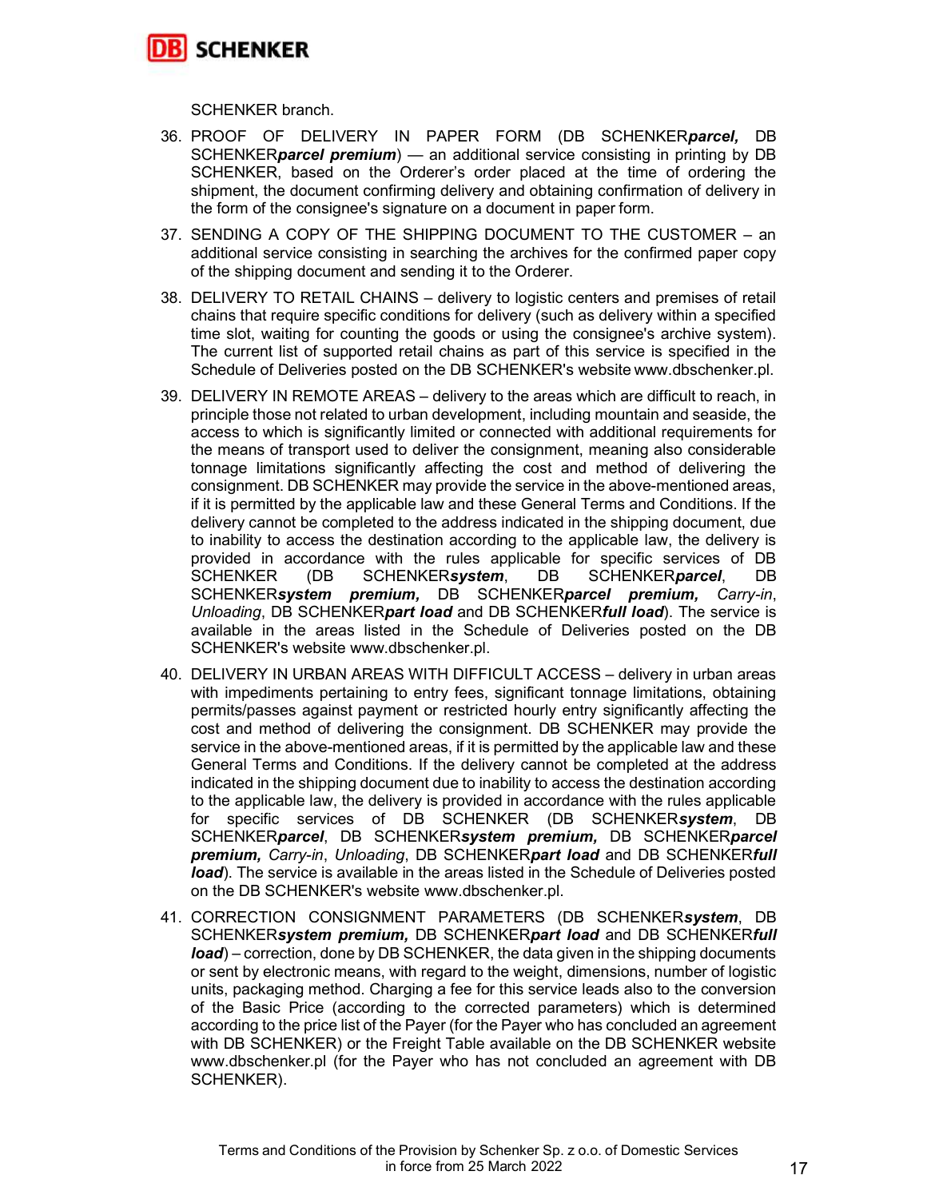SCHENKER branch.

36. PROOF OF DELIVERY IN PAPER FORM (DB SCHENKER***parcel,*** DB SCHENKER***parcel premium***) — an additional service consisting in printing by DB SCHENKER, based on the Orderer's order placed at the time of ordering the shipment, the document confirming delivery and obtaining confirmation of delivery in the form of the consignee's signature on a document in paper form.
37. SENDING A COPY OF THE SHIPPING DOCUMENT TO THE CUSTOMER – an additional service consisting in searching the archives for the confirmed paper copy of the shipping document and sending it to the Orderer.
38. DELIVERY TO RETAIL CHAINS – delivery to logistic centers and premises of retail chains that require specific conditions for delivery (such as delivery within a specified time slot, waiting for counting the goods or using the consignee's archive system). The current list of supported retail chains as part of this service is specified in the Schedule of Deliveries posted on the DB SCHENKER's website www.dbschenker.pl.
39. DELIVERY IN REMOTE AREAS – delivery to the areas which are difficult to reach, in principle those not related to urban development, including mountain and seaside, the access to which is significantly limited or connected with additional requirements for the means of transport used to deliver the consignment, meaning also considerable tonnage limitations significantly affecting the cost and method of delivering the consignment. DB SCHENKER may provide the service in the above-mentioned areas, if it is permitted by the applicable law and these General Terms and Conditions. If the delivery cannot be completed to the address indicated in the shipping document, due to inability to access the destination according to the applicable law, the delivery is provided in accordance with the rules applicable for specific services of DB SCHENKER (DB SCHENKER***system***, DB SCHENKER***parcel***, DB SCHENKER***system premium,*** DB SCHENKER***parcel premium,*** *Carry-in*, *Unloading*, DB SCHENKER***part load*** and DB SCHENKER***full load***). The service is available in the areas listed in the Schedule of Deliveries posted on the DB SCHENKER's website www.dbschenker.pl.
40. DELIVERY IN URBAN AREAS WITH DIFFICULT ACCESS – delivery in urban areas with impediments pertaining to entry fees, significant tonnage limitations, obtaining permits/passes against payment or restricted hourly entry significantly affecting the cost and method of delivering the consignment. DB SCHENKER may provide the service in the above-mentioned areas, if it is permitted by the applicable law and these General Terms and Conditions. If the delivery cannot be completed at the address indicated in the shipping document due to inability to access the destination according to the applicable law, the delivery is provided in accordance with the rules applicable for specific services of DB SCHENKER (DB SCHENKER***system***, DB SCHENKER***parcel***, DB SCHENKER***system premium,*** DB SCHENKER***parcel premium,*** *Carry-in*, *Unloading*, DB SCHENKER***part load*** and DB SCHENKER***full load***). The service is available in the areas listed in the Schedule of Deliveries posted on the DB SCHENKER's website www.dbschenker.pl.
41. CORRECTION CONSIGNMENT PARAMETERS (DB SCHENKER***system***, DB SCHENKER***system premium,*** DB SCHENKER***part load*** and DB SCHENKER***full load***) – correction, done by DB SCHENKER, the data given in the shipping documents or sent by electronic means, with regard to the weight, dimensions, number of logistic units, packaging method. Charging a fee for this service leads also to the conversion of the Basic Price (according to the corrected parameters) which is determined according to the price list of the Payer (for the Payer who has concluded an agreement with DB SCHENKER) or the Freight Table available on the DB SCHENKER website www.dbschenker.pl (for the Payer who has not concluded an agreement with DB SCHENKER).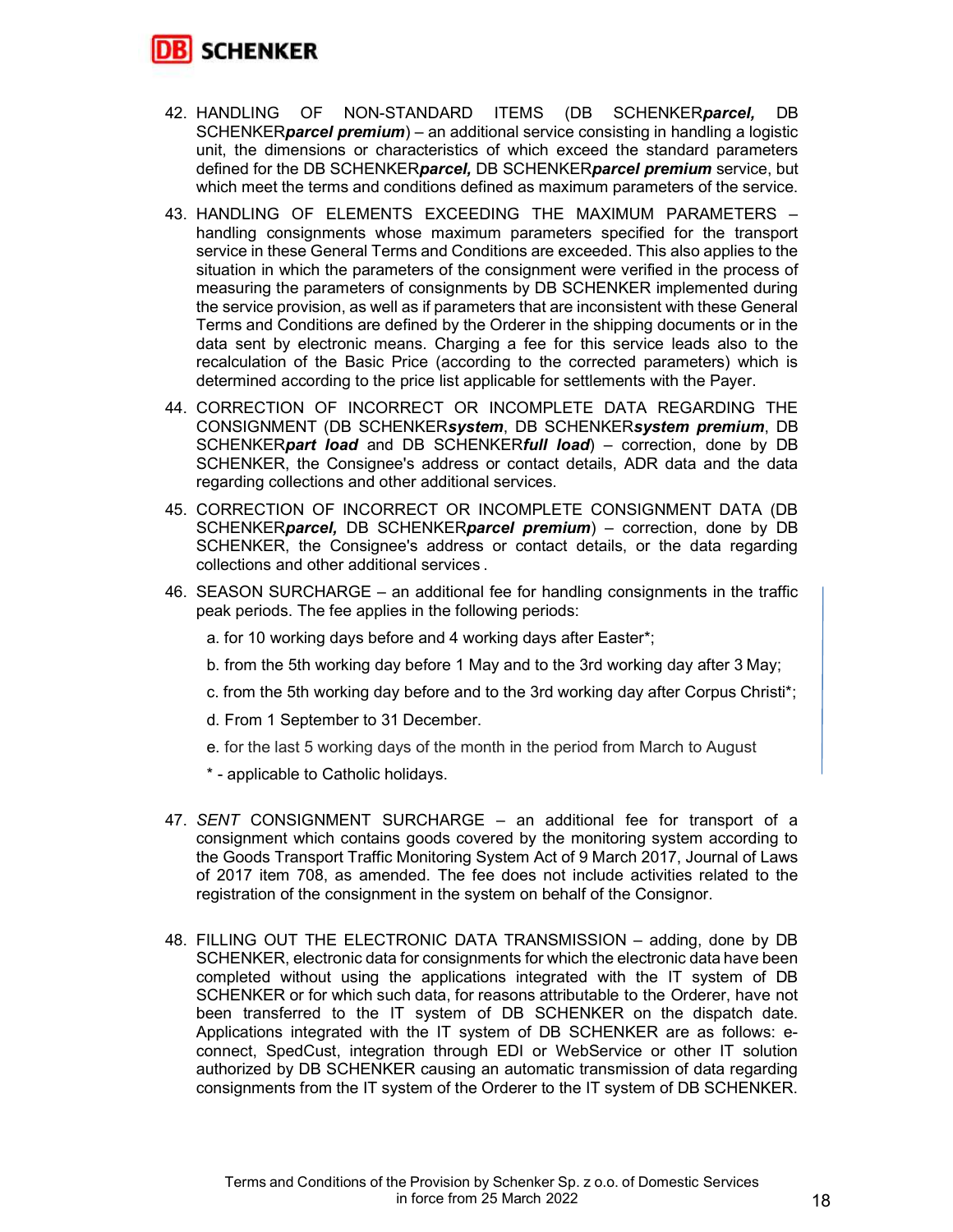42. HANDLING OF NON-STANDARD ITEMS (DB SCHENKER***parcel,*** DB SCHENKER***parcel premium***) – an additional service consisting in handling a logistic unit, the dimensions or characteristics of which exceed the standard parameters defined for the DB SCHENKER***parcel,*** DB SCHENKER***parcel premium*** service, but which meet the terms and conditions defined as maximum parameters of the service.
43. HANDLING OF ELEMENTS EXCEEDING THE MAXIMUM PARAMETERS – handling consignments whose maximum parameters specified for the transport service in these General Terms and Conditions are exceeded. This also applies to the situation in which the parameters of the consignment were verified in the process of measuring the parameters of consignments by DB SCHENKER implemented during the service provision, as well as if parameters that are inconsistent with these General Terms and Conditions are defined by the Orderer in the shipping documents or in the data sent by electronic means. Charging a fee for this service leads also to the recalculation of the Basic Price (according to the corrected parameters) which is determined according to the price list applicable for settlements with the Payer.
44. CORRECTION OF INCORRECT OR INCOMPLETE DATA REGARDING THE CONSIGNMENT (DB SCHENKER***system***, DB SCHENKER***system premium***, DB SCHENKER***part load*** and DB SCHENKER***full load***) – correction, done by DB SCHENKER, the Consignee's address or contact details, ADR data and the data regarding collections and other additional services.
45. CORRECTION OF INCORRECT OR INCOMPLETE CONSIGNMENT DATA (DB SCHENKER***parcel,*** DB SCHENKER***parcel premium***) – correction, done by DB SCHENKER, the Consignee's address or contact details, or the data regarding collections and other additional services .
46. SEASON SURCHARGE – an additional fee for handling consignments in the traffic peak periods. The fee applies in the following periods:

    a. for 10 working days before and 4 working days after Easter*;

    b. from the 5th working day before 1 May and to the 3rd working day after 3 May;

    c. from the 5th working day before and to the 3rd working day after Corpus Christi*;

    d. From 1 September to 31 December.

    e. for the last 5 working days of the month in the period from March to August

    * - applicable to Catholic holidays.

47. *SENT* CONSIGNMENT SURCHARGE – an additional fee for transport of a consignment which contains goods covered by the monitoring system according to the Goods Transport Traffic Monitoring System Act of 9 March 2017, Journal of Laws of 2017 item 708, as amended. The fee does not include activities related to the registration of the consignment in the system on behalf of the Consignor.
48. FILLING OUT THE ELECTRONIC DATA TRANSMISSION – adding, done by DB SCHENKER, electronic data for consignments for which the electronic data have been completed without using the applications integrated with the IT system of DB SCHENKER or for which such data, for reasons attributable to the Orderer, have not been transferred to the IT system of DB SCHENKER on the dispatch date. Applications integrated with the IT system of DB SCHENKER are as follows: e-connect, SpedCust, integration through EDI or WebService or other IT solution authorized by DB SCHENKER causing an automatic transmission of data regarding consignments from the IT system of the Orderer to the IT system of DB SCHENKER.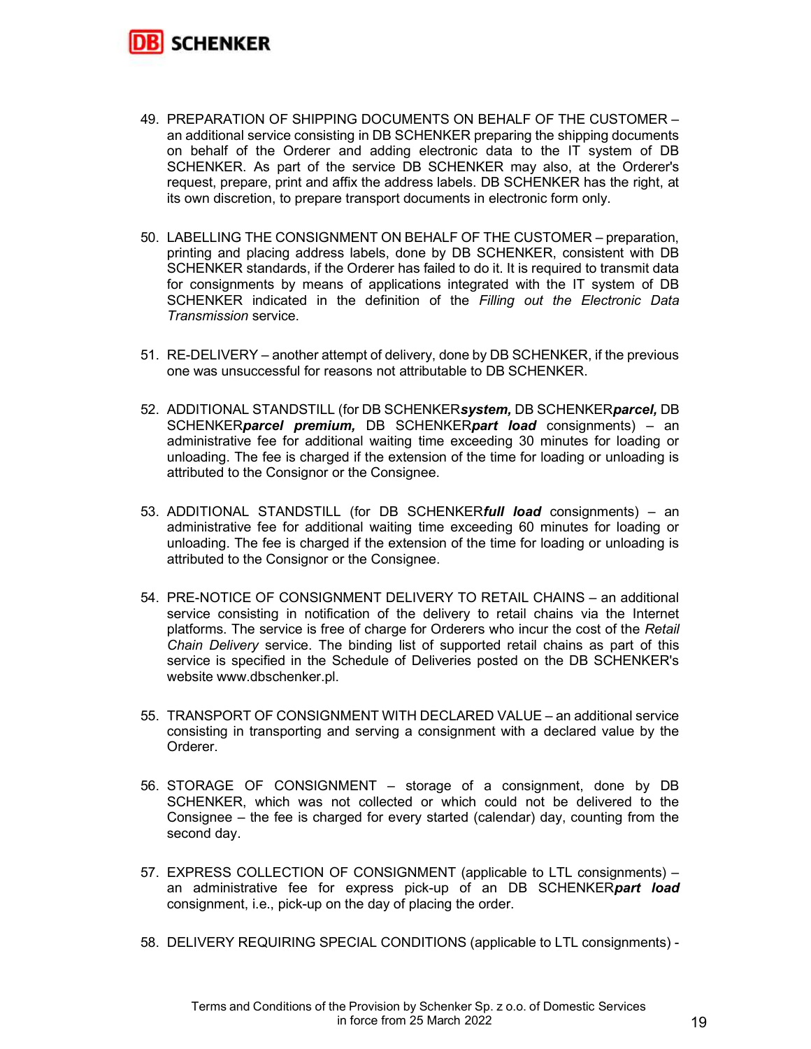49. PREPARATION OF SHIPPING DOCUMENTS ON BEHALF OF THE CUSTOMER – an additional service consisting in DB SCHENKER preparing the shipping documents on behalf of the Orderer and adding electronic data to the IT system of DB SCHENKER. As part of the service DB SCHENKER may also, at the Orderer's request, prepare, print and affix the address labels. DB SCHENKER has the right, at its own discretion, to prepare transport documents in electronic form only.

50. LABELLING THE CONSIGNMENT ON BEHALF OF THE CUSTOMER – preparation, printing and placing address labels, done by DB SCHENKER, consistent with DB SCHENKER standards, if the Orderer has failed to do it. It is required to transmit data for consignments by means of applications integrated with the IT system of DB SCHENKER indicated in the definition of the *Filling out the Electronic Data Transmission* service.

51. RE-DELIVERY – another attempt of delivery, done by DB SCHENKER, if the previous one was unsuccessful for reasons not attributable to DB SCHENKER.

52. ADDITIONAL STANDSTILL (for DB SCHENKER***system,*** DB SCHENKER***parcel,*** DB SCHENKER***parcel premium,*** DB SCHENKER***part load*** consignments) – an administrative fee for additional waiting time exceeding 30 minutes for loading or unloading. The fee is charged if the extension of the time for loading or unloading is attributed to the Consignor or the Consignee.

53. ADDITIONAL STANDSTILL (for DB SCHENKER***full load*** consignments) – an administrative fee for additional waiting time exceeding 60 minutes for loading or unloading. The fee is charged if the extension of the time for loading or unloading is attributed to the Consignor or the Consignee.

54. PRE-NOTICE OF CONSIGNMENT DELIVERY TO RETAIL CHAINS – an additional service consisting in notification of the delivery to retail chains via the Internet platforms. The service is free of charge for Orderers who incur the cost of the *Retail Chain Delivery* service. The binding list of supported retail chains as part of this service is specified in the Schedule of Deliveries posted on the DB SCHENKER's website www.dbschenker.pl.

55. TRANSPORT OF CONSIGNMENT WITH DECLARED VALUE – an additional service consisting in transporting and serving a consignment with a declared value by the Orderer.

56. STORAGE OF CONSIGNMENT – storage of a consignment, done by DB SCHENKER, which was not collected or which could not be delivered to the Consignee – the fee is charged for every started (calendar) day, counting from the second day.

57. EXPRESS COLLECTION OF CONSIGNMENT (applicable to LTL consignments) – an administrative fee for express pick-up of an DB SCHENKER***part load*** consignment, i.e., pick-up on the day of placing the order.

58. DELIVERY REQUIRING SPECIAL CONDITIONS (applicable to LTL consignments) -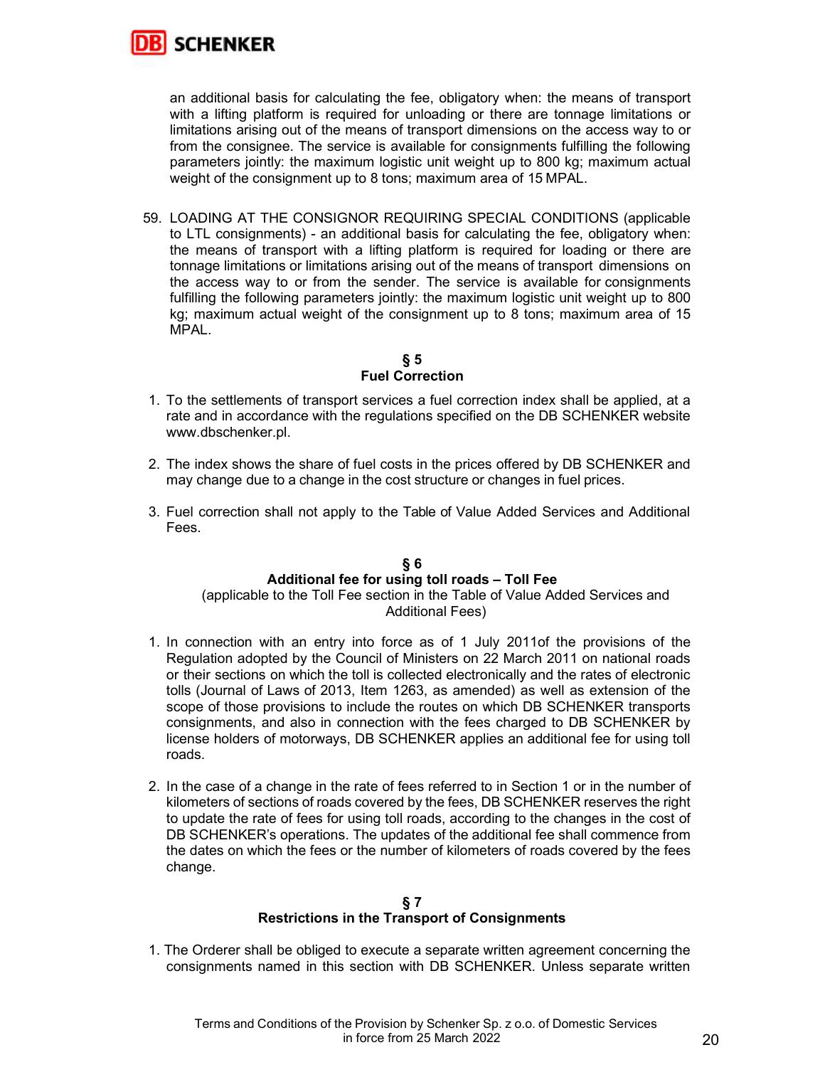an additional basis for calculating the fee, obligatory when: the means of transport with a lifting platform is required for unloading or there are tonnage limitations or limitations arising out of the means of transport dimensions on the access way to or from the consignee. The service is available for consignments fulfilling the following parameters jointly: the maximum logistic unit weight up to 800 kg; maximum actual weight of the consignment up to 8 tons; maximum area of 15 MPAL.

59. LOADING AT THE CONSIGNOR REQUIRING SPECIAL CONDITIONS (applicable to LTL consignments) - an additional basis for calculating the fee, obligatory when: the means of transport with a lifting platform is required for loading or there are tonnage limitations or limitations arising out of the means of transport dimensions on the access way to or from the sender. The service is available for consignments fulfilling the following parameters jointly: the maximum logistic unit weight up to 800 kg; maximum actual weight of the consignment up to 8 tons; maximum area of 15 MPAL.

## § 5
## Fuel Correction

1. To the settlements of transport services a fuel correction index shall be applied, at a rate and in accordance with the regulations specified on the DB SCHENKER website www.dbschenker.pl.

2. The index shows the share of fuel costs in the prices offered by DB SCHENKER and may change due to a change in the cost structure or changes in fuel prices.

3. Fuel correction shall not apply to the Table of Value Added Services and Additional Fees.

## § 6
## Additional fee for using toll roads – Toll Fee

(applicable to the Toll Fee section in the Table of Value Added Services and Additional Fees)

1. In connection with an entry into force as of 1 July 2011of the provisions of the Regulation adopted by the Council of Ministers on 22 March 2011 on national roads or their sections on which the toll is collected electronically and the rates of electronic tolls (Journal of Laws of 2013, Item 1263, as amended) as well as extension of the scope of those provisions to include the routes on which DB SCHENKER transports consignments, and also in connection with the fees charged to DB SCHENKER by license holders of motorways, DB SCHENKER applies an additional fee for using toll roads.

2. In the case of a change in the rate of fees referred to in Section 1 or in the number of kilometers of sections of roads covered by the fees, DB SCHENKER reserves the right to update the rate of fees for using toll roads, according to the changes in the cost of DB SCHENKER's operations. The updates of the additional fee shall commence from the dates on which the fees or the number of kilometers of roads covered by the fees change.

## § 7
## Restrictions in the Transport of Consignments

1. The Orderer shall be obliged to execute a separate written agreement concerning the consignments named in this section with DB SCHENKER. Unless separate written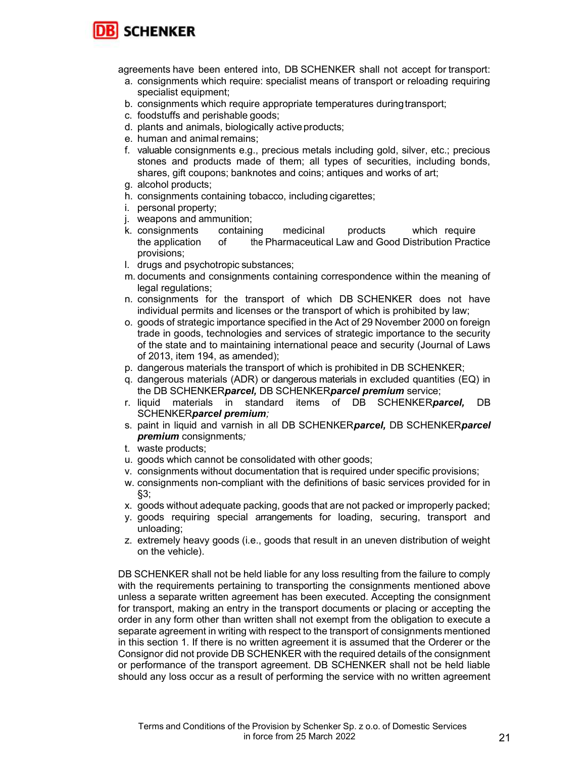agreements have been entered into, DB SCHENKER shall not accept for transport:

a. consignments which require: specialist means of transport or reloading requiring specialist equipment;
b. consignments which require appropriate temperatures during transport;
c. foodstuffs and perishable goods;
d. plants and animals, biologically active products;
e. human and animal remains;
f. valuable consignments e.g., precious metals including gold, silver, etc.; precious stones and products made of them; all types of securities, including bonds, shares, gift coupons; banknotes and coins; antiques and works of art;
g. alcohol products;
h. consignments containing tobacco, including cigarettes;
i. personal property;
j. weapons and ammunition;
k. consignments containing medicinal products which require the application of the Pharmaceutical Law and Good Distribution Practice provisions;
l. drugs and psychotropic substances;
m. documents and consignments containing correspondence within the meaning of legal regulations;
n. consignments for the transport of which DB SCHENKER does not have individual permits and licenses or the transport of which is prohibited by law;
o. goods of strategic importance specified in the Act of 29 November 2000 on foreign trade in goods, technologies and services of strategic importance to the security of the state and to maintaining international peace and security (Journal of Laws of 2013, item 194, as amended);
p. dangerous materials the transport of which is prohibited in DB SCHENKER;
q. dangerous materials (ADR) or dangerous materials in excluded quantities (EQ) in the DB SCHENKER***parcel,*** DB SCHENKER***parcel premium*** service;
r. liquid materials in standard items of DB SCHENKER***parcel,*** DB SCHENKER***parcel premium****;*
s. paint in liquid and varnish in all DB SCHENKER***parcel,*** DB SCHENKER***parcel premium*** consignments*;*
t. waste products;
u. goods which cannot be consolidated with other goods;
v. consignments without documentation that is required under specific provisions;
w. consignments non-compliant with the definitions of basic services provided for in §3;
x. goods without adequate packing, goods that are not packed or improperly packed;
y. goods requiring special arrangements for loading, securing, transport and unloading;
z. extremely heavy goods (i.e., goods that result in an uneven distribution of weight on the vehicle).

DB SCHENKER shall not be held liable for any loss resulting from the failure to comply with the requirements pertaining to transporting the consignments mentioned above unless a separate written agreement has been executed. Accepting the consignment for transport, making an entry in the transport documents or placing or accepting the order in any form other than written shall not exempt from the obligation to execute a separate agreement in writing with respect to the transport of consignments mentioned in this section 1. If there is no written agreement it is assumed that the Orderer or the Consignor did not provide DB SCHENKER with the required details of the consignment or performance of the transport agreement. DB SCHENKER shall not be held liable should any loss occur as a result of performing the service with no written agreement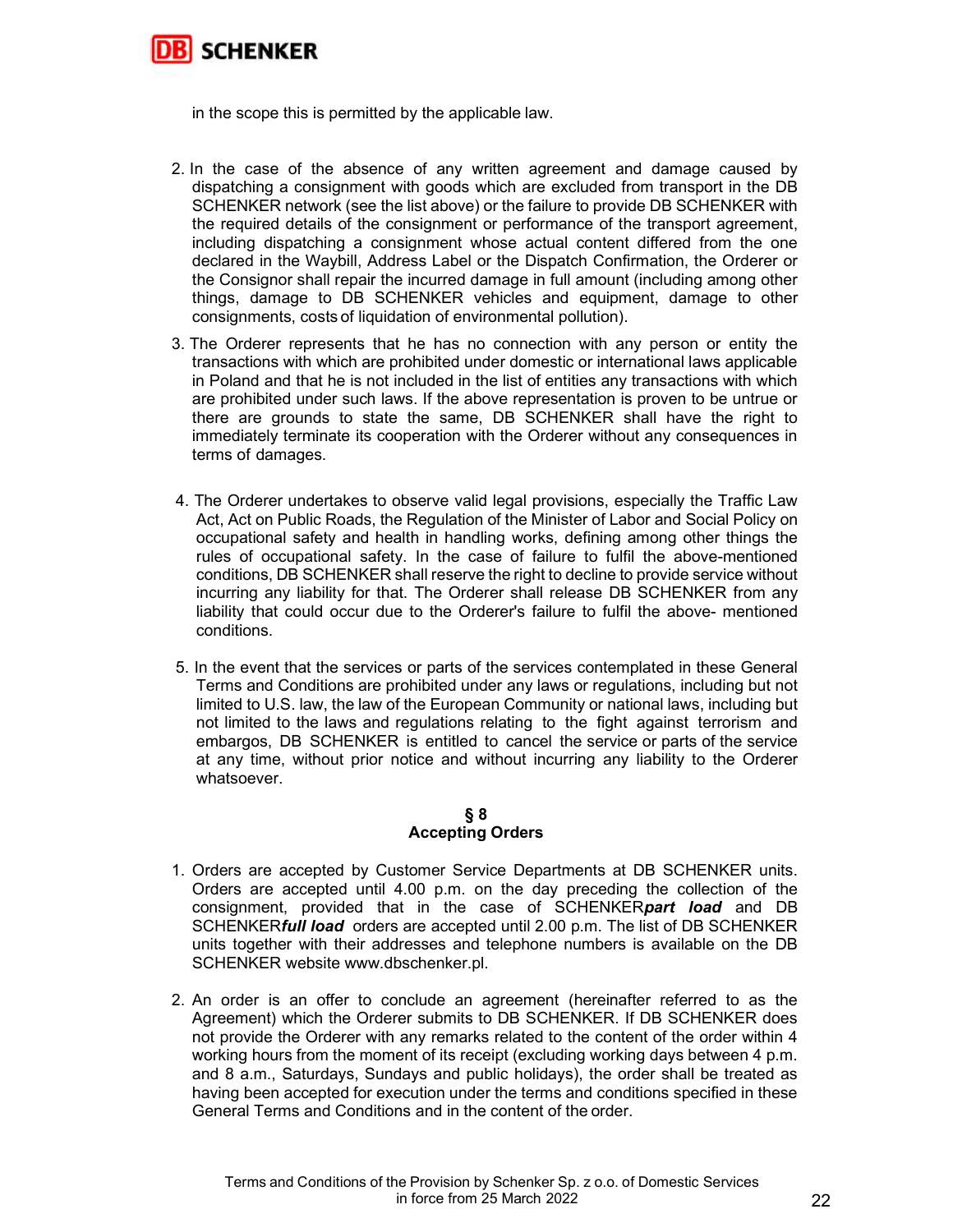in the scope this is permitted by the applicable law.

2. In the case of the absence of any written agreement and damage caused by dispatching a consignment with goods which are excluded from transport in the DB SCHENKER network (see the list above) or the failure to provide DB SCHENKER with the required details of the consignment or performance of the transport agreement, including dispatching a consignment whose actual content differed from the one declared in the Waybill, Address Label or the Dispatch Confirmation, the Orderer or the Consignor shall repair the incurred damage in full amount (including among other things, damage to DB SCHENKER vehicles and equipment, damage to other consignments, costs of liquidation of environmental pollution).
3. The Orderer represents that he has no connection with any person or entity the transactions with which are prohibited under domestic or international laws applicable in Poland and that he is not included in the list of entities any transactions with which are prohibited under such laws. If the above representation is proven to be untrue or there are grounds to state the same, DB SCHENKER shall have the right to immediately terminate its cooperation with the Orderer without any consequences in terms of damages.
4. The Orderer undertakes to observe valid legal provisions, especially the Traffic Law Act, Act on Public Roads, the Regulation of the Minister of Labor and Social Policy on occupational safety and health in handling works, defining among other things the rules of occupational safety. In the case of failure to fulfil the above-mentioned conditions, DB SCHENKER shall reserve the right to decline to provide service without incurring any liability for that. The Orderer shall release DB SCHENKER from any liability that could occur due to the Orderer's failure to fulfil the above- mentioned conditions.
5. In the event that the services or parts of the services contemplated in these General Terms and Conditions are prohibited under any laws or regulations, including but not limited to U.S. law, the law of the European Community or national laws, including but not limited to the laws and regulations relating to the fight against terrorism and embargos, DB SCHENKER is entitled to cancel the service or parts of the service at any time, without prior notice and without incurring any liability to the Orderer whatsoever.

## § 8
## Accepting Orders

1. Orders are accepted by Customer Service Departments at DB SCHENKER units. Orders are accepted until 4.00 p.m. on the day preceding the collection of the consignment, provided that in the case of SCHENKER***part load*** and DB SCHENKER***full load*** orders are accepted until 2.00 p.m. The list of DB SCHENKER units together with their addresses and telephone numbers is available on the DB SCHENKER website www.dbschenker.pl.

2. An order is an offer to conclude an agreement (hereinafter referred to as the Agreement) which the Orderer submits to DB SCHENKER. If DB SCHENKER does not provide the Orderer with any remarks related to the content of the order within 4 working hours from the moment of its receipt (excluding working days between 4 p.m. and 8 a.m., Saturdays, Sundays and public holidays), the order shall be treated as having been accepted for execution under the terms and conditions specified in these General Terms and Conditions and in the content of the order.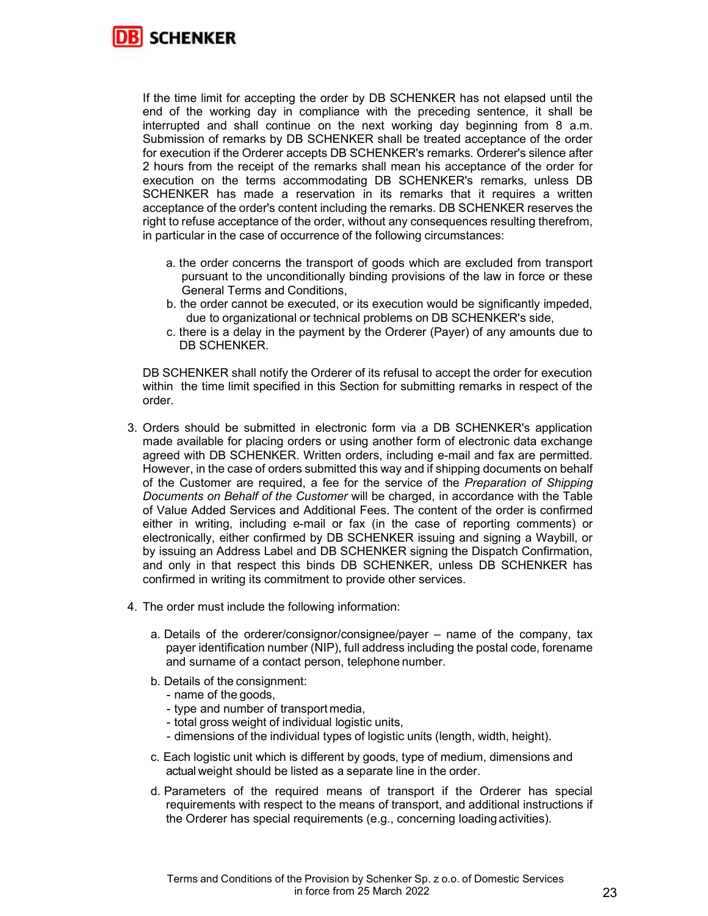If the time limit for accepting the order by DB SCHENKER has not elapsed until the end of the working day in compliance with the preceding sentence, it shall be interrupted and shall continue on the next working day beginning from 8 a.m. Submission of remarks by DB SCHENKER shall be treated acceptance of the order for execution if the Orderer accepts DB SCHENKER's remarks. Orderer's silence after 2 hours from the receipt of the remarks shall mean his acceptance of the order for execution on the terms accommodating DB SCHENKER's remarks, unless DB SCHENKER has made a reservation in its remarks that it requires a written acceptance of the order's content including the remarks. DB SCHENKER reserves the right to refuse acceptance of the order, without any consequences resulting therefrom, in particular in the case of occurrence of the following circumstances:

a. the order concerns the transport of goods which are excluded from transport pursuant to the unconditionally binding provisions of the law in force or these General Terms and Conditions,
b. the order cannot be executed, or its execution would be significantly impeded, due to organizational or technical problems on DB SCHENKER's side,
c. there is a delay in the payment by the Orderer (Payer) of any amounts due to DB SCHENKER.

DB SCHENKER shall notify the Orderer of its refusal to accept the order for execution within the time limit specified in this Section for submitting remarks in respect of the order.

3. Orders should be submitted in electronic form via a DB SCHENKER's application made available for placing orders or using another form of electronic data exchange agreed with DB SCHENKER. Written orders, including e-mail and fax are permitted. However, in the case of orders submitted this way and if shipping documents on behalf of the Customer are required, a fee for the service of the *Preparation of Shipping Documents on Behalf of the Customer* will be charged, in accordance with the Table of Value Added Services and Additional Fees. The content of the order is confirmed either in writing, including e-mail or fax (in the case of reporting comments) or electronically, either confirmed by DB SCHENKER issuing and signing a Waybill, or by issuing an Address Label and DB SCHENKER signing the Dispatch Confirmation, and only in that respect this binds DB SCHENKER, unless DB SCHENKER has confirmed in writing its commitment to provide other services.

4. The order must include the following information:

   a. Details of the orderer/consignor/consignee/payer – name of the company, tax payer identification number (NIP), full address including the postal code, forename and surname of a contact person, telephone number.

   b. Details of the consignment:
      - name of the goods,
      - type and number of transport media,
      - total gross weight of individual logistic units,
      - dimensions of the individual types of logistic units (length, width, height).

   c. Each logistic unit which is different by goods, type of medium, dimensions and actual weight should be listed as a separate line in the order.

   d. Parameters of the required means of transport if the Orderer has special requirements with respect to the means of transport, and additional instructions if the Orderer has special requirements (e.g., concerning loading activities).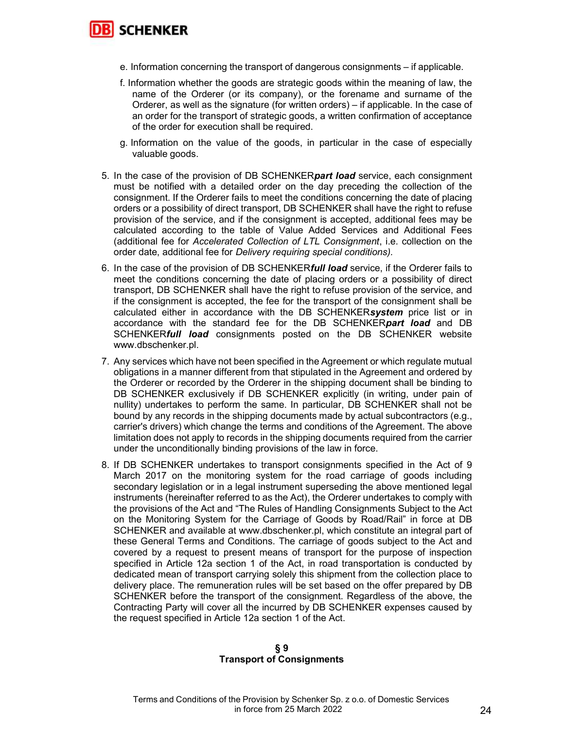e. Information concerning the transport of dangerous consignments – if applicable.

f. Information whether the goods are strategic goods within the meaning of law, the name of the Orderer (or its company), or the forename and surname of the Orderer, as well as the signature (for written orders) – if applicable. In the case of an order for the transport of strategic goods, a written confirmation of acceptance of the order for execution shall be required.

g. Information on the value of the goods, in particular in the case of especially valuable goods.

5. In the case of the provision of DB SCHENKER***part load*** service, each consignment must be notified with a detailed order on the day preceding the collection of the consignment. If the Orderer fails to meet the conditions concerning the date of placing orders or a possibility of direct transport, DB SCHENKER shall have the right to refuse provision of the service, and if the consignment is accepted, additional fees may be calculated according to the table of Value Added Services and Additional Fees (additional fee for *Accelerated Collection of LTL Consignment*, i.e. collection on the order date, additional fee for *Delivery requiring special conditions).*
6. In the case of the provision of DB SCHENKER***full load*** service, if the Orderer fails to meet the conditions concerning the date of placing orders or a possibility of direct transport, DB SCHENKER shall have the right to refuse provision of the service, and if the consignment is accepted, the fee for the transport of the consignment shall be calculated either in accordance with the DB SCHENKER***system*** price list or in accordance with the standard fee for the DB SCHENKER***part load*** and DB SCHENKER***full load*** consignments posted on the DB SCHENKER website www.dbschenker.pl.
7. Any services which have not been specified in the Agreement or which regulate mutual obligations in a manner different from that stipulated in the Agreement and ordered by the Orderer or recorded by the Orderer in the shipping document shall be binding to DB SCHENKER exclusively if DB SCHENKER explicitly (in writing, under pain of nullity) undertakes to perform the same. In particular, DB SCHENKER shall not be bound by any records in the shipping documents made by actual subcontractors (e.g., carrier's drivers) which change the terms and conditions of the Agreement. The above limitation does not apply to records in the shipping documents required from the carrier under the unconditionally binding provisions of the law in force.
8. If DB SCHENKER undertakes to transport consignments specified in the Act of 9 March 2017 on the monitoring system for the road carriage of goods including secondary legislation or in a legal instrument superseding the above mentioned legal instruments (hereinafter referred to as the Act), the Orderer undertakes to comply with the provisions of the Act and "The Rules of Handling Consignments Subject to the Act on the Monitoring System for the Carriage of Goods by Road/Rail" in force at DB SCHENKER and available at www.dbschenker.pl, which constitute an integral part of these General Terms and Conditions. The carriage of goods subject to the Act and covered by a request to present means of transport for the purpose of inspection specified in Article 12a section 1 of the Act, in road transportation is conducted by dedicated mean of transport carrying solely this shipment from the collection place to delivery place. The remuneration rules will be set based on the offer prepared by DB SCHENKER before the transport of the consignment. Regardless of the above, the Contracting Party will cover all the incurred by DB SCHENKER expenses caused by the request specified in Article 12a section 1 of the Act.

## § 9
## Transport of Consignments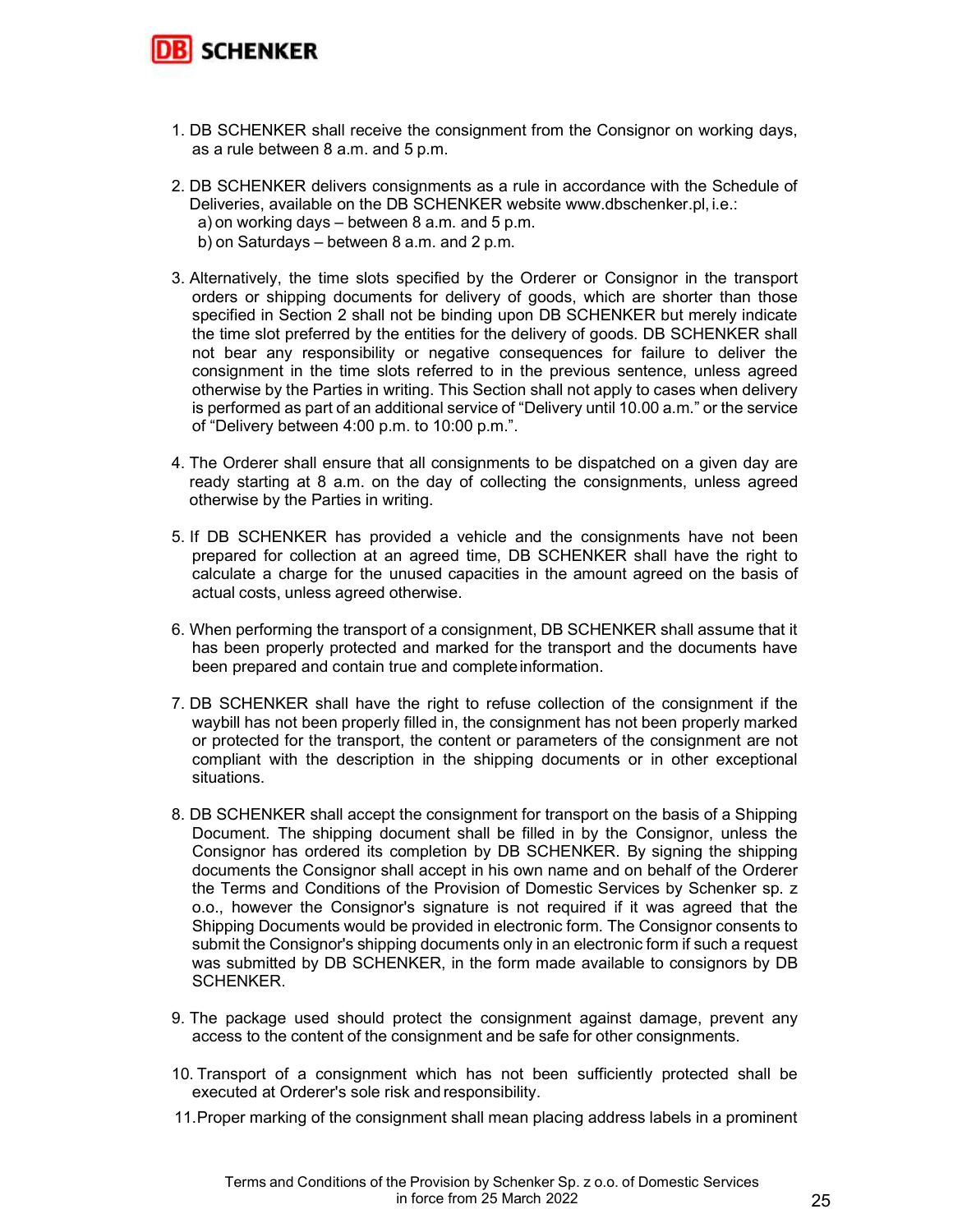1. DB SCHENKER shall receive the consignment from the Consignor on working days, as a rule between 8 a.m. and 5 p.m.

2. DB SCHENKER delivers consignments as a rule in accordance with the Schedule of Deliveries, available on the DB SCHENKER website www.dbschenker.pl, i.e.:
   a) on working days – between 8 a.m. and 5 p.m.
   b) on Saturdays – between 8 a.m. and 2 p.m.

3. Alternatively, the time slots specified by the Orderer or Consignor in the transport orders or shipping documents for delivery of goods, which are shorter than those specified in Section 2 shall not be binding upon DB SCHENKER but merely indicate the time slot preferred by the entities for the delivery of goods. DB SCHENKER shall not bear any responsibility or negative consequences for failure to deliver the consignment in the time slots referred to in the previous sentence, unless agreed otherwise by the Parties in writing. This Section shall not apply to cases when delivery is performed as part of an additional service of "Delivery until 10.00 a.m." or the service of "Delivery between 4:00 p.m. to 10:00 p.m.".

4. The Orderer shall ensure that all consignments to be dispatched on a given day are ready starting at 8 a.m. on the day of collecting the consignments, unless agreed otherwise by the Parties in writing.

5. If DB SCHENKER has provided a vehicle and the consignments have not been prepared for collection at an agreed time, DB SCHENKER shall have the right to calculate a charge for the unused capacities in the amount agreed on the basis of actual costs, unless agreed otherwise.

6. When performing the transport of a consignment, DB SCHENKER shall assume that it has been properly protected and marked for the transport and the documents have been prepared and contain true and complete information.

7. DB SCHENKER shall have the right to refuse collection of the consignment if the waybill has not been properly filled in, the consignment has not been properly marked or protected for the transport, the content or parameters of the consignment are not compliant with the description in the shipping documents or in other exceptional situations.

8. DB SCHENKER shall accept the consignment for transport on the basis of a Shipping Document. The shipping document shall be filled in by the Consignor, unless the Consignor has ordered its completion by DB SCHENKER. By signing the shipping documents the Consignor shall accept in his own name and on behalf of the Orderer the Terms and Conditions of the Provision of Domestic Services by Schenker sp. z o.o., however the Consignor's signature is not required if it was agreed that the Shipping Documents would be provided in electronic form. The Consignor consents to submit the Consignor's shipping documents only in an electronic form if such a request was submitted by DB SCHENKER, in the form made available to consignors by DB SCHENKER.

9. The package used should protect the consignment against damage, prevent any access to the content of the consignment and be safe for other consignments.

10. Transport of a consignment which has not been sufficiently protected shall be executed at Orderer's sole risk and responsibility.

11. Proper marking of the consignment shall mean placing address labels in a prominent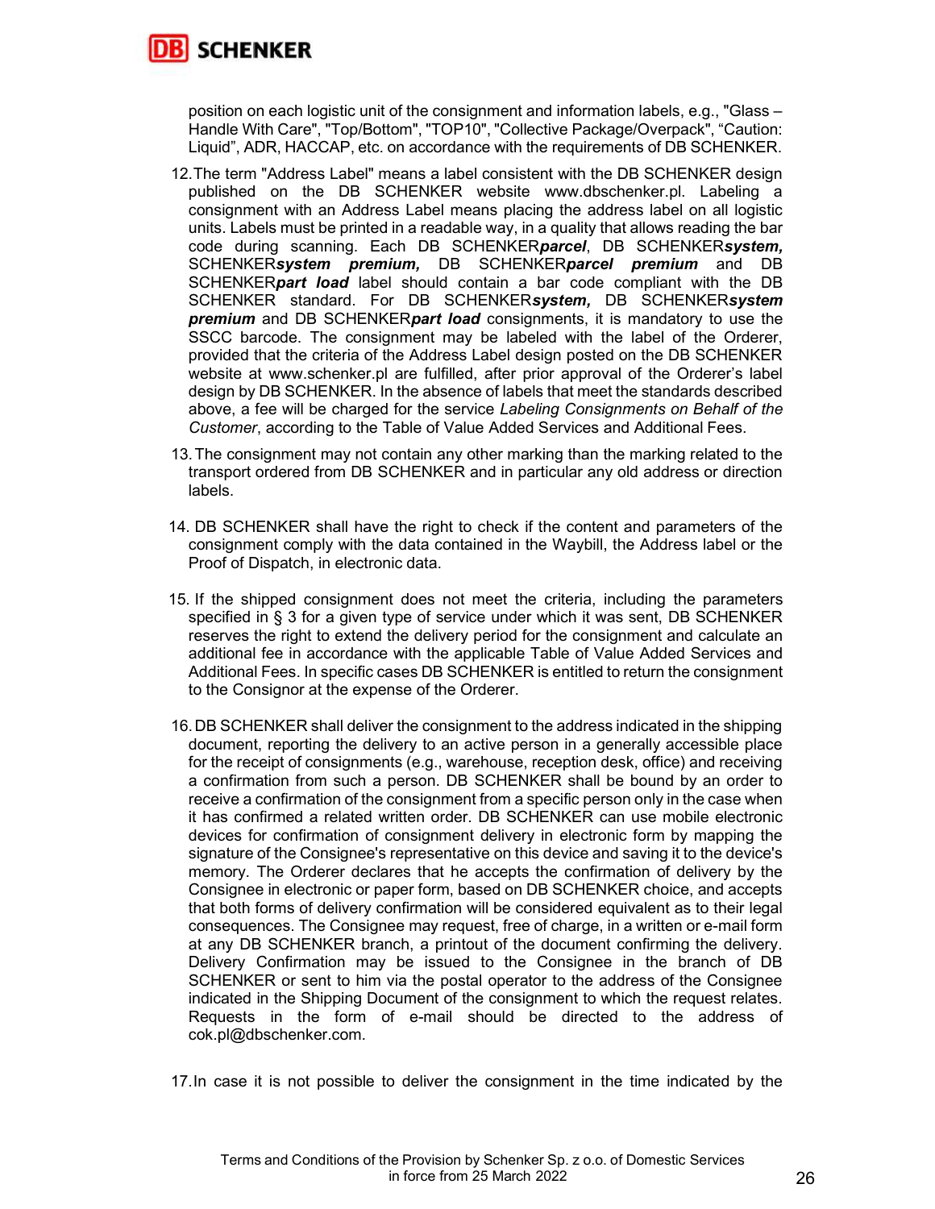position on each logistic unit of the consignment and information labels, e.g., "Glass – Handle With Care", "Top/Bottom", "TOP10", "Collective Package/Overpack", "Caution: Liquid", ADR, HACCAP, etc. on accordance with the requirements of DB SCHENKER.

12. The term "Address Label" means a label consistent with the DB SCHENKER design published on the DB SCHENKER website www.dbschenker.pl. Labeling a consignment with an Address Label means placing the address label on all logistic units. Labels must be printed in a readable way, in a quality that allows reading the bar code during scanning. Each DB SCHENKER***parcel***, DB SCHENKER***system,*** SCHENKER***system premium,*** DB SCHENKER***parcel premium*** and DB SCHENKER***part load*** label should contain a bar code compliant with the DB SCHENKER standard. For DB SCHENKER***system,*** DB SCHENKER***system premium*** and DB SCHENKER***part load*** consignments, it is mandatory to use the SSCC barcode. The consignment may be labeled with the label of the Orderer, provided that the criteria of the Address Label design posted on the DB SCHENKER website at www.schenker.pl are fulfilled, after prior approval of the Orderer's label design by DB SCHENKER. In the absence of labels that meet the standards described above, a fee will be charged for the service *Labeling Consignments on Behalf of the Customer*, according to the Table of Value Added Services and Additional Fees.

13. The consignment may not contain any other marking than the marking related to the transport ordered from DB SCHENKER and in particular any old address or direction labels.

14. DB SCHENKER shall have the right to check if the content and parameters of the consignment comply with the data contained in the Waybill, the Address label or the Proof of Dispatch, in electronic data.

15. If the shipped consignment does not meet the criteria, including the parameters specified in § 3 for a given type of service under which it was sent, DB SCHENKER reserves the right to extend the delivery period for the consignment and calculate an additional fee in accordance with the applicable Table of Value Added Services and Additional Fees. In specific cases DB SCHENKER is entitled to return the consignment to the Consignor at the expense of the Orderer.

16. DB SCHENKER shall deliver the consignment to the address indicated in the shipping document, reporting the delivery to an active person in a generally accessible place for the receipt of consignments (e.g., warehouse, reception desk, office) and receiving a confirmation from such a person. DB SCHENKER shall be bound by an order to receive a confirmation of the consignment from a specific person only in the case when it has confirmed a related written order. DB SCHENKER can use mobile electronic devices for confirmation of consignment delivery in electronic form by mapping the signature of the Consignee's representative on this device and saving it to the device's memory. The Orderer declares that he accepts the confirmation of delivery by the Consignee in electronic or paper form, based on DB SCHENKER choice, and accepts that both forms of delivery confirmation will be considered equivalent as to their legal consequences. The Consignee may request, free of charge, in a written or e-mail form at any DB SCHENKER branch, a printout of the document confirming the delivery. Delivery Confirmation may be issued to the Consignee in the branch of DB SCHENKER or sent to him via the postal operator to the address of the Consignee indicated in the Shipping Document of the consignment to which the request relates. Requests in the form of e-mail should be directed to the address of cok.pl@dbschenker.com.

17. In case it is not possible to deliver the consignment in the time indicated by the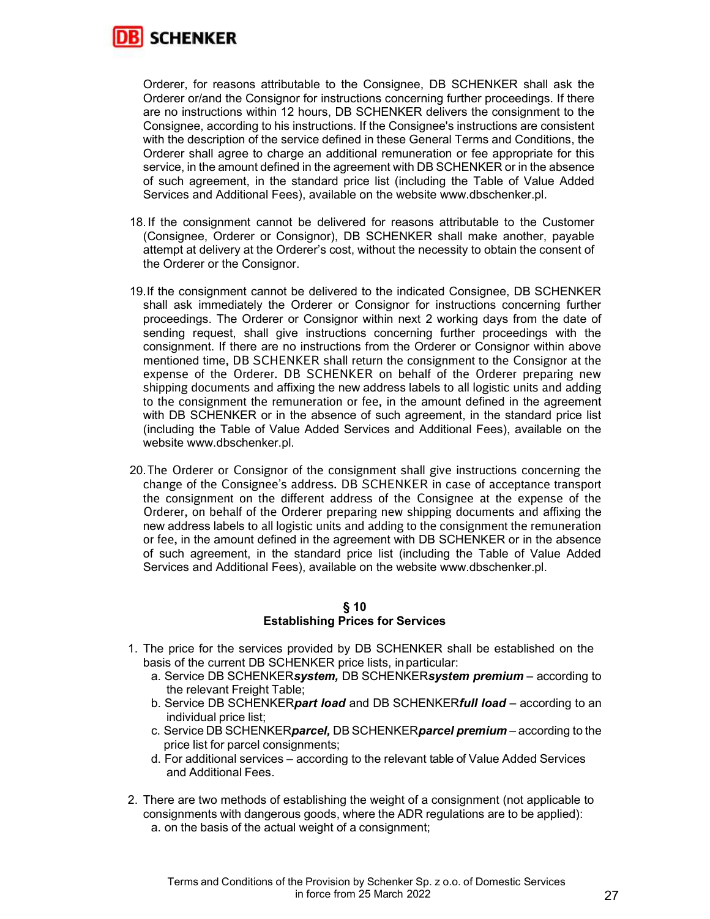Orderer, for reasons attributable to the Consignee, DB SCHENKER shall ask the Orderer or/and the Consignor for instructions concerning further proceedings. If there are no instructions within 12 hours, DB SCHENKER delivers the consignment to the Consignee, according to his instructions. If the Consignee's instructions are consistent with the description of the service defined in these General Terms and Conditions, the Orderer shall agree to charge an additional remuneration or fee appropriate for this service, in the amount defined in the agreement with DB SCHENKER or in the absence of such agreement, in the standard price list (including the Table of Value Added Services and Additional Fees), available on the website www.dbschenker.pl.

18. If the consignment cannot be delivered for reasons attributable to the Customer (Consignee, Orderer or Consignor), DB SCHENKER shall make another, payable attempt at delivery at the Orderer's cost, without the necessity to obtain the consent of the Orderer or the Consignor.

19. If the consignment cannot be delivered to the indicated Consignee, DB SCHENKER shall ask immediately the Orderer or Consignor for instructions concerning further proceedings. The Orderer or Consignor within next 2 working days from the date of sending request, shall give instructions concerning further proceedings with the consignment. If there are no instructions from the Orderer or Consignor within above mentioned time, DB SCHENKER shall return the consignment to the Consignor at the expense of the Orderer. DB SCHENKER on behalf of the Orderer preparing new shipping documents and affixing the new address labels to all logistic units and adding to the consignment the remuneration or fee, in the amount defined in the agreement with DB SCHENKER or in the absence of such agreement, in the standard price list (including the Table of Value Added Services and Additional Fees), available on the website www.dbschenker.pl.

20. The Orderer or Consignor of the consignment shall give instructions concerning the change of the Consignee's address. DB SCHENKER in case of acceptance transport the consignment on the different address of the Consignee at the expense of the Orderer, on behalf of the Orderer preparing new shipping documents and affixing the new address labels to all logistic units and adding to the consignment the remuneration or fee, in the amount defined in the agreement with DB SCHENKER or in the absence of such agreement, in the standard price list (including the Table of Value Added Services and Additional Fees), available on the website www.dbschenker.pl.

## § 10
## Establishing Prices for Services

1. The price for the services provided by DB SCHENKER shall be established on the basis of the current DB SCHENKER price lists, in particular:
   a. Service DB SCHENKER***system,*** DB SCHENKER***system premium*** – according to the relevant Freight Table;
   b. Service DB SCHENKER***part load*** and DB SCHENKER***full load*** – according to an individual price list;
   c. Service DB SCHENKER***parcel,*** DB SCHENKER***parcel premium*** – according to the price list for parcel consignments;
   d. For additional services – according to the relevant table of Value Added Services and Additional Fees.

2. There are two methods of establishing the weight of a consignment (not applicable to consignments with dangerous goods, where the ADR regulations are to be applied):
   a. on the basis of the actual weight of a consignment;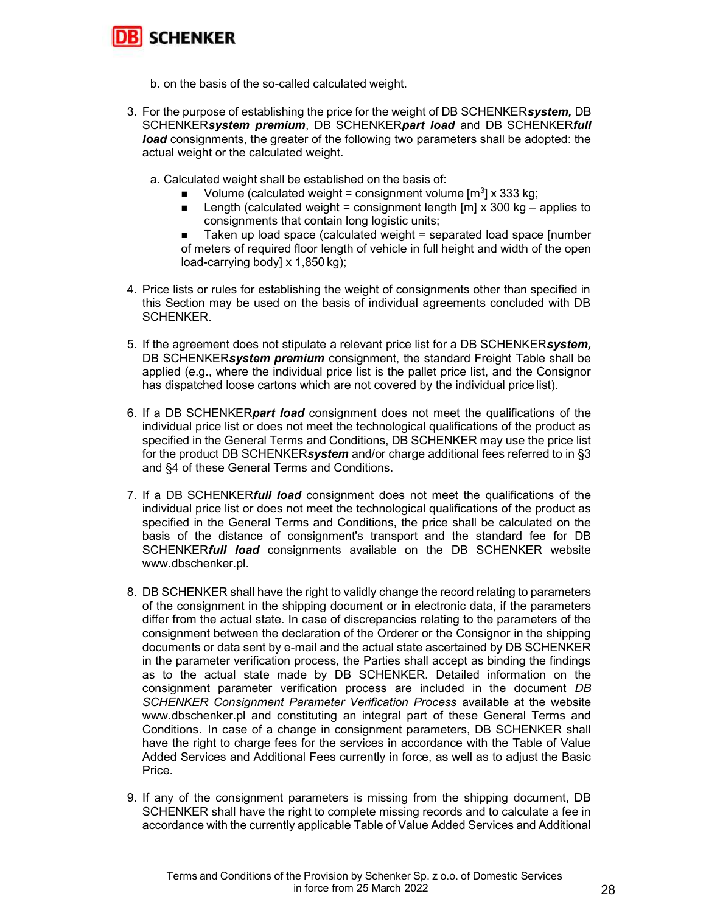b. on the basis of the so-called calculated weight.

3. For the purpose of establishing the price for the weight of DB SCHENKER***system,*** DB SCHENKER***system premium***, DB SCHENKER***part load*** and DB SCHENKER***full load*** consignments, the greater of the following two parameters shall be adopted: the actual weight or the calculated weight.

   a. Calculated weight shall be established on the basis of:
      - Volume (calculated weight = consignment volume [m$^3$] x 333 kg;
      - Length (calculated weight = consignment length [m] x 300 kg – applies to consignments that contain long logistic units;
      - Taken up load space (calculated weight = separated load space [number of meters of required floor length of vehicle in full height and width of the open load-carrying body] x 1,850 kg);

4. Price lists or rules for establishing the weight of consignments other than specified in this Section may be used on the basis of individual agreements concluded with DB SCHENKER.

5. If the agreement does not stipulate a relevant price list for a DB SCHENKER***system,*** DB SCHENKER***system premium*** consignment, the standard Freight Table shall be applied (e.g., where the individual price list is the pallet price list, and the Consignor has dispatched loose cartons which are not covered by the individual price list).

6. If a DB SCHENKER***part load*** consignment does not meet the qualifications of the individual price list or does not meet the technological qualifications of the product as specified in the General Terms and Conditions, DB SCHENKER may use the price list for the product DB SCHENKER***system*** and/or charge additional fees referred to in §3 and §4 of these General Terms and Conditions.

7. If a DB SCHENKER***full load*** consignment does not meet the qualifications of the individual price list or does not meet the technological qualifications of the product as specified in the General Terms and Conditions, the price shall be calculated on the basis of the distance of consignment's transport and the standard fee for DB SCHENKER***full load*** consignments available on the DB SCHENKER website www.dbschenker.pl.

8. DB SCHENKER shall have the right to validly change the record relating to parameters of the consignment in the shipping document or in electronic data, if the parameters differ from the actual state. In case of discrepancies relating to the parameters of the consignment between the declaration of the Orderer or the Consignor in the shipping documents or data sent by e-mail and the actual state ascertained by DB SCHENKER in the parameter verification process, the Parties shall accept as binding the findings as to the actual state made by DB SCHENKER. Detailed information on the consignment parameter verification process are included in the document *DB SCHENKER Consignment Parameter Verification Process* available at the website www.dbschenker.pl and constituting an integral part of these General Terms and Conditions. In case of a change in consignment parameters, DB SCHENKER shall have the right to charge fees for the services in accordance with the Table of Value Added Services and Additional Fees currently in force, as well as to adjust the Basic Price.

9. If any of the consignment parameters is missing from the shipping document, DB SCHENKER shall have the right to complete missing records and to calculate a fee in accordance with the currently applicable Table of Value Added Services and Additional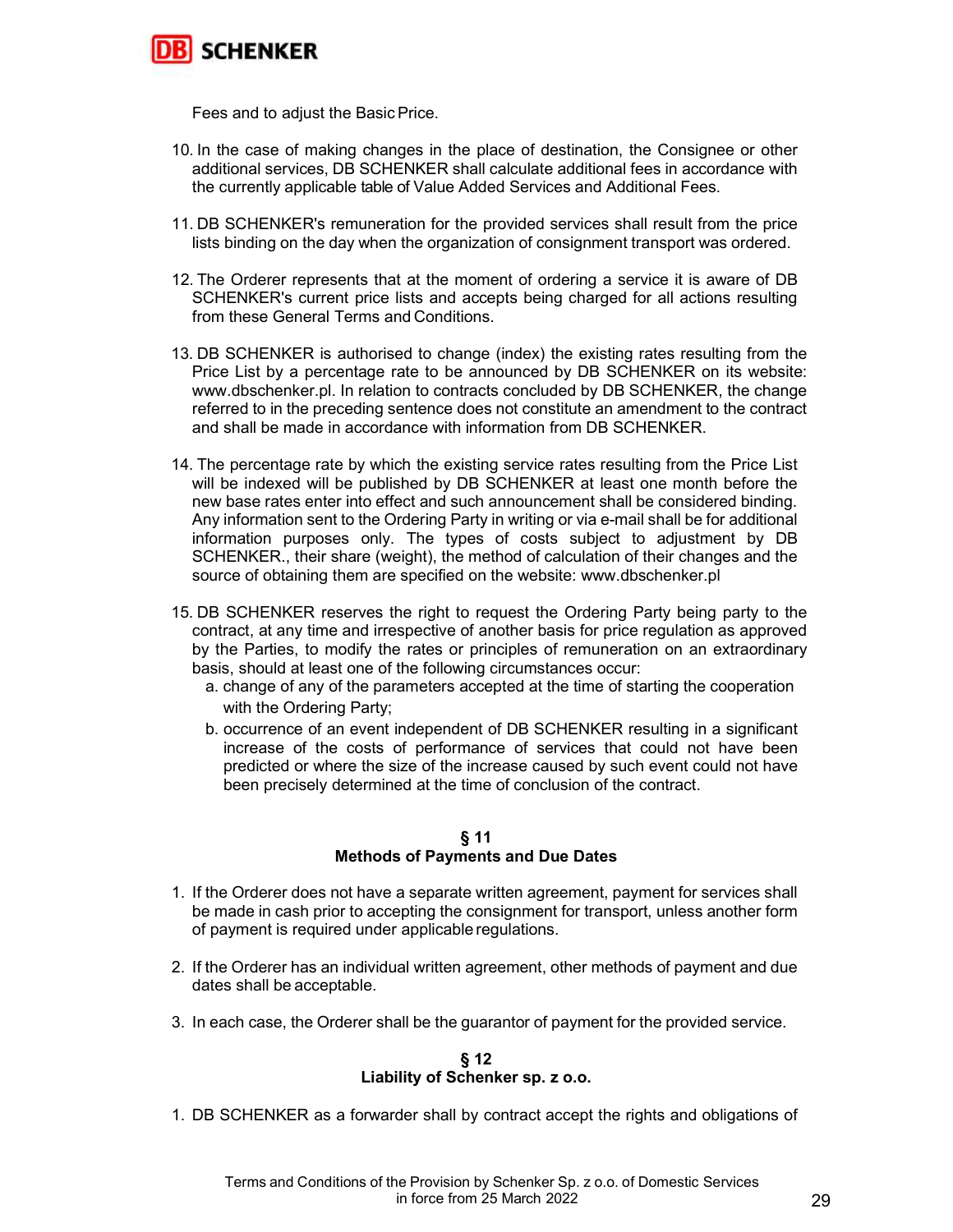Fees and to adjust the Basic Price.

10. In the case of making changes in the place of destination, the Consignee or other additional services, DB SCHENKER shall calculate additional fees in accordance with the currently applicable table of Value Added Services and Additional Fees.

11. DB SCHENKER's remuneration for the provided services shall result from the price lists binding on the day when the organization of consignment transport was ordered.

12. The Orderer represents that at the moment of ordering a service it is aware of DB SCHENKER's current price lists and accepts being charged for all actions resulting from these General Terms and Conditions.

13. DB SCHENKER is authorised to change (index) the existing rates resulting from the Price List by a percentage rate to be announced by DB SCHENKER on its website: www.dbschenker.pl. In relation to contracts concluded by DB SCHENKER, the change referred to in the preceding sentence does not constitute an amendment to the contract and shall be made in accordance with information from DB SCHENKER.

14. The percentage rate by which the existing service rates resulting from the Price List will be indexed will be published by DB SCHENKER at least one month before the new base rates enter into effect and such announcement shall be considered binding. Any information sent to the Ordering Party in writing or via e-mail shall be for additional information purposes only. The types of costs subject to adjustment by DB SCHENKER., their share (weight), the method of calculation of their changes and the source of obtaining them are specified on the website: www.dbschenker.pl

15. DB SCHENKER reserves the right to request the Ordering Party being party to the contract, at any time and irrespective of another basis for price regulation as approved by the Parties, to modify the rates or principles of remuneration on an extraordinary basis, should at least one of the following circumstances occur:
    a. change of any of the parameters accepted at the time of starting the cooperation with the Ordering Party;
    b. occurrence of an event independent of DB SCHENKER resulting in a significant increase of the costs of performance of services that could not have been predicted or where the size of the increase caused by such event could not have been precisely determined at the time of conclusion of the contract.

## § 11
## Methods of Payments and Due Dates

1. If the Orderer does not have a separate written agreement, payment for services shall be made in cash prior to accepting the consignment for transport, unless another form of payment is required under applicable regulations.

2. If the Orderer has an individual written agreement, other methods of payment and due dates shall be acceptable.

3. In each case, the Orderer shall be the guarantor of payment for the provided service.

## § 12
## Liability of Schenker sp. z o.o.

1. DB SCHENKER as a forwarder shall by contract accept the rights and obligations of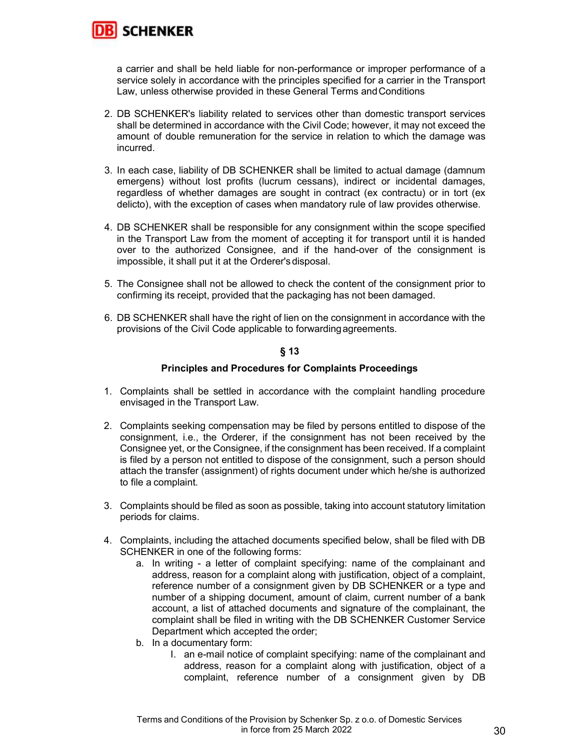a carrier and shall be held liable for non-performance or improper performance of a service solely in accordance with the principles specified for a carrier in the Transport Law, unless otherwise provided in these General Terms and Conditions

2. DB SCHENKER's liability related to services other than domestic transport services shall be determined in accordance with the Civil Code; however, it may not exceed the amount of double remuneration for the service in relation to which the damage was incurred.

3. In each case, liability of DB SCHENKER shall be limited to actual damage (damnum emergens) without lost profits (lucrum cessans), indirect or incidental damages, regardless of whether damages are sought in contract (ex contractu) or in tort (ex delicto), with the exception of cases when mandatory rule of law provides otherwise.

4. DB SCHENKER shall be responsible for any consignment within the scope specified in the Transport Law from the moment of accepting it for transport until it is handed over to the authorized Consignee, and if the hand-over of the consignment is impossible, it shall put it at the Orderer's disposal.

5. The Consignee shall not be allowed to check the content of the consignment prior to confirming its receipt, provided that the packaging has not been damaged.

6. DB SCHENKER shall have the right of lien on the consignment in accordance with the provisions of the Civil Code applicable to forwarding agreements.

## § 13

## Principles and Procedures for Complaints Proceedings

1. Complaints shall be settled in accordance with the complaint handling procedure envisaged in the Transport Law.

2. Complaints seeking compensation may be filed by persons entitled to dispose of the consignment, i.e., the Orderer, if the consignment has not been received by the Consignee yet, or the Consignee, if the consignment has been received. If a complaint is filed by a person not entitled to dispose of the consignment, such a person should attach the transfer (assignment) of rights document under which he/she is authorized to file a complaint.

3. Complaints should be filed as soon as possible, taking into account statutory limitation periods for claims.

4. Complaints, including the attached documents specified below, shall be filed with DB SCHENKER in one of the following forms:
   a. In writing - a letter of complaint specifying: name of the complainant and address, reason for a complaint along with justification, object of a complaint, reference number of a consignment given by DB SCHENKER or a type and number of a shipping document, amount of claim, current number of a bank account, a list of attached documents and signature of the complainant, the complaint shall be filed in writing with the DB SCHENKER Customer Service Department which accepted the order;
   b. In a documentary form:
      I. an e-mail notice of complaint specifying: name of the complainant and address, reason for a complaint along with justification, object of a complaint, reference number of a consignment given by DB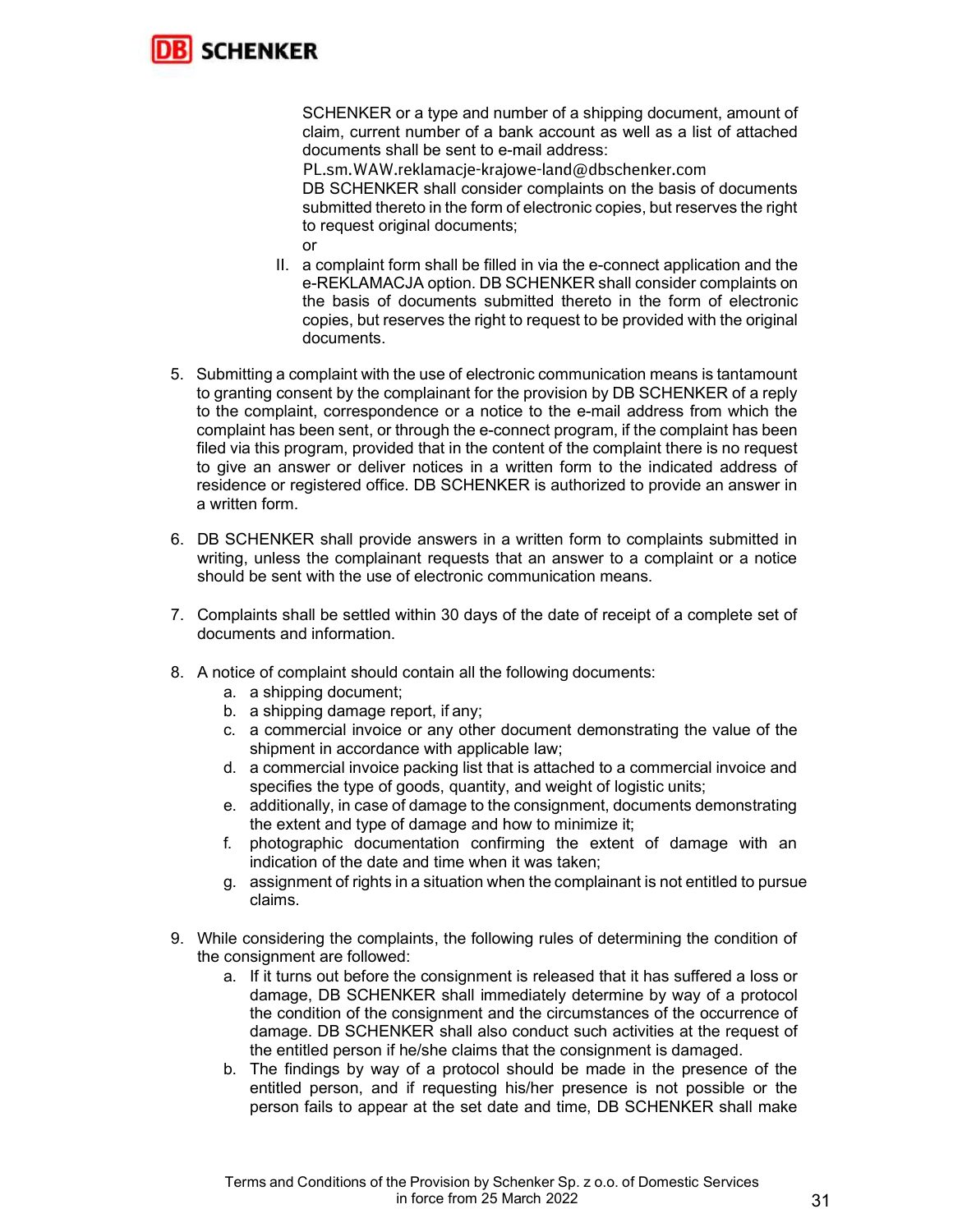SCHENKER or a type and number of a shipping document, amount of claim, current number of a bank account as well as a list of attached documents shall be sent to e-mail address:
PL.sm.WAW.reklamacje-krajowe-land@dbschenker.com
DB SCHENKER shall consider complaints on the basis of documents submitted thereto in the form of electronic copies, but reserves the right to request original documents;
or

II. a complaint form shall be filled in via the e-connect application and the e-REKLAMACJA option. DB SCHENKER shall consider complaints on the basis of documents submitted thereto in the form of electronic copies, but reserves the right to request to be provided with the original documents.

5. Submitting a complaint with the use of electronic communication means is tantamount to granting consent by the complainant for the provision by DB SCHENKER of a reply to the complaint, correspondence or a notice to the e-mail address from which the complaint has been sent, or through the e-connect program, if the complaint has been filed via this program, provided that in the content of the complaint there is no request to give an answer or deliver notices in a written form to the indicated address of residence or registered office. DB SCHENKER is authorized to provide an answer in a written form.

6. DB SCHENKER shall provide answers in a written form to complaints submitted in writing, unless the complainant requests that an answer to a complaint or a notice should be sent with the use of electronic communication means.

7. Complaints shall be settled within 30 days of the date of receipt of a complete set of documents and information.

8. A notice of complaint should contain all the following documents:
   a. a shipping document;
   b. a shipping damage report, if any;
   c. a commercial invoice or any other document demonstrating the value of the shipment in accordance with applicable law;
   d. a commercial invoice packing list that is attached to a commercial invoice and specifies the type of goods, quantity, and weight of logistic units;
   e. additionally, in case of damage to the consignment, documents demonstrating the extent and type of damage and how to minimize it;
   f. photographic documentation confirming the extent of damage with an indication of the date and time when it was taken;
   g. assignment of rights in a situation when the complainant is not entitled to pursue claims.

9. While considering the complaints, the following rules of determining the condition of the consignment are followed:
   a. If it turns out before the consignment is released that it has suffered a loss or damage, DB SCHENKER shall immediately determine by way of a protocol the condition of the consignment and the circumstances of the occurrence of damage. DB SCHENKER shall also conduct such activities at the request of the entitled person if he/she claims that the consignment is damaged.
   b. The findings by way of a protocol should be made in the presence of the entitled person, and if requesting his/her presence is not possible or the person fails to appear at the set date and time, DB SCHENKER shall make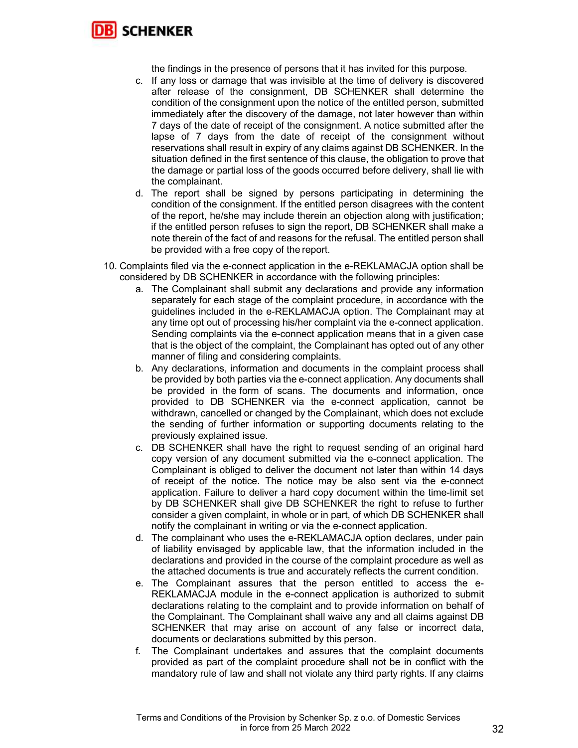the findings in the presence of persons that it has invited for this purpose.

c. If any loss or damage that was invisible at the time of delivery is discovered after release of the consignment, DB SCHENKER shall determine the condition of the consignment upon the notice of the entitled person, submitted immediately after the discovery of the damage, not later however than within 7 days of the date of receipt of the consignment. A notice submitted after the lapse of 7 days from the date of receipt of the consignment without reservations shall result in expiry of any claims against DB SCHENKER. In the situation defined in the first sentence of this clause, the obligation to prove that the damage or partial loss of the goods occurred before delivery, shall lie with the complainant.

d. The report shall be signed by persons participating in determining the condition of the consignment. If the entitled person disagrees with the content of the report, he/she may include therein an objection along with justification; if the entitled person refuses to sign the report, DB SCHENKER shall make a note therein of the fact of and reasons for the refusal. The entitled person shall be provided with a free copy of the report.

10. Complaints filed via the e-connect application in the e-REKLAMACJA option shall be considered by DB SCHENKER in accordance with the following principles:

    a. The Complainant shall submit any declarations and provide any information separately for each stage of the complaint procedure, in accordance with the guidelines included in the e-REKLAMACJA option. The Complainant may at any time opt out of processing his/her complaint via the e-connect application. Sending complaints via the e-connect application means that in a given case that is the object of the complaint, the Complainant has opted out of any other manner of filing and considering complaints.

    b. Any declarations, information and documents in the complaint process shall be provided by both parties via the e-connect application. Any documents shall be provided in the form of scans. The documents and information, once provided to DB SCHENKER via the e-connect application, cannot be withdrawn, cancelled or changed by the Complainant, which does not exclude the sending of further information or supporting documents relating to the previously explained issue.

    c. DB SCHENKER shall have the right to request sending of an original hard copy version of any document submitted via the e-connect application. The Complainant is obliged to deliver the document not later than within 14 days of receipt of the notice. The notice may be also sent via the e-connect application. Failure to deliver a hard copy document within the time-limit set by DB SCHENKER shall give DB SCHENKER the right to refuse to further consider a given complaint, in whole or in part, of which DB SCHENKER shall notify the complainant in writing or via the e-connect application.

    d. The complainant who uses the e-REKLAMACJA option declares, under pain of liability envisaged by applicable law, that the information included in the declarations and provided in the course of the complaint procedure as well as the attached documents is true and accurately reflects the current condition.

    e. The Complainant assures that the person entitled to access the e-REKLAMACJA module in the e-connect application is authorized to submit declarations relating to the complaint and to provide information on behalf of the Complainant. The Complainant shall waive any and all claims against DB SCHENKER that may arise on account of any false or incorrect data, documents or declarations submitted by this person.

    f. The Complainant undertakes and assures that the complaint documents provided as part of the complaint procedure shall not be in conflict with the mandatory rule of law and shall not violate any third party rights. If any claims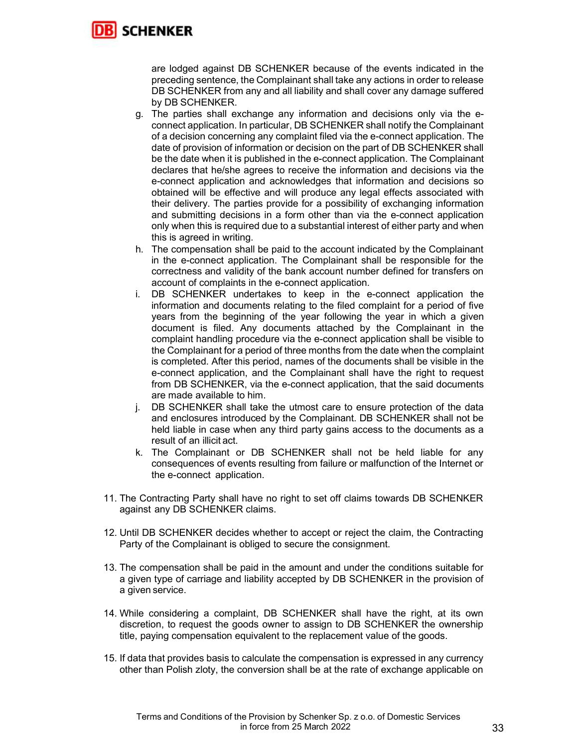are lodged against DB SCHENKER because of the events indicated in the preceding sentence, the Complainant shall take any actions in order to release DB SCHENKER from any and all liability and shall cover any damage suffered by DB SCHENKER.

g. The parties shall exchange any information and decisions only via the e-connect application. In particular, DB SCHENKER shall notify the Complainant of a decision concerning any complaint filed via the e-connect application. The date of provision of information or decision on the part of DB SCHENKER shall be the date when it is published in the e-connect application. The Complainant declares that he/she agrees to receive the information and decisions via the e-connect application and acknowledges that information and decisions so obtained will be effective and will produce any legal effects associated with their delivery. The parties provide for a possibility of exchanging information and submitting decisions in a form other than via the e-connect application only when this is required due to a substantial interest of either party and when this is agreed in writing.
h. The compensation shall be paid to the account indicated by the Complainant in the e-connect application. The Complainant shall be responsible for the correctness and validity of the bank account number defined for transfers on account of complaints in the e-connect application.
i. DB SCHENKER undertakes to keep in the e-connect application the information and documents relating to the filed complaint for a period of five years from the beginning of the year following the year in which a given document is filed. Any documents attached by the Complainant in the complaint handling procedure via the e-connect application shall be visible to the Complainant for a period of three months from the date when the complaint is completed. After this period, names of the documents shall be visible in the e-connect application, and the Complainant shall have the right to request from DB SCHENKER, via the e-connect application, that the said documents are made available to him.
j. DB SCHENKER shall take the utmost care to ensure protection of the data and enclosures introduced by the Complainant. DB SCHENKER shall not be held liable in case when any third party gains access to the documents as a result of an illicit act.
k. The Complainant or DB SCHENKER shall not be held liable for any consequences of events resulting from failure or malfunction of the Internet or the e-connect application.

11. The Contracting Party shall have no right to set off claims towards DB SCHENKER against any DB SCHENKER claims.

12. Until DB SCHENKER decides whether to accept or reject the claim, the Contracting Party of the Complainant is obliged to secure the consignment.

13. The compensation shall be paid in the amount and under the conditions suitable for a given type of carriage and liability accepted by DB SCHENKER in the provision of a given service.

14. While considering a complaint, DB SCHENKER shall have the right, at its own discretion, to request the goods owner to assign to DB SCHENKER the ownership title, paying compensation equivalent to the replacement value of the goods.

15. If data that provides basis to calculate the compensation is expressed in any currency other than Polish zloty, the conversion shall be at the rate of exchange applicable on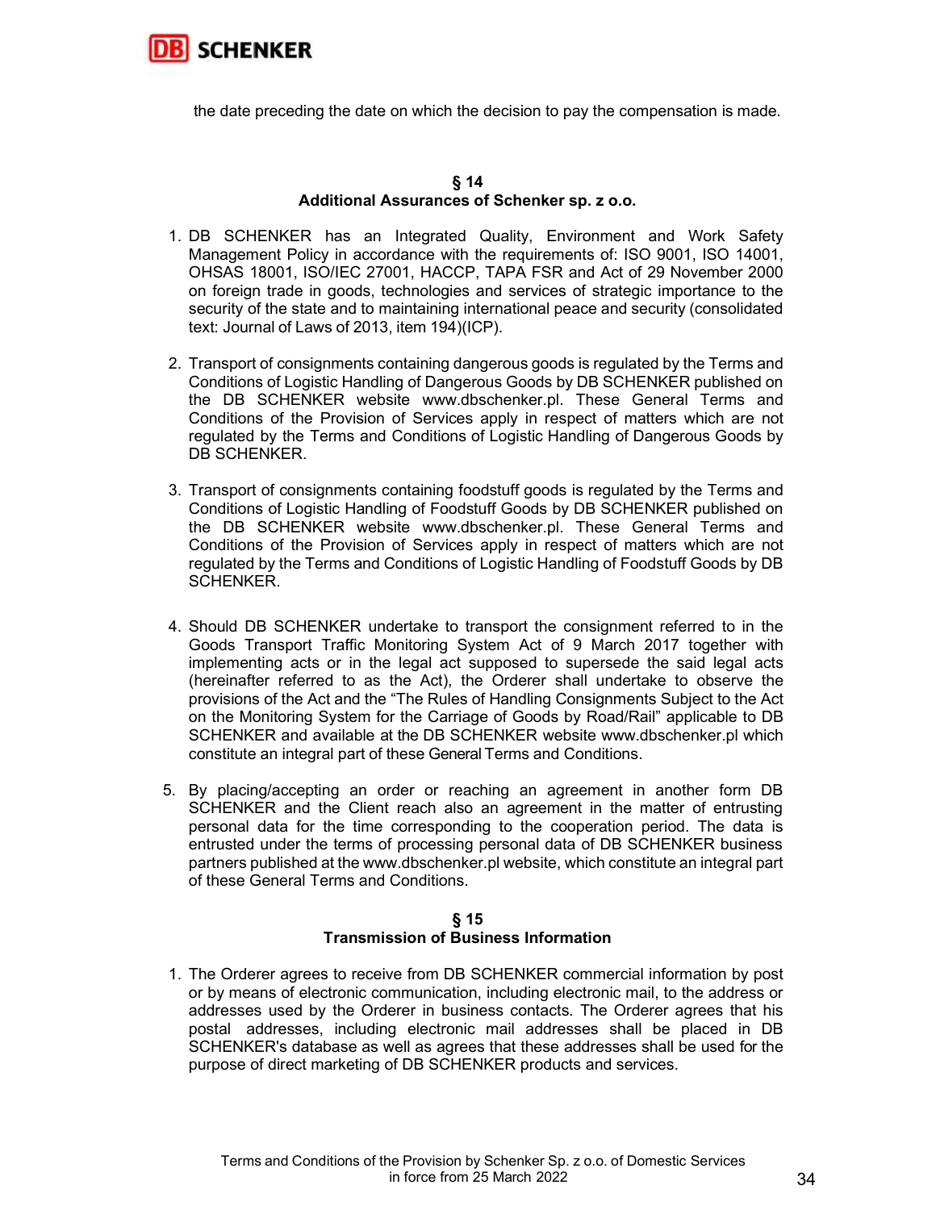the date preceding the date on which the decision to pay the compensation is made.

## § 14
## Additional Assurances of Schenker sp. z o.o.

1. DB SCHENKER has an Integrated Quality, Environment and Work Safety Management Policy in accordance with the requirements of: ISO 9001, ISO 14001, OHSAS 18001, ISO/IEC 27001, HACCP, TAPA FSR and Act of 29 November 2000 on foreign trade in goods, technologies and services of strategic importance to the security of the state and to maintaining international peace and security (consolidated text: Journal of Laws of 2013, item 194)(ICP).

2. Transport of consignments containing dangerous goods is regulated by the Terms and Conditions of Logistic Handling of Dangerous Goods by DB SCHENKER published on the DB SCHENKER website www.dbschenker.pl. These General Terms and Conditions of the Provision of Services apply in respect of matters which are not regulated by the Terms and Conditions of Logistic Handling of Dangerous Goods by DB SCHENKER.

3. Transport of consignments containing foodstuff goods is regulated by the Terms and Conditions of Logistic Handling of Foodstuff Goods by DB SCHENKER published on the DB SCHENKER website www.dbschenker.pl. These General Terms and Conditions of the Provision of Services apply in respect of matters which are not regulated by the Terms and Conditions of Logistic Handling of Foodstuff Goods by DB SCHENKER.

4. Should DB SCHENKER undertake to transport the consignment referred to in the Goods Transport Traffic Monitoring System Act of 9 March 2017 together with implementing acts or in the legal act supposed to supersede the said legal acts (hereinafter referred to as the Act), the Orderer shall undertake to observe the provisions of the Act and the "The Rules of Handling Consignments Subject to the Act on the Monitoring System for the Carriage of Goods by Road/Rail" applicable to DB SCHENKER and available at the DB SCHENKER website www.dbschenker.pl which constitute an integral part of these General Terms and Conditions.

5. By placing/accepting an order or reaching an agreement in another form DB SCHENKER and the Client reach also an agreement in the matter of entrusting personal data for the time corresponding to the cooperation period. The data is entrusted under the terms of processing personal data of DB SCHENKER business partners published at the www.dbschenker.pl website, which constitute an integral part of these General Terms and Conditions.

## § 15
## Transmission of Business Information

1. The Orderer agrees to receive from DB SCHENKER commercial information by post or by means of electronic communication, including electronic mail, to the address or addresses used by the Orderer in business contacts. The Orderer agrees that his postal addresses, including electronic mail addresses shall be placed in DB SCHENKER's database as well as agrees that these addresses shall be used for the purpose of direct marketing of DB SCHENKER products and services.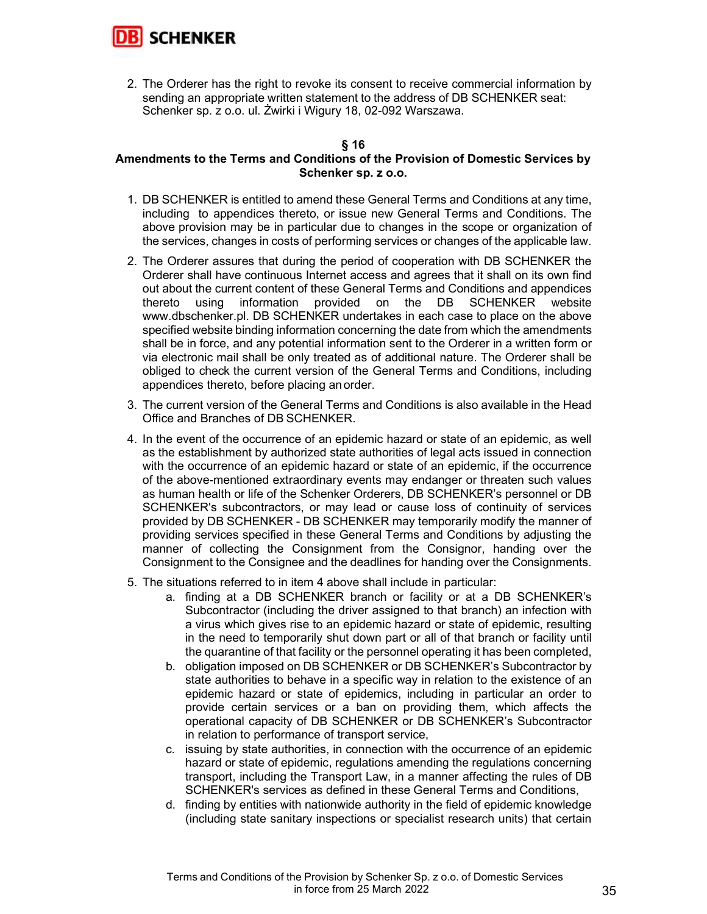2. The Orderer has the right to revoke its consent to receive commercial information by sending an appropriate written statement to the address of DB SCHENKER seat: Schenker sp. z o.o. ul. Żwirki i Wigury 18, 02-092 Warszawa.

## § 16
## Amendments to the Terms and Conditions of the Provision of Domestic Services by Schenker sp. z o.o.

1. DB SCHENKER is entitled to amend these General Terms and Conditions at any time, including to appendices thereto, or issue new General Terms and Conditions. The above provision may be in particular due to changes in the scope or organization of the services, changes in costs of performing services or changes of the applicable law.
2. The Orderer assures that during the period of cooperation with DB SCHENKER the Orderer shall have continuous Internet access and agrees that it shall on its own find out about the current content of these General Terms and Conditions and appendices thereto using information provided on the DB SCHENKER website www.dbschenker.pl. DB SCHENKER undertakes in each case to place on the above specified website binding information concerning the date from which the amendments shall be in force, and any potential information sent to the Orderer in a written form or via electronic mail shall be only treated as of additional nature. The Orderer shall be obliged to check the current version of the General Terms and Conditions, including appendices thereto, before placing an order.
3. The current version of the General Terms and Conditions is also available in the Head Office and Branches of DB SCHENKER.
4. In the event of the occurrence of an epidemic hazard or state of an epidemic, as well as the establishment by authorized state authorities of legal acts issued in connection with the occurrence of an epidemic hazard or state of an epidemic, if the occurrence of the above-mentioned extraordinary events may endanger or threaten such values as human health or life of the Schenker Orderers, DB SCHENKER's personnel or DB SCHENKER's subcontractors, or may lead or cause loss of continuity of services provided by DB SCHENKER - DB SCHENKER may temporarily modify the manner of providing services specified in these General Terms and Conditions by adjusting the manner of collecting the Consignment from the Consignor, handing over the Consignment to the Consignee and the deadlines for handing over the Consignments.
5. The situations referred to in item 4 above shall include in particular:
   a. finding at a DB SCHENKER branch or facility or at a DB SCHENKER's Subcontractor (including the driver assigned to that branch) an infection with a virus which gives rise to an epidemic hazard or state of epidemic, resulting in the need to temporarily shut down part or all of that branch or facility until the quarantine of that facility or the personnel operating it has been completed,
   b. obligation imposed on DB SCHENKER or DB SCHENKER's Subcontractor by state authorities to behave in a specific way in relation to the existence of an epidemic hazard or state of epidemics, including in particular an order to provide certain services or a ban on providing them, which affects the operational capacity of DB SCHENKER or DB SCHENKER's Subcontractor in relation to performance of transport service,
   c. issuing by state authorities, in connection with the occurrence of an epidemic hazard or state of epidemic, regulations amending the regulations concerning transport, including the Transport Law, in a manner affecting the rules of DB SCHENKER's services as defined in these General Terms and Conditions,
   d. finding by entities with nationwide authority in the field of epidemic knowledge (including state sanitary inspections or specialist research units) that certain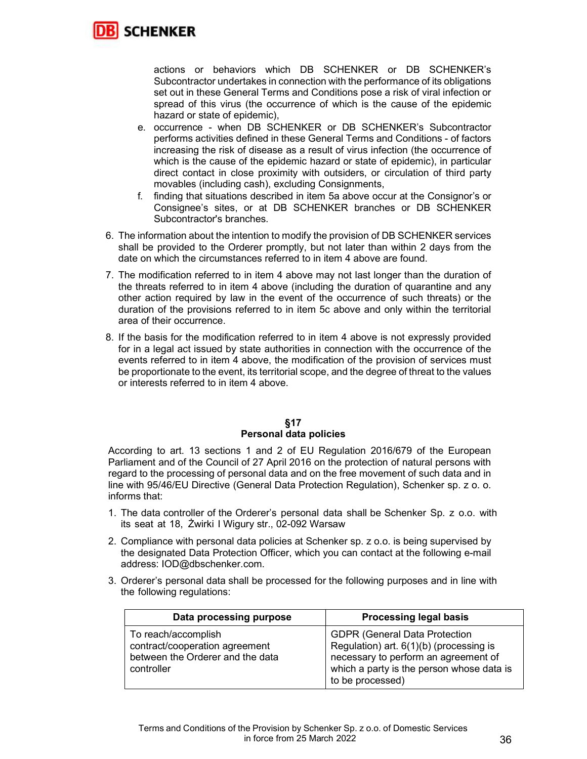actions or behaviors which DB SCHENKER or DB SCHENKER's Subcontractor undertakes in connection with the performance of its obligations set out in these General Terms and Conditions pose a risk of viral infection or spread of this virus (the occurrence of which is the cause of the epidemic hazard or state of epidemic),

e. occurrence - when DB SCHENKER or DB SCHENKER's Subcontractor performs activities defined in these General Terms and Conditions - of factors increasing the risk of disease as a result of virus infection (the occurrence of which is the cause of the epidemic hazard or state of epidemic), in particular direct contact in close proximity with outsiders, or circulation of third party movables (including cash), excluding Consignments,

f. finding that situations described in item 5a above occur at the Consignor's or Consignee's sites, or at DB SCHENKER branches or DB SCHENKER Subcontractor's branches.

6. The information about the intention to modify the provision of DB SCHENKER services shall be provided to the Orderer promptly, but not later than within 2 days from the date on which the circumstances referred to in item 4 above are found.
7. The modification referred to in item 4 above may not last longer than the duration of the threats referred to in item 4 above (including the duration of quarantine and any other action required by law in the event of the occurrence of such threats) or the duration of the provisions referred to in item 5c above and only within the territorial area of their occurrence.
8. If the basis for the modification referred to in item 4 above is not expressly provided for in a legal act issued by state authorities in connection with the occurrence of the events referred to in item 4 above, the modification of the provision of services must be proportionate to the event, its territorial scope, and the degree of threat to the values or interests referred to in item 4 above.

## §17
## Personal data policies

According to art. 13 sections 1 and 2 of EU Regulation 2016/679 of the European Parliament and of the Council of 27 April 2016 on the protection of natural persons with regard to the processing of personal data and on the free movement of such data and in line with 95/46/EU Directive (General Data Protection Regulation), Schenker sp. z o. o. informs that:

1. The data controller of the Orderer's personal data shall be Schenker Sp. z o.o. with its seat at 18, Żwirki I Wigury str., 02-092 Warsaw
2. Compliance with personal data policies at Schenker sp. z o.o. is being supervised by the designated Data Protection Officer, which you can contact at the following e-mail address: IOD@dbschenker.com.
3. Orderer's personal data shall be processed for the following purposes and in line with the following regulations:

| Data processing purpose | Processing legal basis |
|---|---|
| To reach/accomplish contract/cooperation agreement between the Orderer and the data controller | GDPR (General Data Protection Regulation) art. 6(1)(b) (processing is necessary to perform an agreement of which a party is the person whose data is to be processed) |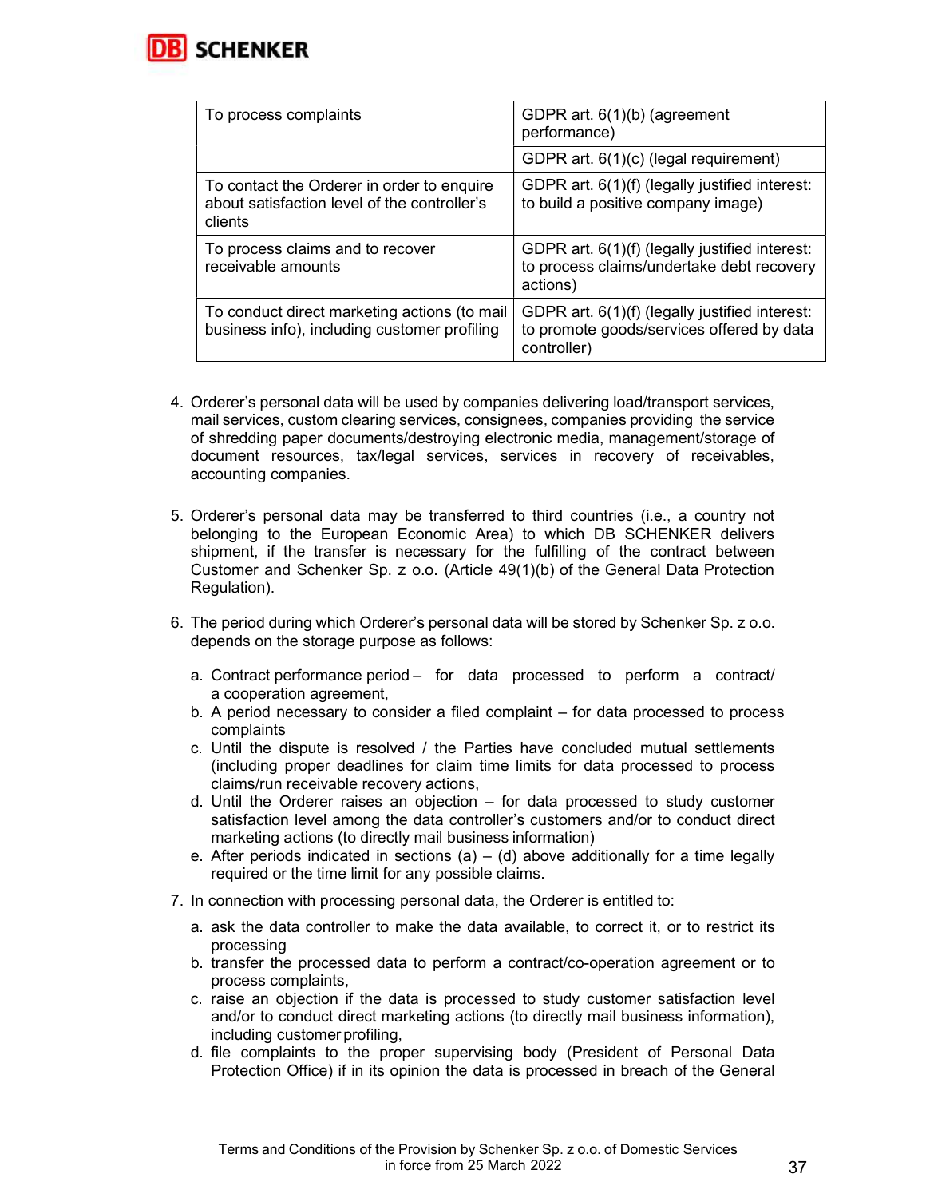| To process complaints | GDPR art. 6(1)(b) (agreement performance) |
|---|---|
| | GDPR art. 6(1)(c) (legal requirement) |
| To contact the Orderer in order to enquire about satisfaction level of the controller's clients | GDPR art. 6(1)(f) (legally justified interest: to build a positive company image) |
| To process claims and to recover receivable amounts | GDPR art. 6(1)(f) (legally justified interest: to process claims/undertake debt recovery actions) |
| To conduct direct marketing actions (to mail business info), including customer profiling | GDPR art. 6(1)(f) (legally justified interest: to promote goods/services offered by data controller) |

4. Orderer's personal data will be used by companies delivering load/transport services, mail services, custom clearing services, consignees, companies providing the service of shredding paper documents/destroying electronic media, management/storage of document resources, tax/legal services, services in recovery of receivables, accounting companies.

5. Orderer's personal data may be transferred to third countries (i.e., a country not belonging to the European Economic Area) to which DB SCHENKER delivers shipment, if the transfer is necessary for the fulfilling of the contract between Customer and Schenker Sp. z o.o. (Article 49(1)(b) of the General Data Protection Regulation).

6. The period during which Orderer's personal data will be stored by Schenker Sp. z o.o. depends on the storage purpose as follows:

   a. Contract performance period – for data processed to perform a contract/ a cooperation agreement,
   b. A period necessary to consider a filed complaint – for data processed to process complaints
   c. Until the dispute is resolved / the Parties have concluded mutual settlements (including proper deadlines for claim time limits for data processed to process claims/run receivable recovery actions,
   d. Until the Orderer raises an objection – for data processed to study customer satisfaction level among the data controller's customers and/or to conduct direct marketing actions (to directly mail business information)
   e. After periods indicated in sections (a) – (d) above additionally for a time legally required or the time limit for any possible claims.

7. In connection with processing personal data, the Orderer is entitled to:

   a. ask the data controller to make the data available, to correct it, or to restrict its processing
   b. transfer the processed data to perform a contract/co-operation agreement or to process complaints,
   c. raise an objection if the data is processed to study customer satisfaction level and/or to conduct direct marketing actions (to directly mail business information), including customer profiling,
   d. file complaints to the proper supervising body (President of Personal Data Protection Office) if in its opinion the data is processed in breach of the General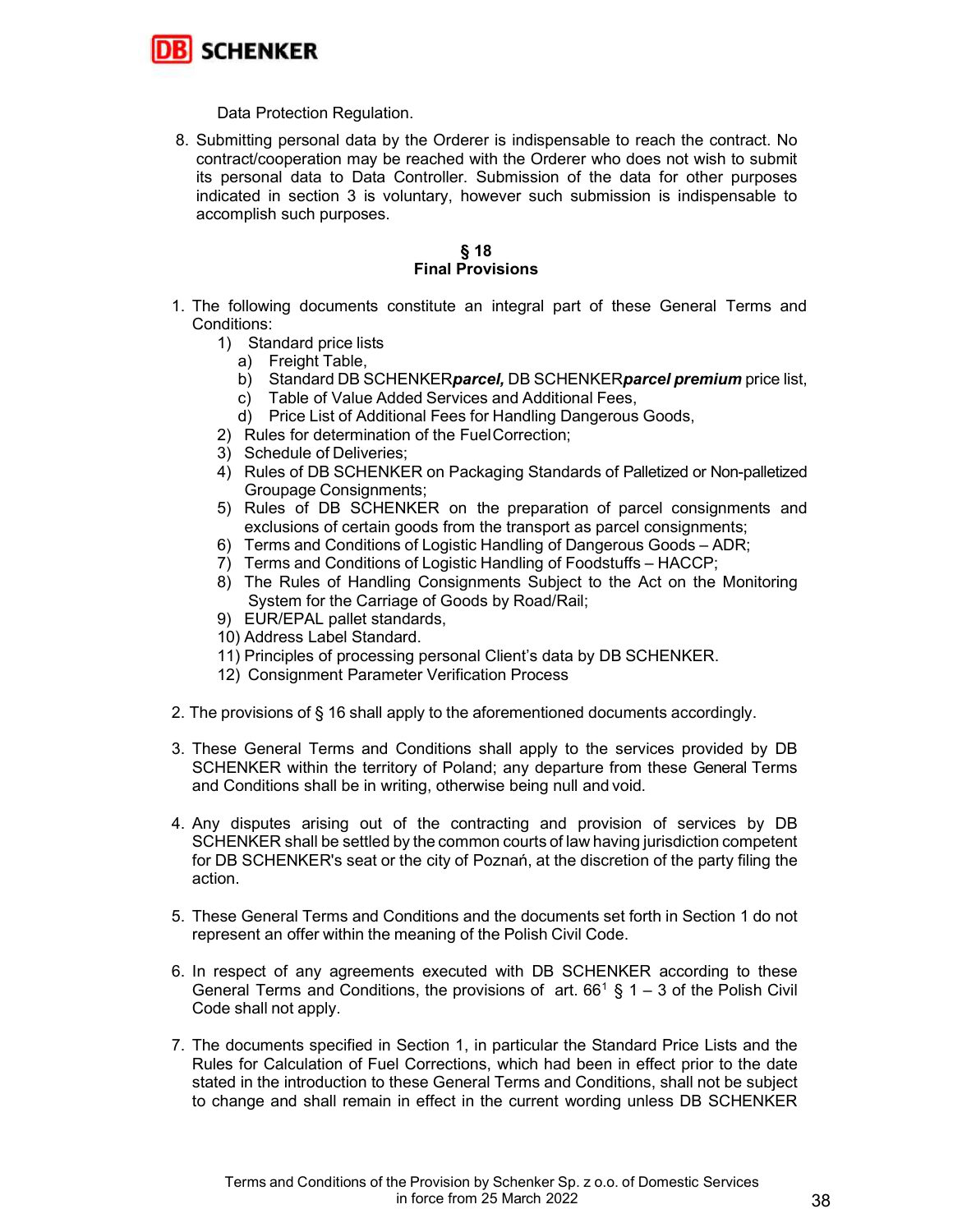Data Protection Regulation.

8. Submitting personal data by the Orderer is indispensable to reach the contract. No contract/cooperation may be reached with the Orderer who does not wish to submit its personal data to Data Controller. Submission of the data for other purposes indicated in section 3 is voluntary, however such submission is indispensable to accomplish such purposes.

## § 18
## Final Provisions

1. The following documents constitute an integral part of these General Terms and Conditions:
   1) Standard price lists
      a) Freight Table,
      b) Standard DB SCHENKER***parcel,*** DB SCHENKER***parcel premium*** price list,
      c) Table of Value Added Services and Additional Fees,
      d) Price List of Additional Fees for Handling Dangerous Goods,
   2) Rules for determination of the Fuel Correction;
   3) Schedule of Deliveries;
   4) Rules of DB SCHENKER on Packaging Standards of Palletized or Non-palletized Groupage Consignments;
   5) Rules of DB SCHENKER on the preparation of parcel consignments and exclusions of certain goods from the transport as parcel consignments;
   6) Terms and Conditions of Logistic Handling of Dangerous Goods – ADR;
   7) Terms and Conditions of Logistic Handling of Foodstuffs – HACCP;
   8) The Rules of Handling Consignments Subject to the Act on the Monitoring System for the Carriage of Goods by Road/Rail;
   9) EUR/EPAL pallet standards,
   10) Address Label Standard.
   11) Principles of processing personal Client's data by DB SCHENKER.
   12) Consignment Parameter Verification Process

2. The provisions of § 16 shall apply to the aforementioned documents accordingly.

3. These General Terms and Conditions shall apply to the services provided by DB SCHENKER within the territory of Poland; any departure from these General Terms and Conditions shall be in writing, otherwise being null and void.

4. Any disputes arising out of the contracting and provision of services by DB SCHENKER shall be settled by the common courts of law having jurisdiction competent for DB SCHENKER's seat or the city of Poznań, at the discretion of the party filing the action.

5. These General Terms and Conditions and the documents set forth in Section 1 do not represent an offer within the meaning of the Polish Civil Code.

6. In respect of any agreements executed with DB SCHENKER according to these General Terms and Conditions, the provisions of art. 66[1] § 1 – 3 of the Polish Civil Code shall not apply.

7. The documents specified in Section 1, in particular the Standard Price Lists and the Rules for Calculation of Fuel Corrections, which had been in effect prior to the date stated in the introduction to these General Terms and Conditions, shall not be subject to change and shall remain in effect in the current wording unless DB SCHENKER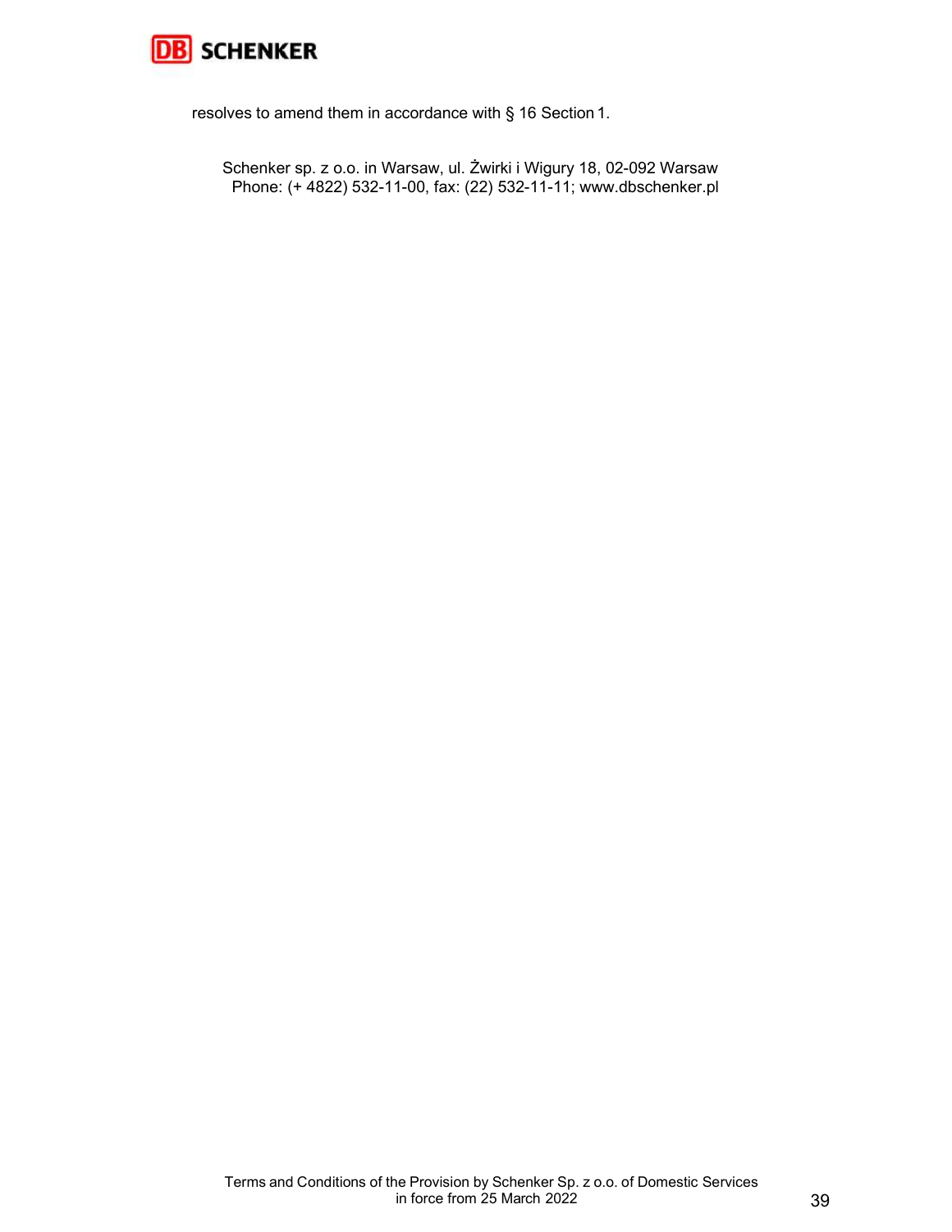resolves to amend them in accordance with § 16 Section 1.

Schenker sp. z o.o. in Warsaw, ul. Żwirki i Wigury 18, 02-092 Warsaw
Phone: (+ 4822) 532-11-00, fax: (22) 532-11-11; www.dbschenker.pl